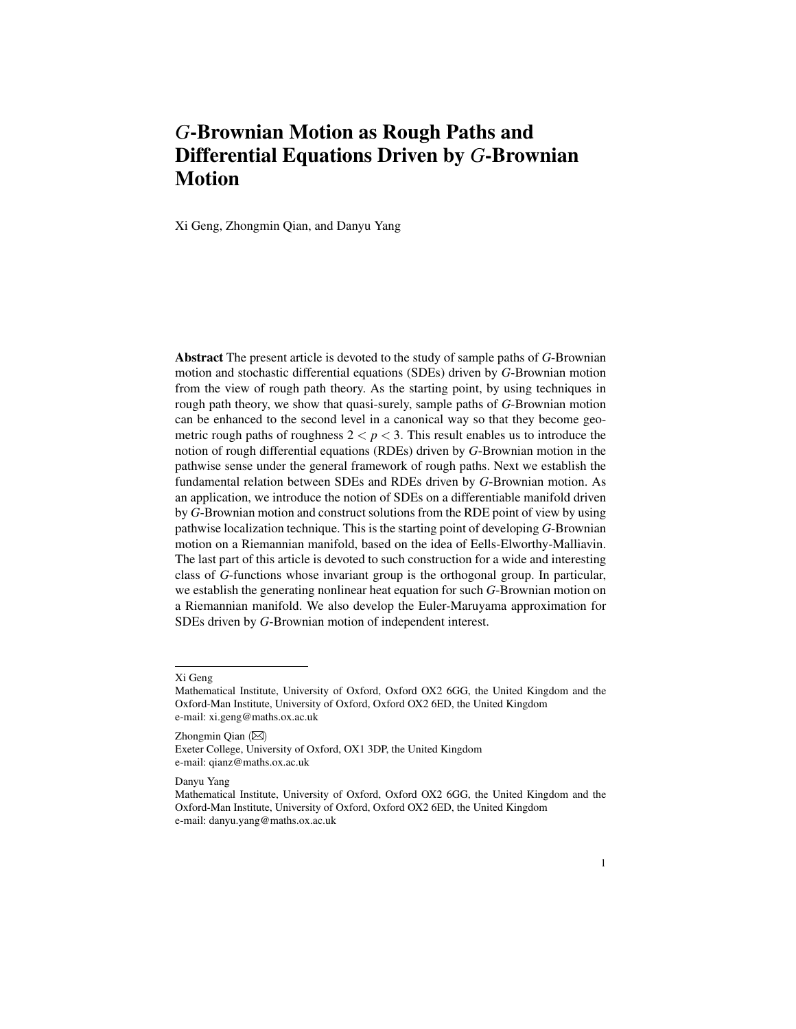# *G*-Brownian Motion as Rough Paths and Differential Equations Driven by *G*-Brownian Motion

Xi Geng, Zhongmin Qian, and Danyu Yang

**Abstract** The present article is devoted to the study of sample paths of *G*-Brownian motion and stochastic differential equations (SDEs) driven by *G*-Brownian motion from the view of rough path theory. As the starting point, by using techniques in rough path theory, we show that quasi-surely, sample paths of *G*-Brownian motion can be enhanced to the second level in a canonical way so that they become geometric rough paths of roughness $2 < p < 3$. This result enables us to introduce the notion of rough differential equations (RDEs) driven by *G*-Brownian motion in the pathwise sense under the general framework of rough paths. Next we establish the fundamental relation between SDEs and RDEs driven by *G*-Brownian motion. As an application, we introduce the notion of SDEs on a differentiable manifold driven by *G*-Brownian motion and construct solutions from the RDE point of view by using pathwise localization technique. This is the starting point of developing *G*-Brownian motion on a Riemannian manifold, based on the idea of Eells-Elworthy-Malliavin. The last part of this article is devoted to such construction for a wide and interesting class of *G*-functions whose invariant group is the orthogonal group. In particular, we establish the generating nonlinear heat equation for such *G*-Brownian motion on a Riemannian manifold. We also develop the Euler-Maruyama approximation for SDEs driven by *G*-Brownian motion of independent interest.

---

Xi Geng
Mathematical Institute, University of Oxford, Oxford OX2 6GG, the United Kingdom and the Oxford-Man Institute, University of Oxford, Oxford OX2 6ED, the United Kingdom
e-mail: xi.geng@maths.ox.ac.uk

Zhongmin Qian (✉)
Exeter College, University of Oxford, OX1 3DP, the United Kingdom
e-mail: qianz@maths.ox.ac.uk

Danyu Yang
Mathematical Institute, University of Oxford, Oxford OX2 6GG, the United Kingdom and the Oxford-Man Institute, University of Oxford, Oxford OX2 6ED, the United Kingdom
e-mail: danyu.yang@maths.ox.ac.uk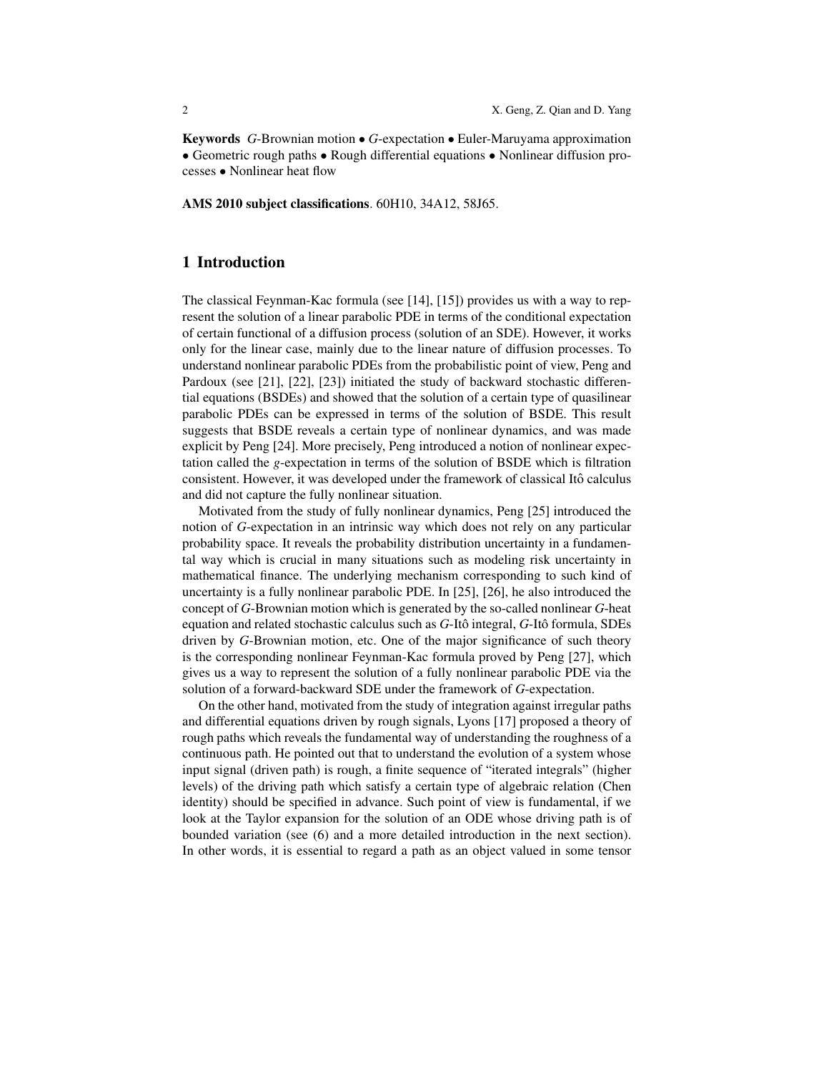**Keywords** *G*-Brownian motion • *G*-expectation • Euler-Maruyama approximation • Geometric rough paths • Rough differential equations • Nonlinear diffusion processes • Nonlinear heat flow

**AMS 2010 subject classifications**. 60H10, 34A12, 58J65.

## 1 Introduction

The classical Feynman-Kac formula (see [14], [15]) provides us with a way to represent the solution of a linear parabolic PDE in terms of the conditional expectation of certain functional of a diffusion process (solution of an SDE). However, it works only for the linear case, mainly due to the linear nature of diffusion processes. To understand nonlinear parabolic PDEs from the probabilistic point of view, Peng and Pardoux (see [21], [22], [23]) initiated the study of backward stochastic differential equations (BSDEs) and showed that the solution of a certain type of quasilinear parabolic PDEs can be expressed in terms of the solution of BSDE. This result suggests that BSDE reveals a certain type of nonlinear dynamics, and was made explicit by Peng [24]. More precisely, Peng introduced a notion of nonlinear expectation called the $g$-expectation in terms of the solution of BSDE which is filtration consistent. However, it was developed under the framework of classical Itô calculus and did not capture the fully nonlinear situation.

Motivated from the study of fully nonlinear dynamics, Peng [25] introduced the notion of *G*-expectation in an intrinsic way which does not rely on any particular probability space. It reveals the probability distribution uncertainty in a fundamental way which is crucial in many situations such as modeling risk uncertainty in mathematical finance. The underlying mechanism corresponding to such kind of uncertainty is a fully nonlinear parabolic PDE. In [25], [26], he also introduced the concept of *G*-Brownian motion which is generated by the so-called nonlinear *G*-heat equation and related stochastic calculus such as *G*-Itô integral, *G*-Itô formula, SDEs driven by *G*-Brownian motion, etc. One of the major significance of such theory is the corresponding nonlinear Feynman-Kac formula proved by Peng [27], which gives us a way to represent the solution of a fully nonlinear parabolic PDE via the solution of a forward-backward SDE under the framework of *G*-expectation.

On the other hand, motivated from the study of integration against irregular paths and differential equations driven by rough signals, Lyons [17] proposed a theory of rough paths which reveals the fundamental way of understanding the roughness of a continuous path. He pointed out that to understand the evolution of a system whose input signal (driven path) is rough, a finite sequence of "iterated integrals" (higher levels) of the driving path which satisfy a certain type of algebraic relation (Chen identity) should be specified in advance. Such point of view is fundamental, if we look at the Taylor expansion for the solution of an ODE whose driving path is of bounded variation (see (6) and a more detailed introduction in the next section). In other words, it is essential to regard a path as an object valued in some tensor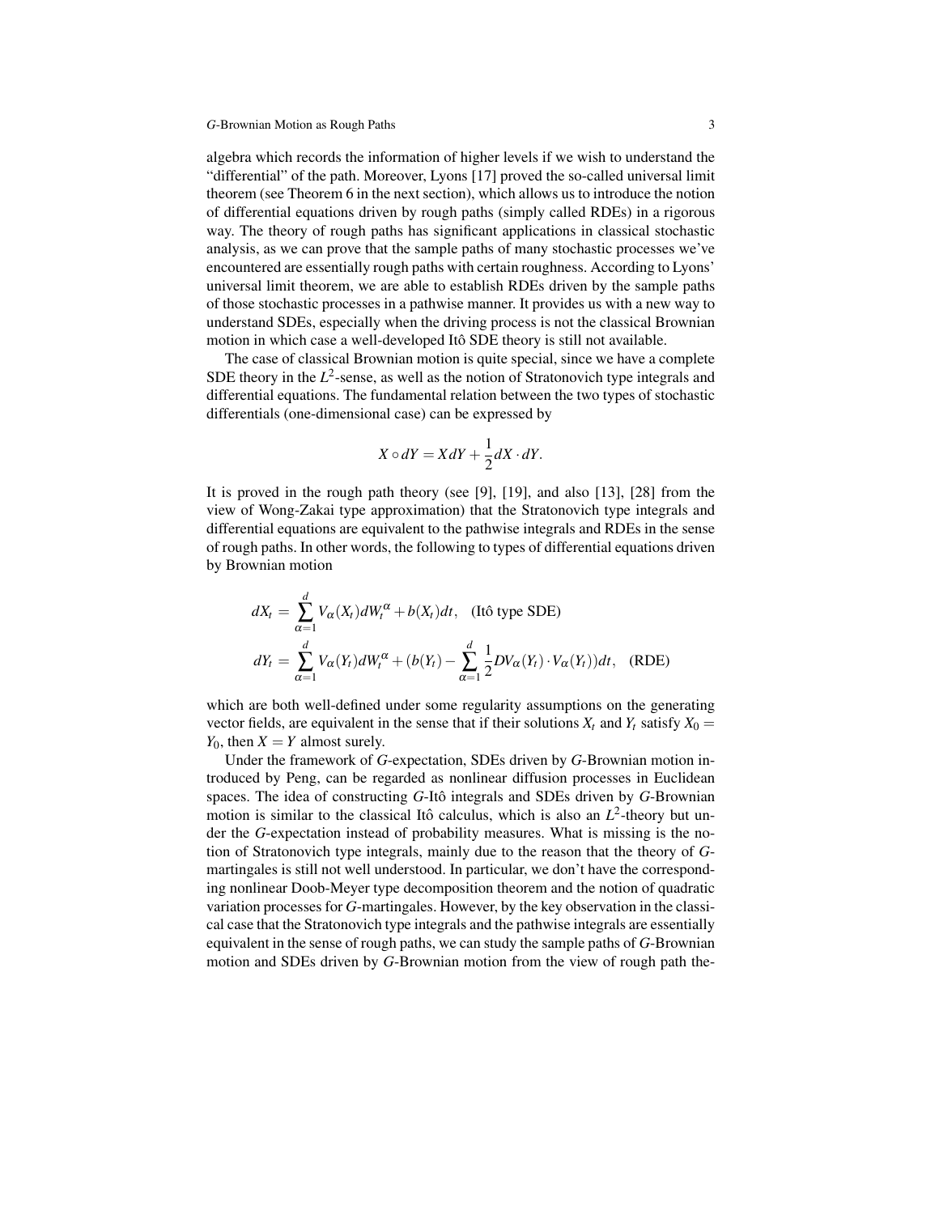algebra which records the information of higher levels if we wish to understand the "differential" of the path. Moreover, Lyons [17] proved the so-called universal limit theorem (see Theorem 6 in the next section), which allows us to introduce the notion of differential equations driven by rough paths (simply called RDEs) in a rigorous way. The theory of rough paths has significant applications in classical stochastic analysis, as we can prove that the sample paths of many stochastic processes we've encountered are essentially rough paths with certain roughness. According to Lyons' universal limit theorem, we are able to establish RDEs driven by the sample paths of those stochastic processes in a pathwise manner. It provides us with a new way to understand SDEs, especially when the driving process is not the classical Brownian motion in which case a well-developed Itô SDE theory is still not available.

The case of classical Brownian motion is quite special, since we have a complete SDE theory in the $L^2$-sense, as well as the notion of Stratonovich type integrals and differential equations. The fundamental relation between the two types of stochastic differentials (one-dimensional case) can be expressed by

$$X \circ dY = XdY + \frac{1}{2} dX \cdot dY.$$

It is proved in the rough path theory (see [9], [19], and also [13], [28] from the view of Wong-Zakai type approximation) that the Stratonovich type integrals and differential equations are equivalent to the pathwise integrals and RDEs in the sense of rough paths. In other words, the following to types of differential equations driven by Brownian motion

$$dX_t = \sum_{\alpha=1}^{d} V_\alpha(X_t) dW_t^\alpha + b(X_t)dt, \quad \text{(Itô type SDE)}$$

$$dY_t = \sum_{\alpha=1}^{d} V_\alpha(Y_t) dW_t^\alpha + (b(Y_t) - \sum_{\alpha=1}^{d} \frac{1}{2} DV_\alpha(Y_t) \cdot V_\alpha(Y_t))dt, \quad \text{(RDE)}$$

which are both well-defined under some regularity assumptions on the generating vector fields, are equivalent in the sense that if their solutions $X_t$ and $Y_t$ satisfy $X_0 = Y_0$, then $X = Y$ almost surely.

Under the framework of $G$-expectation, SDEs driven by $G$-Brownian motion introduced by Peng, can be regarded as nonlinear diffusion processes in Euclidean spaces. The idea of constructing $G$-Itô integrals and SDEs driven by $G$-Brownian motion is similar to the classical Itô calculus, which is also an $L^2$-theory but under the $G$-expectation instead of probability measures. What is missing is the notion of Stratonovich type integrals, mainly due to the reason that the theory of $G$-martingales is still not well understood. In particular, we don't have the corresponding nonlinear Doob-Meyer type decomposition theorem and the notion of quadratic variation processes for $G$-martingales. However, by the key observation in the classical case that the Stratonovich type integrals and the pathwise integrals are essentially equivalent in the sense of rough paths, we can study the sample paths of $G$-Brownian motion and SDEs driven by $G$-Brownian motion from the view of rough path the-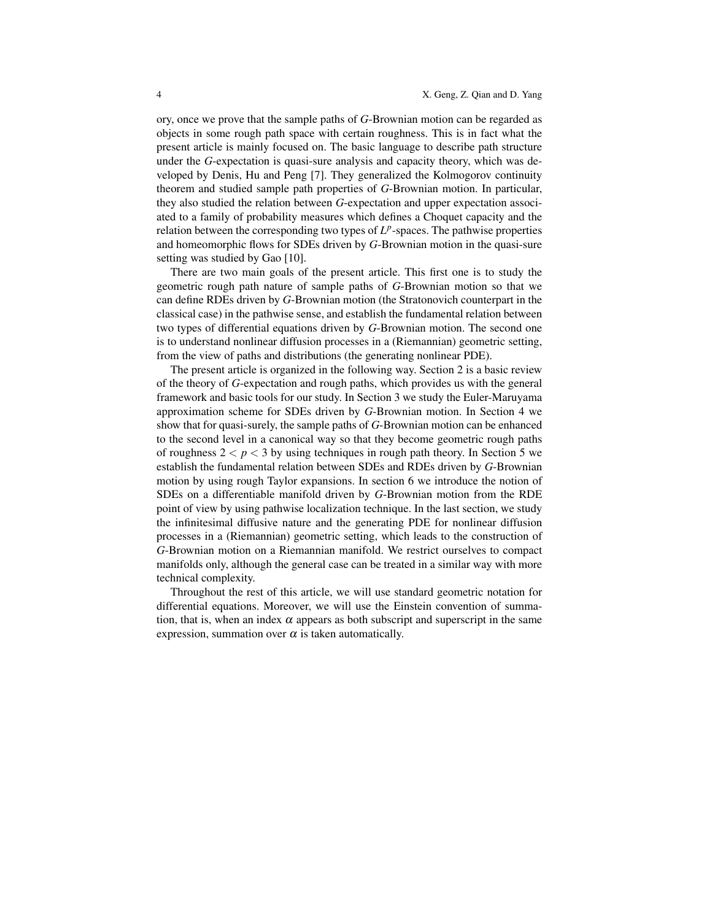ory, once we prove that the sample paths of $G$-Brownian motion can be regarded as objects in some rough path space with certain roughness. This is in fact what the present article is mainly focused on. The basic language to describe path structure under the $G$-expectation is quasi-sure analysis and capacity theory, which was developed by Denis, Hu and Peng [7]. They generalized the Kolmogorov continuity theorem and studied sample path properties of $G$-Brownian motion. In particular, they also studied the relation between $G$-expectation and upper expectation associated to a family of probability measures which defines a Choquet capacity and the relation between the corresponding two types of $L^p$-spaces. The pathwise properties and homeomorphic flows for SDEs driven by $G$-Brownian motion in the quasi-sure setting was studied by Gao [10].

There are two main goals of the present article. This first one is to study the geometric rough path nature of sample paths of $G$-Brownian motion so that we can define RDEs driven by $G$-Brownian motion (the Stratonovich counterpart in the classical case) in the pathwise sense, and establish the fundamental relation between two types of differential equations driven by $G$-Brownian motion. The second one is to understand nonlinear diffusion processes in a (Riemannian) geometric setting, from the view of paths and distributions (the generating nonlinear PDE).

The present article is organized in the following way. Section 2 is a basic review of the theory of $G$-expectation and rough paths, which provides us with the general framework and basic tools for our study. In Section 3 we study the Euler-Maruyama approximation scheme for SDEs driven by $G$-Brownian motion. In Section 4 we show that for quasi-surely, the sample paths of $G$-Brownian motion can be enhanced to the second level in a canonical way so that they become geometric rough paths of roughness $2 < p < 3$ by using techniques in rough path theory. In Section 5 we establish the fundamental relation between SDEs and RDEs driven by $G$-Brownian motion by using rough Taylor expansions. In section 6 we introduce the notion of SDEs on a differentiable manifold driven by $G$-Brownian motion from the RDE point of view by using pathwise localization technique. In the last section, we study the infinitesimal diffusive nature and the generating PDE for nonlinear diffusion processes in a (Riemannian) geometric setting, which leads to the construction of $G$-Brownian motion on a Riemannian manifold. We restrict ourselves to compact manifolds only, although the general case can be treated in a similar way with more technical complexity.

Throughout the rest of this article, we will use standard geometric notation for differential equations. Moreover, we will use the Einstein convention of summation, that is, when an index $\alpha$ appears as both subscript and superscript in the same expression, summation over $\alpha$ is taken automatically.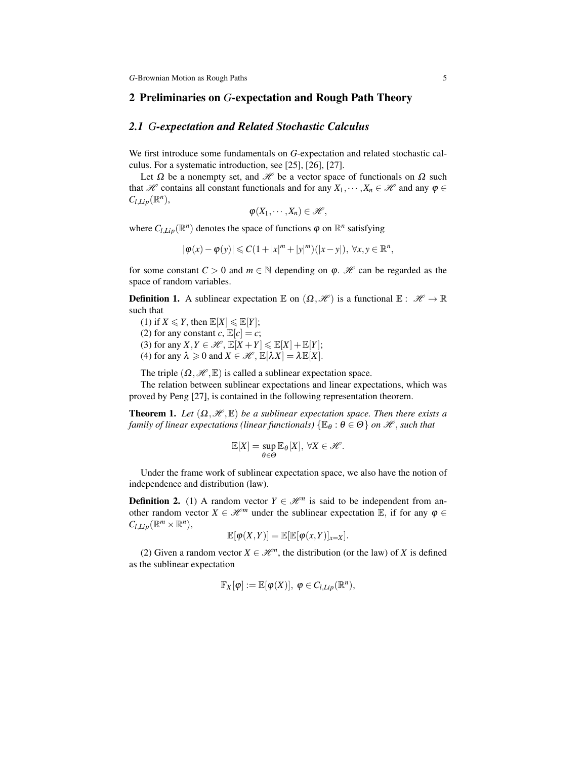## 2 Preliminaries on $G$-expectation and Rough Path Theory

### 2.1 $G$-expectation and Related Stochastic Calculus

We first introduce some fundamentals on $G$-expectation and related stochastic calculus. For a systematic introduction, see [25], [26], [27].

Let $\Omega$ be a nonempty set, and $\mathscr{H}$ be a vector space of functionals on $\Omega$ such that $\mathscr{H}$ contains all constant functionals and for any $X_1, \cdots, X_n \in \mathscr{H}$ and any $\varphi \in C_{l,Lip}(\mathbb{R}^n)$,

$$\varphi(X_1, \cdots, X_n) \in \mathscr{H},$$

where $C_{l,Lip}(\mathbb{R}^n)$ denotes the space of functions $\varphi$ on $\mathbb{R}^n$ satisfying

$$|\varphi(x) - \varphi(y)| \leqslant C(1 + |x|^m + |y|^m)(|x - y|), \ \forall x, y \in \mathbb{R}^n,$$

for some constant $C > 0$ and $m \in \mathbb{N}$ depending on $\varphi$. $\mathscr{H}$ can be regarded as the space of random variables.

**Definition 1.** A sublinear expectation $\mathbb{E}$ on $(\Omega, \mathscr{H})$ is a functional $\mathbb{E} : \mathscr{H} \to \mathbb{R}$ such that

(1) if $X \leqslant Y$, then $\mathbb{E}[X] \leqslant \mathbb{E}[Y]$;
(2) for any constant $c$, $\mathbb{E}[c] = c$;
(3) for any $X, Y \in \mathscr{H}$, $\mathbb{E}[X + Y] \leqslant \mathbb{E}[X] + \mathbb{E}[Y]$;
(4) for any $\lambda \geqslant 0$ and $X \in \mathscr{H}$, $\mathbb{E}[\lambda X] = \lambda \mathbb{E}[X]$.

The triple $(\Omega, \mathscr{H}, \mathbb{E})$ is called a sublinear expectation space.

The relation between sublinear expectations and linear expectations, which was proved by Peng [27], is contained in the following representation theorem.

**Theorem 1.** *Let $(\Omega, \mathscr{H}, \mathbb{E})$ be a sublinear expectation space. Then there exists a family of linear expectations (linear functionals) $\{\mathbb{E}_\theta : \theta \in \Theta\}$ on $\mathscr{H}$, such that*

$$\mathbb{E}[X] = \sup_{\theta \in \Theta} \mathbb{E}_\theta[X], \ \forall X \in \mathscr{H}.$$

Under the frame work of sublinear expectation space, we also have the notion of independence and distribution (law).

**Definition 2.** (1) A random vector $Y \in \mathscr{H}^n$ is said to be independent from another random vector $X \in \mathscr{H}^m$ under the sublinear expectation $\mathbb{E}$, if for any $\varphi \in C_{l,Lip}(\mathbb{R}^m \times \mathbb{R}^n)$,

$$\mathbb{E}[\varphi(X, Y)] = \mathbb{E}[\mathbb{E}[\varphi(x, Y)]_{x = X}].$$

(2) Given a random vector $X \in \mathscr{H}^n$, the distribution (or the law) of $X$ is defined as the sublinear expectation

$$\mathbb{F}_X[\varphi] := \mathbb{E}[\varphi(X)], \ \varphi \in C_{l,Lip}(\mathbb{R}^n),$$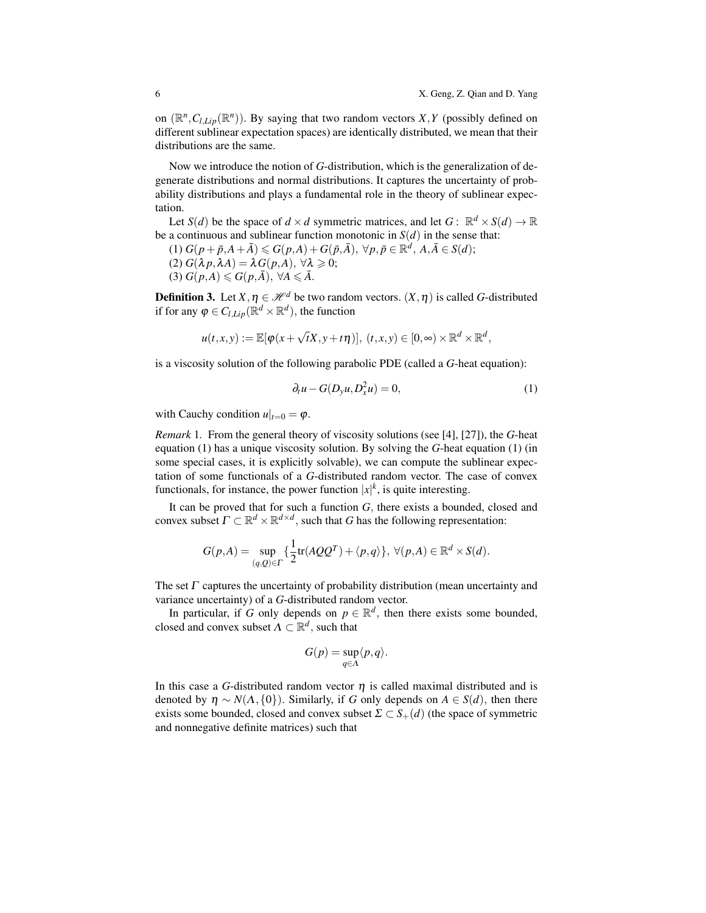on $(\mathbb{R}^n, C_{l,Lip}(\mathbb{R}^n))$. By saying that two random vectors $X, Y$ (possibly defined on different sublinear expectation spaces) are identically distributed, we mean that their distributions are the same.

Now we introduce the notion of $G$-distribution, which is the generalization of degenerate distributions and normal distributions. It captures the uncertainty of probability distributions and plays a fundamental role in the theory of sublinear expectation.

Let $S(d)$ be the space of $d \times d$ symmetric matrices, and let $G: \mathbb{R}^d \times S(d) \to \mathbb{R}$ be a continuous and sublinear function monotonic in $S(d)$ in the sense that:

(1) $G(p+\bar{p}, A+\bar{A}) \leqslant G(p,A) + G(\bar{p},\bar{A}),\ \forall p, \bar{p} \in \mathbb{R}^d,\ A, \bar{A} \in S(d)$;

(2) $G(\lambda p, \lambda A) = \lambda G(p,A),\ \forall \lambda \geqslant 0$;

(3) $G(p,A) \leqslant G(p,\bar{A}),\ \forall A \leqslant \bar{A}$.

**Definition 3.** Let $X, \eta \in \mathscr{H}^d$ be two random vectors. $(X, \eta)$ is called $G$-distributed if for any $\varphi \in C_{l,Lip}(\mathbb{R}^d \times \mathbb{R}^d)$, the function

$$u(t,x,y) := \mathbb{E}[\varphi(x + \sqrt{t}X, y + t\eta)],\ (t,x,y) \in [0,\infty) \times \mathbb{R}^d \times \mathbb{R}^d,$$

is a viscosity solution of the following parabolic PDE (called a $G$-heat equation):

$$\partial_t u - G(D_y u, D_x^2 u) = 0, \tag{1}$$

with Cauchy condition $u|_{t=0} = \varphi$.

*Remark* 1. From the general theory of viscosity solutions (see [4], [27]), the $G$-heat equation (1) has a unique viscosity solution. By solving the $G$-heat equation (1) (in some special cases, it is explicitly solvable), we can compute the sublinear expectation of some functionals of a $G$-distributed random vector. The case of convex functionals, for instance, the power function $|x|^k$, is quite interesting.

It can be proved that for such a function $G$, there exists a bounded, closed and convex subset $\Gamma \subset \mathbb{R}^d \times \mathbb{R}^{d \times d}$, such that $G$ has the following representation:

$$G(p,A) = \sup_{(q,Q) \in \Gamma} \{\frac{1}{2}\mathrm{tr}(AQQ^T) + \langle p, q \rangle\},\ \forall (p,A) \in \mathbb{R}^d \times S(d).$$

The set $\Gamma$ captures the uncertainty of probability distribution (mean uncertainty and variance uncertainty) of a $G$-distributed random vector.

In particular, if $G$ only depends on $p \in \mathbb{R}^d$, then there exists some bounded, closed and convex subset $\Lambda \subset \mathbb{R}^d$, such that

$$G(p) = \sup_{q \in \Lambda} \langle p, q \rangle.$$

In this case a $G$-distributed random vector $\eta$ is called maximal distributed and is denoted by $\eta \sim N(\Lambda, \{0\})$. Similarly, if $G$ only depends on $A \in S(d)$, then there exists some bounded, closed and convex subset $\Sigma \subset S_+(d)$ (the space of symmetric and nonnegative definite matrices) such that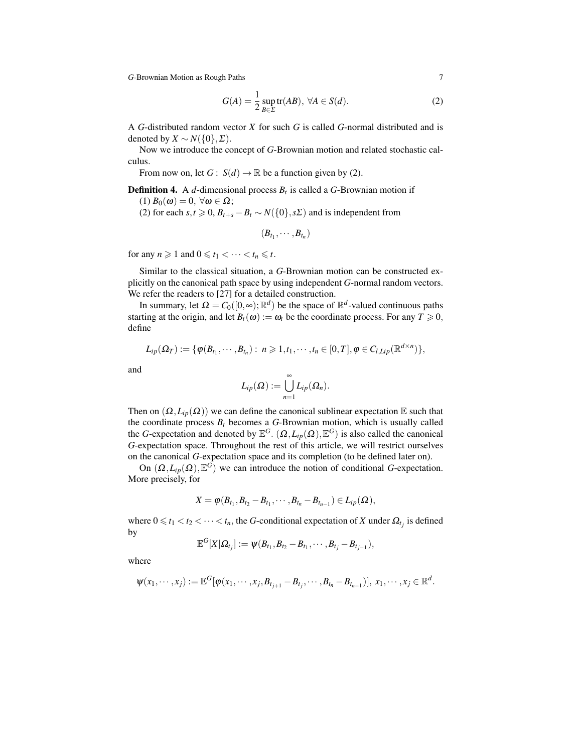$$G(A) = \frac{1}{2}\sup_{B\in\Sigma}\operatorname{tr}(AB),\ \forall A\in S(d). \tag{2}$$

A $G$-distributed random vector $X$ for such $G$ is called $G$-normal distributed and is denoted by $X\sim N(\{0\},\Sigma)$.

Now we introduce the concept of $G$-Brownian motion and related stochastic calculus.

From now on, let $G:\ S(d)\to\mathbb{R}$ be a function given by (2).

**Definition 4.** A $d$-dimensional process $B_t$ is called a $G$-Brownian motion if
(1) $B_0(\omega)=0,\ \forall\omega\in\Omega$;
(2) for each $s,t\geqslant 0$, $B_{t+s}-B_t\sim N(\{0\},s\Sigma)$ and is independent from

$$(B_{t_1},\cdots,B_{t_n})$$

for any $n\geqslant 1$ and $0\leqslant t_1<\cdots<t_n\leqslant t$.

Similar to the classical situation, a $G$-Brownian motion can be constructed explicitly on the canonical path space by using independent $G$-normal random vectors. We refer the readers to [27] for a detailed construction.

In summary, let $\Omega=C_0([0,\infty);\mathbb{R}^d)$ be the space of $\mathbb{R}^d$-valued continuous paths starting at the origin, and let $B_t(\omega):=\omega_t$ be the coordinate process. For any $T\geqslant 0$, define

$$L_{ip}(\Omega_T):=\{\varphi(B_{t_1},\cdots,B_{t_n}):\ n\geqslant 1, t_1,\cdots,t_n\in[0,T],\varphi\in C_{l,Lip}(\mathbb{R}^{d\times n})\},$$

and

$$L_{ip}(\Omega):=\bigcup_{n=1}^{\infty}L_{ip}(\Omega_n).$$

Then on $(\Omega,L_{ip}(\Omega))$ we can define the canonical sublinear expectation $\mathbb{E}$ such that the coordinate process $B_t$ becomes a $G$-Brownian motion, which is usually called the $G$-expectation and denoted by $\mathbb{E}^G$. $(\Omega,L_{ip}(\Omega),\mathbb{E}^G)$ is also called the canonical $G$-expectation space. Throughout the rest of this article, we will restrict ourselves on the canonical $G$-expectation space and its completion (to be defined later on).

On $(\Omega,L_{ip}(\Omega),\mathbb{E}^G)$ we can introduce the notion of conditional $G$-expectation. More precisely, for

$$X=\varphi(B_{t_1},B_{t_2}-B_{t_1},\cdots,B_{t_n}-B_{t_{n-1}})\in L_{ip}(\Omega),$$

where $0\leqslant t_1<t_2<\cdots<t_n$, the $G$-conditional expectation of $X$ under $\Omega_{t_j}$ is defined by

$$\mathbb{E}^G[X|\Omega_{t_j}]:=\psi(B_{t_1},B_{t_2}-B_{t_1},\cdots,B_{t_j}-B_{t_{j-1}}),$$

where

$$\psi(x_1,\cdots,x_j):=\mathbb{E}^G[\varphi(x_1,\cdots,x_j,B_{t_{j+1}}-B_{t_j},\cdots,B_{t_n}-B_{t_{n-1}})],\ x_1,\cdots,x_j\in\mathbb{R}^d.$$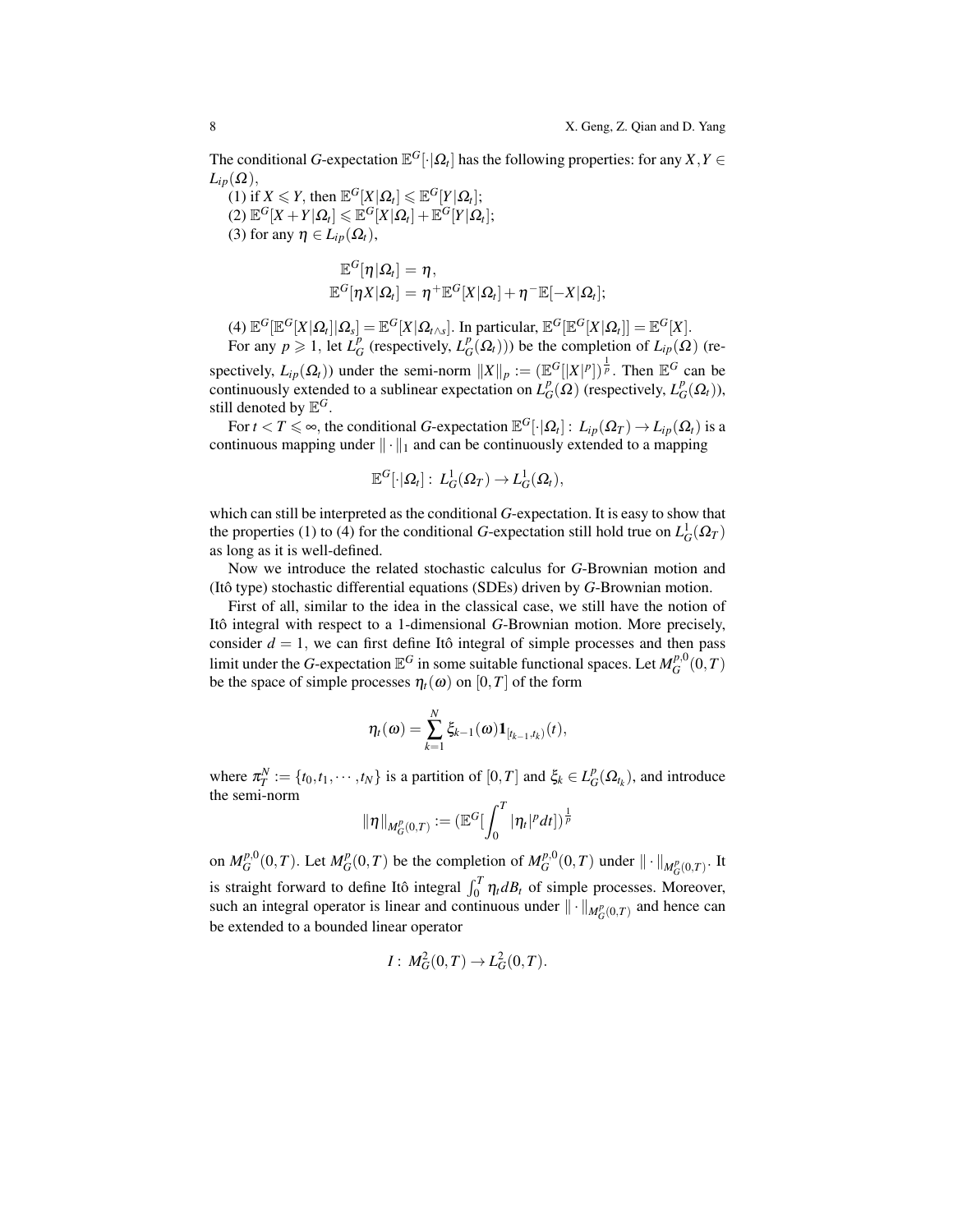The conditional $G$-expectation $\mathbb{E}^G[\cdot|\Omega_t]$ has the following properties: for any $X, Y \in L_{ip}(\Omega)$,

(1) if $X \leqslant Y$, then $\mathbb{E}^G[X|\Omega_t] \leqslant \mathbb{E}^G[Y|\Omega_t]$;

(2) $\mathbb{E}^G[X+Y|\Omega_t] \leqslant \mathbb{E}^G[X|\Omega_t] + \mathbb{E}^G[Y|\Omega_t]$;

(3) for any $\eta \in L_{ip}(\Omega_t)$,

$$
\begin{aligned}
\mathbb{E}^G[\eta|\Omega_t] &= \eta, \\
\mathbb{E}^G[\eta X|\Omega_t] &= \eta^+ \mathbb{E}^G[X|\Omega_t] + \eta^- \mathbb{E}[-X|\Omega_t];
\end{aligned}
$$

(4) $\mathbb{E}^G[\mathbb{E}^G[X|\Omega_t]|\Omega_s] = \mathbb{E}^G[X|\Omega_{t\wedge s}]$. In particular, $\mathbb{E}^G[\mathbb{E}^G[X|\Omega_t]] = \mathbb{E}^G[X]$.

For any $p \geqslant 1$, let $L_G^p$ (respectively, $L_G^p(\Omega_t)$)) be the completion of $L_{ip}(\Omega)$ (respectively, $L_{ip}(\Omega_t)$) under the semi-norm $\|X\|_p := (\mathbb{E}^G[|X|^p])^{\frac{1}{p}}$. Then $\mathbb{E}^G$ can be continuously extended to a sublinear expectation on $L_G^p(\Omega)$ (respectively, $L_G^p(\Omega_t)$), still denoted by $\mathbb{E}^G$.

For $t < T \leqslant \infty$, the conditional $G$-expectation $\mathbb{E}^G[\cdot|\Omega_t] : L_{ip}(\Omega_T) \to L_{ip}(\Omega_t)$ is a continuous mapping under $\|\cdot\|_1$ and can be continuously extended to a mapping

$$
\mathbb{E}^G[\cdot|\Omega_t] : L_G^1(\Omega_T) \to L_G^1(\Omega_t),
$$

which can still be interpreted as the conditional $G$-expectation. It is easy to show that the properties (1) to (4) for the conditional $G$-expectation still hold true on $L_G^1(\Omega_T)$ as long as it is well-defined.

Now we introduce the related stochastic calculus for $G$-Brownian motion and (Itô type) stochastic differential equations (SDEs) driven by $G$-Brownian motion.

First of all, similar to the idea in the classical case, we still have the notion of Itô integral with respect to a 1-dimensional $G$-Brownian motion. More precisely, consider $d = 1$, we can first define Itô integral of simple processes and then pass limit under the $G$-expectation $\mathbb{E}^G$ in some suitable functional spaces. Let $M_G^{p,0}(0,T)$ be the space of simple processes $\eta_t(\omega)$ on $[0,T]$ of the form

$$
\eta_t(\omega) = \sum_{k=1}^{N} \xi_{k-1}(\omega) \mathbf{1}_{[t_{k-1},t_k)}(t),
$$

where $\pi_T^N := \{t_0, t_1, \cdots, t_N\}$ is a partition of $[0,T]$ and $\xi_k \in L_G^p(\Omega_{t_k})$, and introduce the semi-norm

$$
\|\eta\|_{M_G^p(0,T)} := (\mathbb{E}^G[\int_0^T |\eta_t|^p dt])^{\frac{1}{p}}
$$

on $M_G^{p,0}(0,T)$. Let $M_G^p(0,T)$ be the completion of $M_G^{p,0}(0,T)$ under $\|\cdot\|_{M_G^p(0,T)}$. It is straight forward to define Itô integral $\int_0^T \eta_t dB_t$ of simple processes. Moreover, such an integral operator is linear and continuous under $\|\cdot\|_{M_G^p(0,T)}$ and hence can be extended to a bounded linear operator

$$
I : M_G^2(0,T) \to L_G^2(0,T).
$$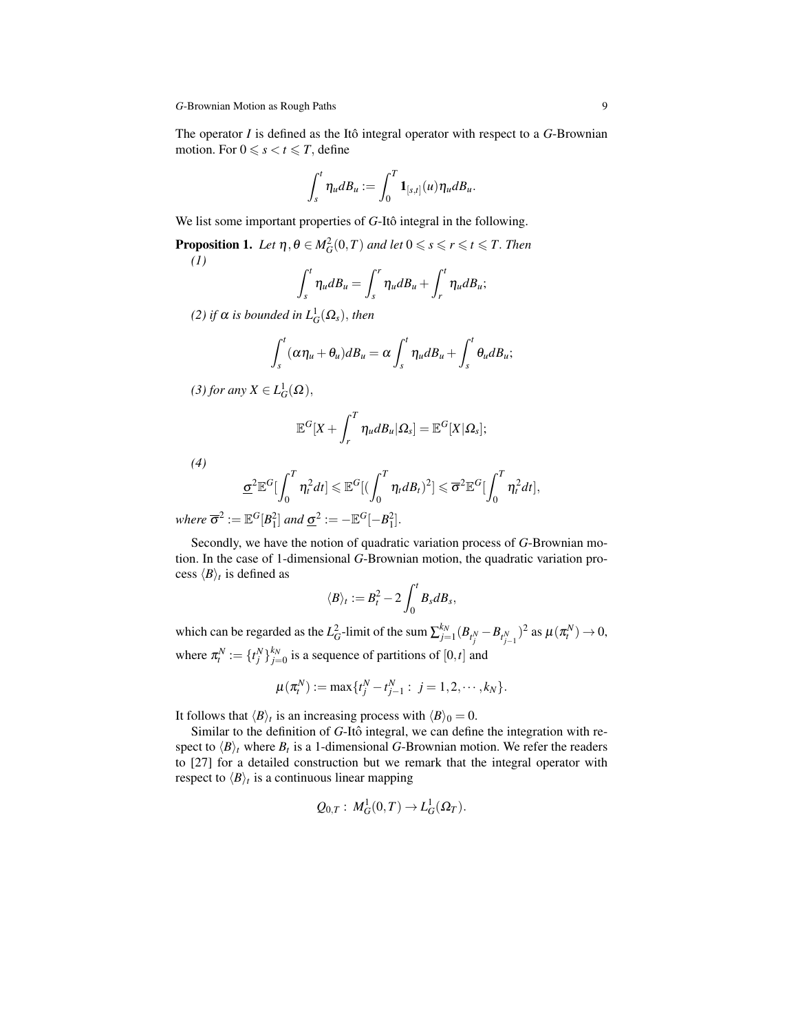The operator $I$ is defined as the Itô integral operator with respect to a $G$-Brownian motion. For $0 \leqslant s < t \leqslant T$, define

$$\int_s^t \eta_u dB_u := \int_0^T \mathbf{1}_{[s,t]}(u)\eta_u dB_u.$$

We list some important properties of $G$-Itô integral in the following.

**Proposition 1.** *Let $\eta, \theta \in M_G^2(0,T)$ and let $0 \leqslant s \leqslant r \leqslant t \leqslant T$. Then*
*(1)*

$$\int_s^t \eta_u dB_u = \int_s^r \eta_u dB_u + \int_r^t \eta_u dB_u;$$

*(2) if $\alpha$ is bounded in $L_G^1(\Omega_s)$, then*

$$\int_s^t (\alpha\eta_u + \theta_u) dB_u = \alpha \int_s^t \eta_u dB_u + \int_s^t \theta_u dB_u;$$

*(3) for any $X \in L_G^1(\Omega)$,*

$$\mathbb{E}^G[X + \int_r^T \eta_u dB_u | \Omega_s] = \mathbb{E}^G[X|\Omega_s];$$

*(4)*

$$\underline{\sigma}^2 \mathbb{E}^G[\int_0^T \eta_t^2 dt] \leqslant \mathbb{E}^G[(\int_0^T \eta_t dB_t)^2] \leqslant \overline{\sigma}^2 \mathbb{E}^G[\int_0^T \eta_t^2 dt],$$

*where $\overline{\sigma}^2 := \mathbb{E}^G[B_1^2]$ and $\underline{\sigma}^2 := -\mathbb{E}^G[-B_1^2]$.*

Secondly, we have the notion of quadratic variation process of $G$-Brownian motion. In the case of 1-dimensional $G$-Brownian motion, the quadratic variation process $\langle B \rangle_t$ is defined as

$$\langle B \rangle_t := B_t^2 - 2\int_0^t B_s dB_s,$$

which can be regarded as the $L_G^2$-limit of the sum $\sum_{j=1}^{k_N} (B_{t_j^N} - B_{t_{j-1}^N})^2$ as $\mu(\pi_t^N) \to 0$, where $\pi_t^N := \{t_j^N\}_{j=0}^{k_N}$ is a sequence of partitions of $[0,t]$ and

$$\mu(\pi_t^N) := \max\{t_j^N - t_{j-1}^N : \ j = 1, 2, \cdots, k_N\}.$$

It follows that $\langle B \rangle_t$ is an increasing process with $\langle B \rangle_0 = 0$.

Similar to the definition of $G$-Itô integral, we can define the integration with respect to $\langle B \rangle_t$ where $B_t$ is a 1-dimensional $G$-Brownian motion. We refer the readers to [27] for a detailed construction but we remark that the integral operator with respect to $\langle B \rangle_t$ is a continuous linear mapping

$$Q_{0,T} : \ M_G^1(0,T) \to L_G^1(\Omega_T).$$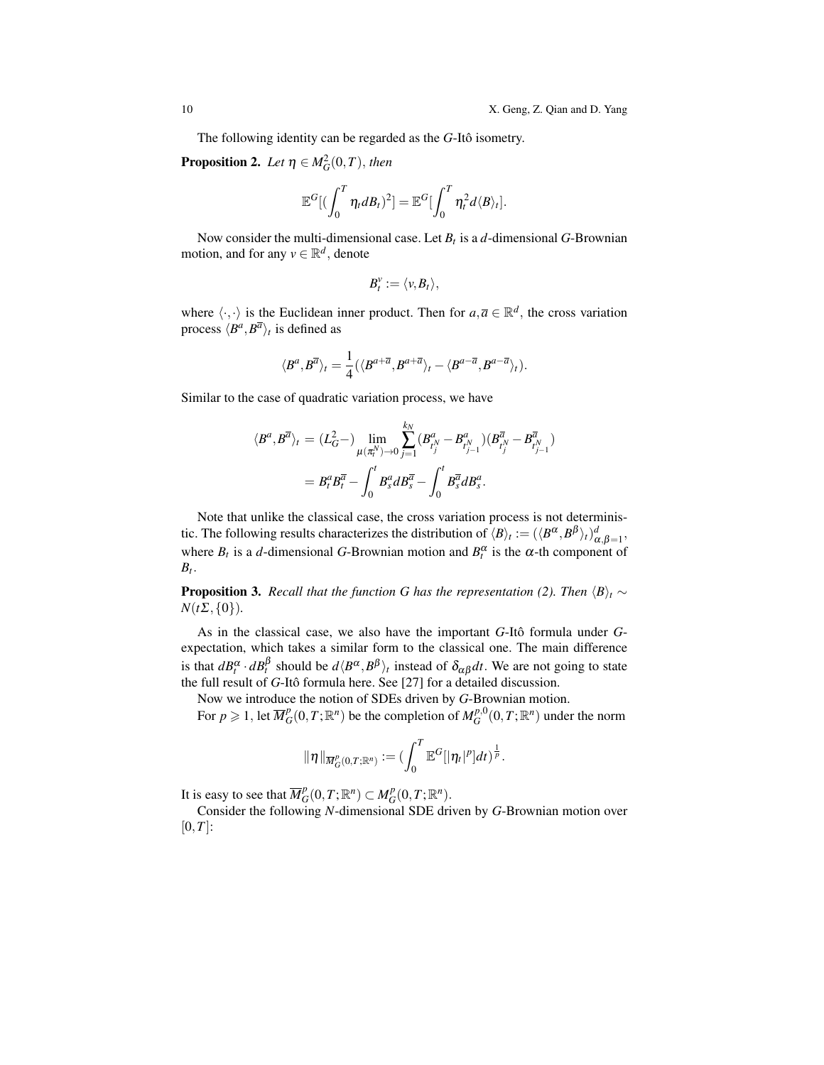The following identity can be regarded as the $G$-Itô isometry.

**Proposition 2.** *Let $\eta \in M_G^2(0,T)$, then*

$$\mathbb{E}^G[(\int_0^T \eta_t dB_t)^2] = \mathbb{E}^G[\int_0^T \eta_t^2 d\langle B\rangle_t].$$

Now consider the multi-dimensional case. Let $B_t$ is a $d$-dimensional $G$-Brownian motion, and for any $v \in \mathbb{R}^d$, denote

$$B_t^v := \langle v, B_t\rangle,$$

where $\langle \cdot,\cdot\rangle$ is the Euclidean inner product. Then for $a, \overline{a} \in \mathbb{R}^d$, the cross variation process $\langle B^a, B^{\overline{a}}\rangle_t$ is defined as

$$\langle B^a, B^{\overline{a}}\rangle_t = \frac{1}{4}(\langle B^{a+\overline{a}}, B^{a+\overline{a}}\rangle_t - \langle B^{a-\overline{a}}, B^{a-\overline{a}}\rangle_t).$$

Similar to the case of quadratic variation process, we have

$$\begin{aligned}
\langle B^a, B^{\overline{a}}\rangle_t &= (L_G^2-)\lim_{\mu(\pi_t^N)\to 0}\sum_{j=1}^{k_N}(B^a_{t_j^N} - B^a_{t_{j-1}^N})(B^{\overline{a}}_{t_j^N} - B^{\overline{a}}_{t_{j-1}^N}) \\
&= B_t^a B_t^{\overline{a}} - \int_0^t B_s^a dB_s^{\overline{a}} - \int_0^t B_s^{\overline{a}} dB_s^a.
\end{aligned}$$

Note that unlike the classical case, the cross variation process is not deterministic. The following results characterizes the distribution of $\langle B\rangle_t := (\langle B^\alpha, B^\beta\rangle_t)_{\alpha,\beta=1}^d$, where $B_t$ is a $d$-dimensional $G$-Brownian motion and $B_t^\alpha$ is the $\alpha$-th component of $B_t$.

**Proposition 3.** *Recall that the function $G$ has the representation (2). Then $\langle B\rangle_t \sim N(t\Sigma, \{0\})$.*

As in the classical case, we also have the important $G$-Itô formula under $G$-expectation, which takes a similar form to the classical one. The main difference is that $dB_t^\alpha \cdot dB_t^\beta$ should be $d\langle B^\alpha, B^\beta\rangle_t$ instead of $\delta_{\alpha\beta}dt$. We are not going to state the full result of $G$-Itô formula here. See [27] for a detailed discussion.

Now we introduce the notion of SDEs driven by $G$-Brownian motion.

For $p \geqslant 1$, let $\overline{M}_G^p(0,T;\mathbb{R}^n)$ be the completion of $M_G^{p,0}(0,T;\mathbb{R}^n)$ under the norm

$$\|\eta\|_{\overline{M}_G^p(0,T;\mathbb{R}^n)} := (\int_0^T \mathbb{E}^G[|\eta_t|^p]dt)^{\frac{1}{p}}.$$

It is easy to see that $\overline{M}_G^p(0,T;\mathbb{R}^n) \subset M_G^p(0,T;\mathbb{R}^n)$.

Consider the following $N$-dimensional SDE driven by $G$-Brownian motion over $[0,T]$: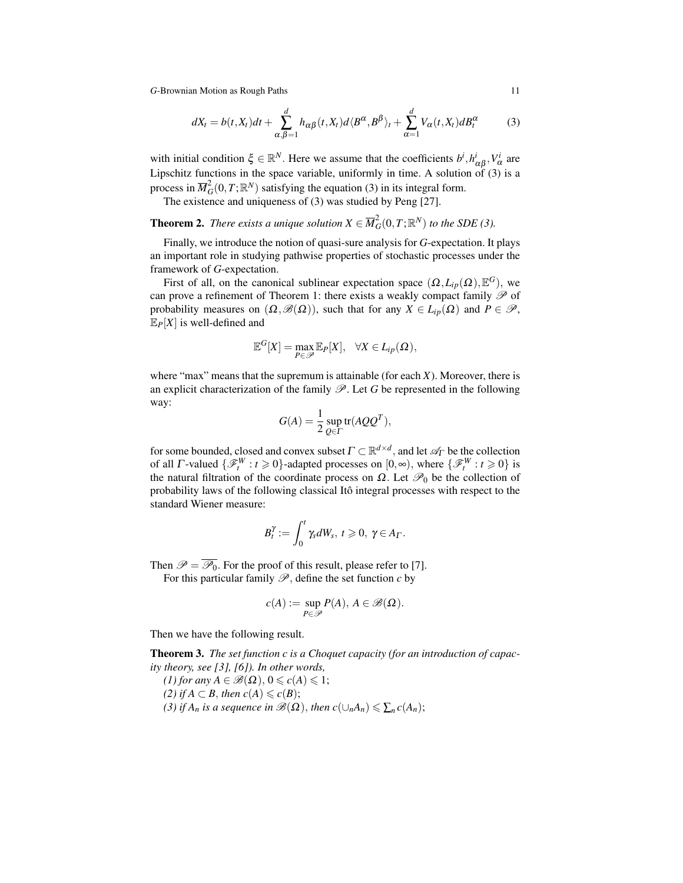$$dX_t = b(t, X_t)dt + \sum_{\alpha,\beta=1}^{d} h_{\alpha\beta}(t, X_t)d\langle B^\alpha, B^\beta\rangle_t + \sum_{\alpha=1}^{d} V_\alpha(t, X_t)dB_t^\alpha \tag{3}$$

with initial condition $\xi \in \mathbb{R}^N$. Here we assume that the coefficients $b^i, h^i_{\alpha\beta}, V^i_\alpha$ are Lipschitz functions in the space variable, uniformly in time. A solution of (3) is a process in $\overline{M}_G^2(0,T;\mathbb{R}^N)$ satisfying the equation (3) in its integral form.

The existence and uniqueness of (3) was studied by Peng [27].

**Theorem 2.** *There exists a unique solution $X \in \overline{M}_G^2(0,T;\mathbb{R}^N)$ to the SDE (3).*

Finally, we introduce the notion of quasi-sure analysis for $G$-expectation. It plays an important role in studying pathwise properties of stochastic processes under the framework of $G$-expectation.

First of all, on the canonical sublinear expectation space $(\Omega, L_{ip}(\Omega), \mathbb{E}^G)$, we can prove a refinement of Theorem 1: there exists a weakly compact family $\mathscr{P}$ of probability measures on $(\Omega, \mathscr{B}(\Omega))$, such that for any $X \in L_{ip}(\Omega)$ and $P \in \mathscr{P}$, $\mathbb{E}_P[X]$ is well-defined and

$$\mathbb{E}^G[X] = \max_{P\in\mathscr{P}} \mathbb{E}_P[X], \quad \forall X \in L_{ip}(\Omega),$$

where "max" means that the supremum is attainable (for each $X$). Moreover, there is an explicit characterization of the family $\mathscr{P}$. Let $G$ be represented in the following way:

$$G(A) = \frac{1}{2}\sup_{Q\in\Gamma} \mathrm{tr}(AQQ^T),$$

for some bounded, closed and convex subset $\Gamma \subset \mathbb{R}^{d\times d}$, and let $\mathscr{A}_\Gamma$ be the collection of all $\Gamma$-valued $\{\mathscr{F}_t^W : t \geqslant 0\}$-adapted processes on $[0,\infty)$, where $\{\mathscr{F}_t^W : t \geqslant 0\}$ is the natural filtration of the coordinate process on $\Omega$. Let $\mathscr{P}_0$ be the collection of probability laws of the following classical Itô integral processes with respect to the standard Wiener measure:

$$B_t^\gamma := \int_0^t \gamma_s dW_s,\ t \geqslant 0,\ \gamma \in A_\Gamma.$$

Then $\mathscr{P} = \overline{\mathscr{P}_0}$. For the proof of this result, please refer to [7].

For this particular family $\mathscr{P}$, define the set function $c$ by

$$c(A) := \sup_{P\in\mathscr{P}} P(A),\ A \in \mathscr{B}(\Omega).$$

Then we have the following result.

**Theorem 3.** *The set function $c$ is a Choquet capacity (for an introduction of capacity theory, see [3], [6]). In other words,*

*(1) for any $A \in \mathscr{B}(\Omega)$, $0 \leqslant c(A) \leqslant 1$;*

*(2) if $A \subset B$, then $c(A) \leqslant c(B)$;*

*(3) if $A_n$ is a sequence in $\mathscr{B}(\Omega)$, then $c(\cup_n A_n) \leqslant \sum_n c(A_n)$;*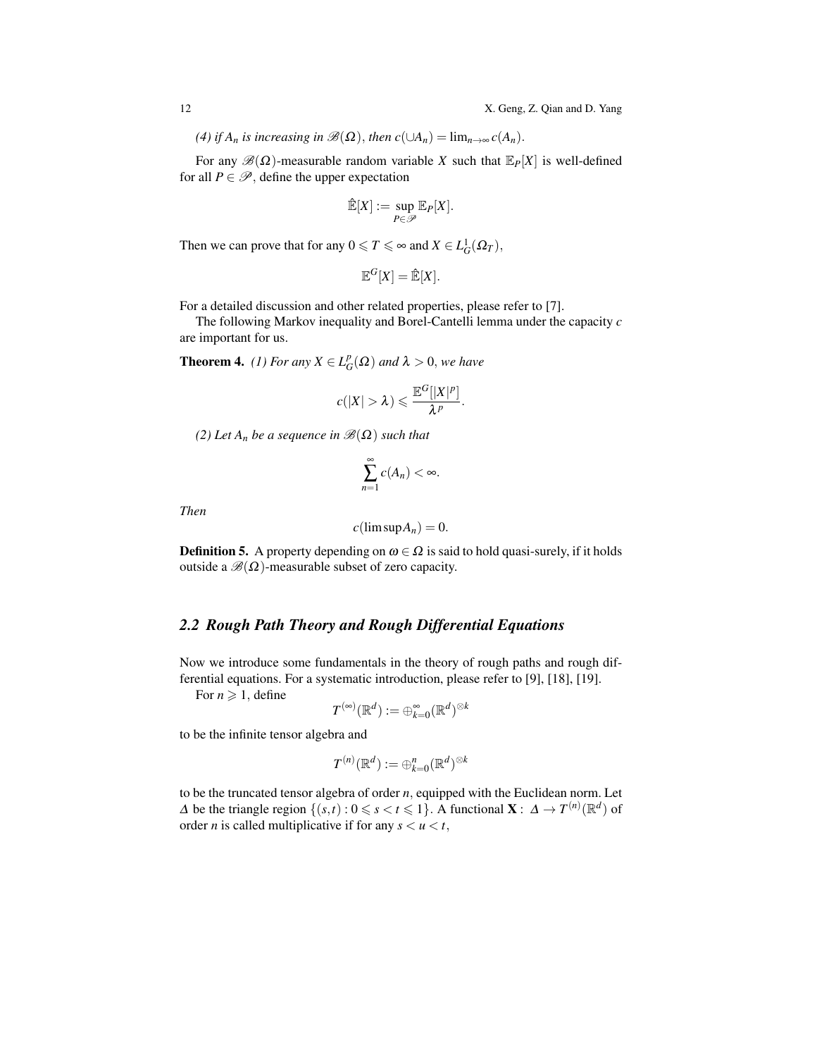*(4) if $A_n$ is increasing in $\mathscr{B}(\Omega)$, then $c(\cup A_n) = \lim_{n\to\infty} c(A_n)$.*

For any $\mathscr{B}(\Omega)$-measurable random variable $X$ such that $\mathbb{E}_P[X]$ is well-defined for all $P \in \mathscr{P}$, define the upper expectation

$$\hat{\mathbb{E}}[X] := \sup_{P\in\mathscr{P}} \mathbb{E}_P[X].$$

Then we can prove that for any $0 \leqslant T \leqslant \infty$ and $X \in L_G^1(\Omega_T)$,

$$\mathbb{E}^G[X] = \hat{\mathbb{E}}[X].$$

For a detailed discussion and other related properties, please refer to [7].

The following Markov inequality and Borel-Cantelli lemma under the capacity $c$ are important for us.

**Theorem 4.** *(1) For any $X \in L_G^p(\Omega)$ and $\lambda > 0$, we have*

$$c(|X| > \lambda) \leqslant \frac{\mathbb{E}^G[|X|^p]}{\lambda^p}.$$

*(2) Let $A_n$ be a sequence in $\mathscr{B}(\Omega)$ such that*

$$\sum_{n=1}^{\infty} c(A_n) < \infty.$$

*Then*

$$c(\limsup A_n) = 0.$$

**Definition 5.** A property depending on $\omega \in \Omega$ is said to hold quasi-surely, if it holds outside a $\mathscr{B}(\Omega)$-measurable subset of zero capacity.

## 2.2 Rough Path Theory and Rough Differential Equations

Now we introduce some fundamentals in the theory of rough paths and rough differential equations. For a systematic introduction, please refer to [9], [18], [19].

For $n \geqslant 1$, define

$$T^{(\infty)}(\mathbb{R}^d) := \oplus_{k=0}^{\infty} (\mathbb{R}^d)^{\otimes k}$$

to be the infinite tensor algebra and

$$T^{(n)}(\mathbb{R}^d) := \oplus_{k=0}^{n} (\mathbb{R}^d)^{\otimes k}$$

to be the truncated tensor algebra of order $n$, equipped with the Euclidean norm. Let $\Delta$ be the triangle region $\{(s,t) : 0 \leqslant s < t \leqslant 1\}$. A functional $\mathbf{X} : \Delta \to T^{(n)}(\mathbb{R}^d)$ of order $n$ is called multiplicative if for any $s < u < t$,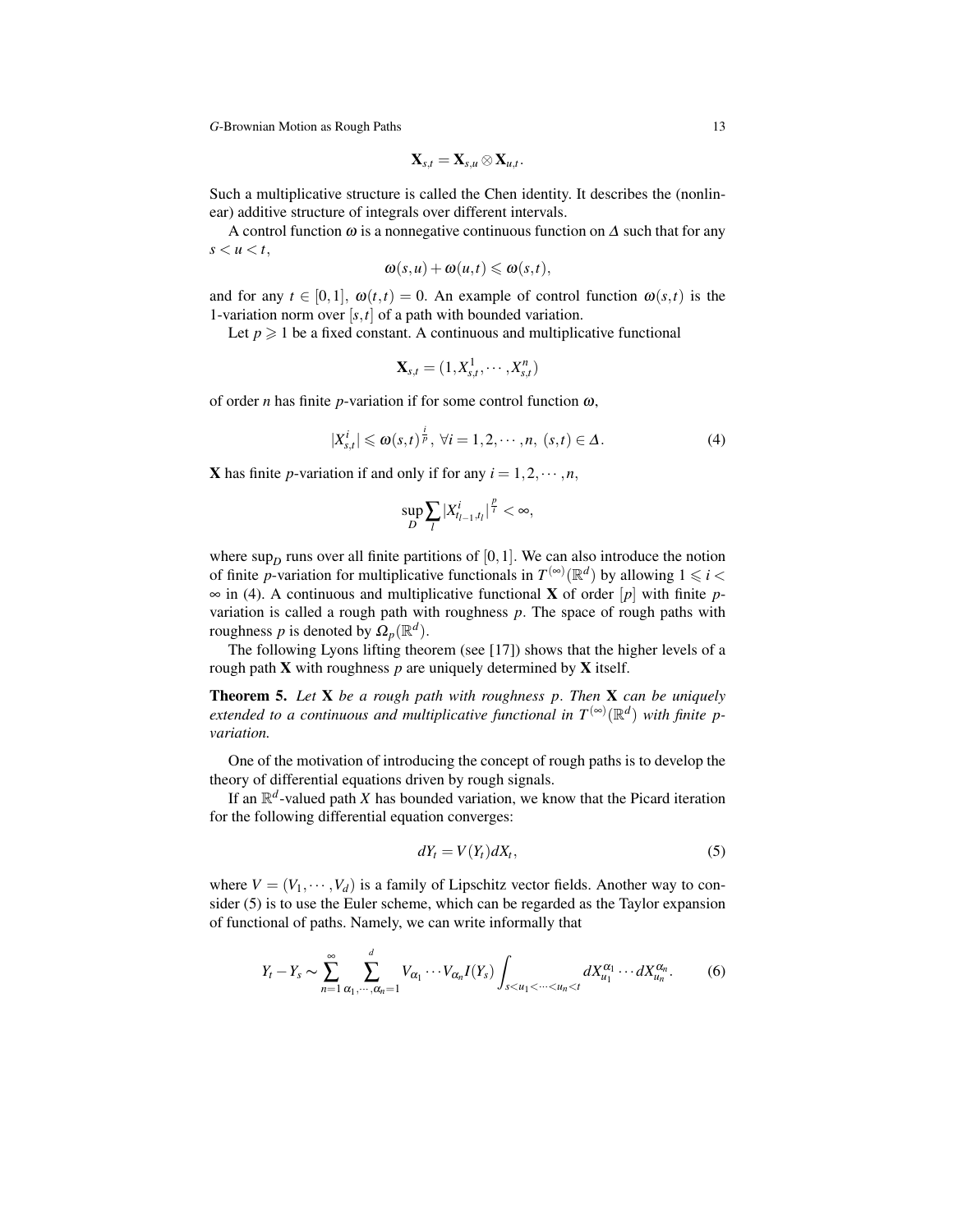$$\mathbf{X}_{s,t} = \mathbf{X}_{s,u} \otimes \mathbf{X}_{u,t}.$$

Such a multiplicative structure is called the Chen identity. It describes the (nonlinear) additive structure of integrals over different intervals.

A control function $\omega$ is a nonnegative continuous function on $\Delta$ such that for any $s < u < t$,

$$\omega(s,u) + \omega(u,t) \leqslant \omega(s,t),$$

and for any $t \in [0,1]$, $\omega(t,t) = 0$. An example of control function $\omega(s,t)$ is the 1-variation norm over $[s,t]$ of a path with bounded variation.

Let $p \geqslant 1$ be a fixed constant. A continuous and multiplicative functional

$$\mathbf{X}_{s,t} = (1, X_{s,t}^1, \cdots, X_{s,t}^n)$$

of order $n$ has finite $p$-variation if for some control function $\omega$,

$$|X_{s,t}^i| \leqslant \omega(s,t)^{\frac{i}{p}}, \ \forall i = 1,2,\cdots,n, \ (s,t) \in \Delta. \tag{4}$$

$\mathbf{X}$ has finite $p$-variation if and only if for any $i = 1,2,\cdots,n$,

$$\sup_D \sum_l |X_{t_{l-1},t_l}^i|^{\frac{p}{i}} < \infty,$$

where $\sup_D$ runs over all finite partitions of $[0,1]$. We can also introduce the notion of finite $p$-variation for multiplicative functionals in $T^{(\infty)}(\mathbb{R}^d)$ by allowing $1 \leqslant i < \infty$ in (4). A continuous and multiplicative functional $\mathbf{X}$ of order $[p]$ with finite $p$-variation is called a rough path with roughness $p$. The space of rough paths with roughness $p$ is denoted by $\Omega_p(\mathbb{R}^d)$.

The following Lyons lifting theorem (see [17]) shows that the higher levels of a rough path $\mathbf{X}$ with roughness $p$ are uniquely determined by $\mathbf{X}$ itself.

**Theorem 5.** *Let $\mathbf{X}$ be a rough path with roughness $p$. Then $\mathbf{X}$ can be uniquely extended to a continuous and multiplicative functional in $T^{(\infty)}(\mathbb{R}^d)$ with finite $p$-variation.*

One of the motivation of introducing the concept of rough paths is to develop the theory of differential equations driven by rough signals.

If an $\mathbb{R}^d$-valued path $X$ has bounded variation, we know that the Picard iteration for the following differential equation converges:

$$dY_t = V(Y_t)dX_t, \tag{5}$$

where $V = (V_1, \cdots, V_d)$ is a family of Lipschitz vector fields. Another way to consider (5) is to use the Euler scheme, which can be regarded as the Taylor expansion of functional of paths. Namely, we can write informally that

$$Y_t - Y_s \sim \sum_{n=1}^{\infty} \sum_{\alpha_1,\cdots,\alpha_n=1}^{d} V_{\alpha_1} \cdots V_{\alpha_n} I(Y_s) \int_{s<u_1<\cdots<u_n<t} dX_{u_1}^{\alpha_1} \cdots dX_{u_n}^{\alpha_n}. \tag{6}$$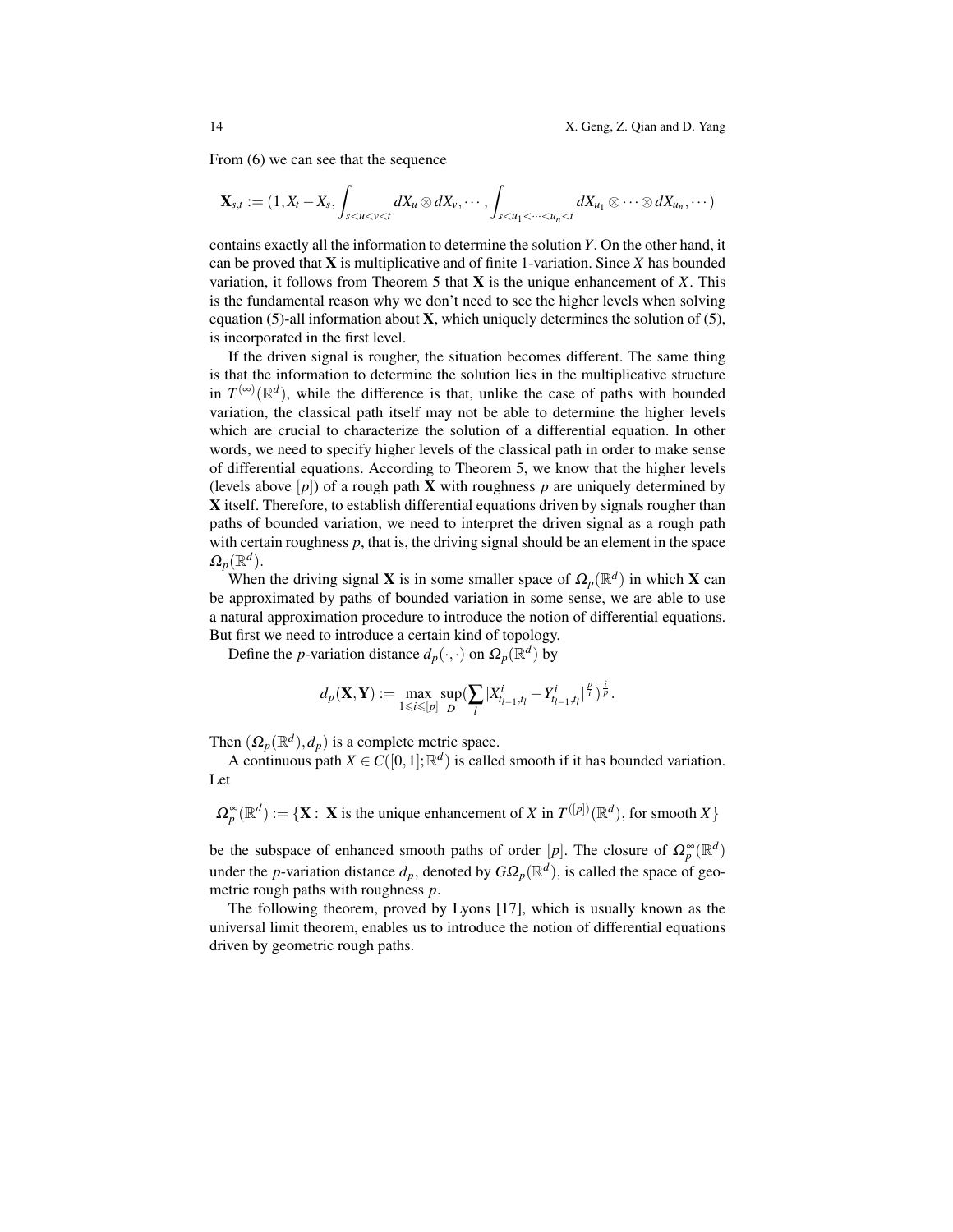From (6) we can see that the sequence

$$\mathbf{X}_{s,t} := (1, X_t - X_s, \int_{s<u<v<t} dX_u \otimes dX_v, \cdots, \int_{s<u_1<\cdots<u_n<t} dX_{u_1} \otimes \cdots \otimes dX_{u_n}, \cdots)$$

contains exactly all the information to determine the solution $Y$. On the other hand, it can be proved that $\mathbf{X}$ is multiplicative and of finite 1-variation. Since $X$ has bounded variation, it follows from Theorem 5 that $\mathbf{X}$ is the unique enhancement of $X$. This is the fundamental reason why we don't need to see the higher levels when solving equation (5)-all information about $\mathbf{X}$, which uniquely determines the solution of (5), is incorporated in the first level.

If the driven signal is rougher, the situation becomes different. The same thing is that the information to determine the solution lies in the multiplicative structure in $T^{(\infty)}(\mathbb{R}^d)$, while the difference is that, unlike the case of paths with bounded variation, the classical path itself may not be able to determine the higher levels which are crucial to characterize the solution of a differential equation. In other words, we need to specify higher levels of the classical path in order to make sense of differential equations. According to Theorem 5, we know that the higher levels (levels above $[p]$) of a rough path $\mathbf{X}$ with roughness $p$ are uniquely determined by $\mathbf{X}$ itself. Therefore, to establish differential equations driven by signals rougher than paths of bounded variation, we need to interpret the driven signal as a rough path with certain roughness $p$, that is, the driving signal should be an element in the space $\Omega_p(\mathbb{R}^d)$.

When the driving signal $\mathbf{X}$ is in some smaller space of $\Omega_p(\mathbb{R}^d)$ in which $\mathbf{X}$ can be approximated by paths of bounded variation in some sense, we are able to use a natural approximation procedure to introduce the notion of differential equations. But first we need to introduce a certain kind of topology.

Define the $p$-variation distance $d_p(\cdot,\cdot)$ on $\Omega_p(\mathbb{R}^d)$ by

$$d_p(\mathbf{X},\mathbf{Y}) := \max_{1\leqslant i\leqslant [p]} \sup_D (\sum_l |X^i_{t_{l-1},t_l} - Y^i_{t_{l-1},t_l}|^{\frac{p}{i}})^{\frac{i}{p}}.$$

Then $(\Omega_p(\mathbb{R}^d), d_p)$ is a complete metric space.

A continuous path $X \in C([0,1];\mathbb{R}^d)$ is called smooth if it has bounded variation. Let

$$\Omega_p^\infty(\mathbb{R}^d) := \{\mathbf{X} : \ \mathbf{X} \text{ is the unique enhancement of } X \text{ in } T^{([p])}(\mathbb{R}^d), \text{ for smooth } X\}$$

be the subspace of enhanced smooth paths of order $[p]$. The closure of $\Omega_p^\infty(\mathbb{R}^d)$ under the $p$-variation distance $d_p$, denoted by $G\Omega_p(\mathbb{R}^d)$, is called the space of geometric rough paths with roughness $p$.

The following theorem, proved by Lyons [17], which is usually known as the universal limit theorem, enables us to introduce the notion of differential equations driven by geometric rough paths.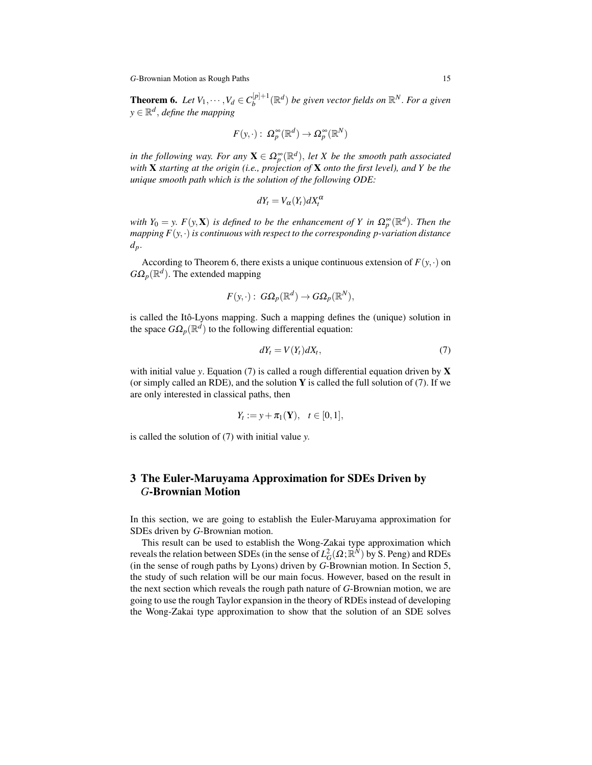**Theorem 6.** *Let $V_1, \cdots, V_d \in C_b^{[p]+1}(\mathbb{R}^d)$ be given vector fields on $\mathbb{R}^N$. For a given $y \in \mathbb{R}^d$, define the mapping*

$$F(y,\cdot):\ \Omega_p^\infty(\mathbb{R}^d) \to \Omega_p^\infty(\mathbb{R}^N)$$

*in the following way. For any $\mathbf{X} \in \Omega_p^\infty(\mathbb{R}^d)$, let $X$ be the smooth path associated with $\mathbf{X}$ starting at the origin (i.e., projection of $\mathbf{X}$ onto the first level), and $Y$ be the unique smooth path which is the solution of the following ODE:*

$$dY_t = V_\alpha(Y_t)dX_t^\alpha$$

*with $Y_0 = y$. $F(y,\mathbf{X})$ is defined to be the enhancement of $Y$ in $\Omega_p^\infty(\mathbb{R}^d)$. Then the mapping $F(y,\cdot)$ is continuous with respect to the corresponding $p$-variation distance $d_p$.*

According to Theorem 6, there exists a unique continuous extension of $F(y,\cdot)$ on $G\Omega_p(\mathbb{R}^d)$. The extended mapping

$$F(y,\cdot):\ G\Omega_p(\mathbb{R}^d) \to G\Omega_p(\mathbb{R}^N),$$

is called the Itô-Lyons mapping. Such a mapping defines the (unique) solution in the space $G\Omega_p(\mathbb{R}^d)$ to the following differential equation:

$$dY_t = V(Y_t)dX_t, \tag{7}$$

with initial value $y$. Equation (7) is called a rough differential equation driven by $\mathbf{X}$ (or simply called an RDE), and the solution $\mathbf{Y}$ is called the full solution of (7). If we are only interested in classical paths, then

$$Y_t := y + \pi_1(\mathbf{Y}), \quad t \in [0,1],$$

is called the solution of (7) with initial value $y$.

## 3 The Euler-Maruyama Approximation for SDEs Driven by *G*-Brownian Motion

In this section, we are going to establish the Euler-Maruyama approximation for SDEs driven by $G$-Brownian motion.

This result can be used to establish the Wong-Zakai type approximation which reveals the relation between SDEs (in the sense of $L_G^2(\Omega;\mathbb{R}^N)$ by S. Peng) and RDEs (in the sense of rough paths by Lyons) driven by $G$-Brownian motion. In Section 5, the study of such relation will be our main focus. However, based on the result in the next section which reveals the rough path nature of $G$-Brownian motion, we are going to use the rough Taylor expansion in the theory of RDEs instead of developing the Wong-Zakai type approximation to show that the solution of an SDE solves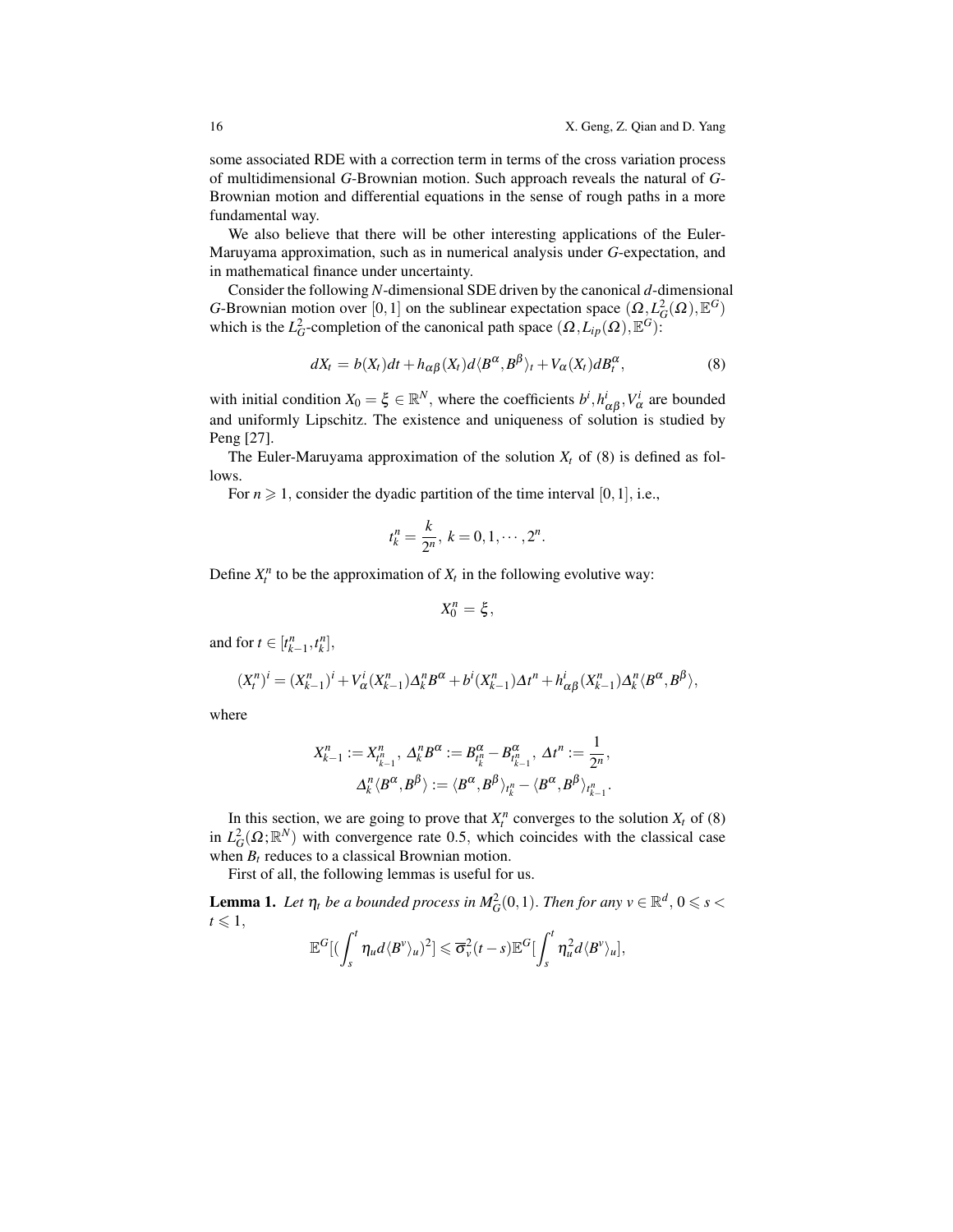some associated RDE with a correction term in terms of the cross variation process of multidimensional $G$-Brownian motion. Such approach reveals the natural of $G$-Brownian motion and differential equations in the sense of rough paths in a more fundamental way.

We also believe that there will be other interesting applications of the Euler-Maruyama approximation, such as in numerical analysis under $G$-expectation, and in mathematical finance under uncertainty.

Consider the following $N$-dimensional SDE driven by the canonical $d$-dimensional $G$-Brownian motion over $[0,1]$ on the sublinear expectation space $(\Omega, L_G^2(\Omega), \mathbb{E}^G)$ which is the $L_G^2$-completion of the canonical path space $(\Omega, L_{ip}(\Omega), \mathbb{E}^G)$:

$$dX_t = b(X_t)dt + h_{\alpha\beta}(X_t)d\langle B^\alpha, B^\beta\rangle_t + V_\alpha(X_t)dB_t^\alpha, \tag{8}$$

with initial condition $X_0 = \xi \in \mathbb{R}^N$, where the coefficients $b^i, h^i_{\alpha\beta}, V^i_\alpha$ are bounded and uniformly Lipschitz. The existence and uniqueness of solution is studied by Peng [27].

The Euler-Maruyama approximation of the solution $X_t$ of (8) is defined as follows.

For $n \geqslant 1$, consider the dyadic partition of the time interval $[0,1]$, i.e.,

$$t_k^n = \frac{k}{2^n},\ k = 0, 1, \cdots, 2^n.$$

Define $X_t^n$ to be the approximation of $X_t$ in the following evolutive way:

$$X_0^n = \xi,$$

and for $t \in [t_{k-1}^n, t_k^n]$,

$$(X_t^n)^i = (X_{k-1}^n)^i + V_\alpha^i(X_{k-1}^n)\Delta_k^n B^\alpha + b^i(X_{k-1}^n)\Delta t^n + h^i_{\alpha\beta}(X_{k-1}^n)\Delta_k^n\langle B^\alpha, B^\beta\rangle,$$

where

$$X_{k-1}^n := X_{t_{k-1}^n}^n,\ \Delta_k^n B^\alpha := B_{t_k^n}^\alpha - B_{t_{k-1}^n}^\alpha,\ \Delta t^n := \frac{1}{2^n},$$
$$\Delta_k^n\langle B^\alpha, B^\beta\rangle := \langle B^\alpha, B^\beta\rangle_{t_k^n} - \langle B^\alpha, B^\beta\rangle_{t_{k-1}^n}.$$

In this section, we are going to prove that $X_t^n$ converges to the solution $X_t$ of (8) in $L_G^2(\Omega; \mathbb{R}^N)$ with convergence rate 0.5, which coincides with the classical case when $B_t$ reduces to a classical Brownian motion.

First of all, the following lemmas is useful for us.

**Lemma 1.** *Let $\eta_t$ be a bounded process in $M_G^2(0,1)$. Then for any $v \in \mathbb{R}^d$, $0 \leqslant s < t \leqslant 1$,*

$$\mathbb{E}^G[(\int_s^t \eta_u d\langle B^v\rangle_u)^2] \leqslant \overline{\sigma}_v^2(t-s)\mathbb{E}^G[\int_s^t \eta_u^2 d\langle B^v\rangle_u],$$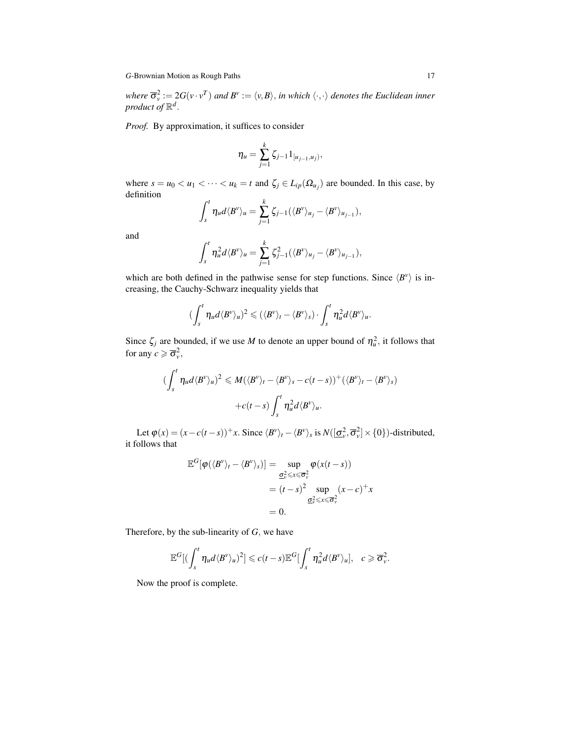*where* $\overline{\sigma}_v^2 := 2G(v \cdot v^T)$ *and* $B^v := \langle v, B\rangle$, *in which* $\langle \cdot,\cdot\rangle$ *denotes the Euclidean inner product of* $\mathbb{R}^d$.

*Proof.* By approximation, it suffices to consider

$$\eta_u = \sum_{j=1}^k \zeta_{j-1} 1_{[u_{j-1},u_j)},$$

where $s = u_0 < u_1 < \cdots < u_k = t$ and $\zeta_j \in L_{ip}(\Omega_{u_j})$ are bounded. In this case, by definition

$$\int_s^t \eta_u d\langle B^v\rangle_u = \sum_{j=1}^k \zeta_{j-1}(\langle B^v\rangle_{u_j} - \langle B^v\rangle_{u_{j-1}}),$$

and

$$\int_s^t \eta_u^2 d\langle B^v\rangle_u = \sum_{j=1}^k \zeta_{j-1}^2(\langle B^v\rangle_{u_j} - \langle B^v\rangle_{u_{j-1}}),$$

which are both defined in the pathwise sense for step functions. Since $\langle B^v\rangle$ is increasing, the Cauchy-Schwarz inequality yields that

$$(\int_s^t \eta_u d\langle B^v\rangle_u)^2 \leqslant (\langle B^v\rangle_t - \langle B^v\rangle_s)\cdot \int_s^t \eta_u^2 d\langle B^v\rangle_u.$$

Since $\zeta_j$ are bounded, if we use $M$ to denote an upper bound of $\eta_u^2$, it follows that for any $c \geqslant \overline{\sigma}_v^2$,

$$\begin{aligned}(\int_s^t \eta_u d\langle B^v\rangle_u)^2 \leqslant M(\langle B^v\rangle_t - \langle B^v\rangle_s - c(t-s))^+(\langle B^v\rangle_t - \langle B^v\rangle_s) \\ +c(t-s)\int_s^t \eta_u^2 d\langle B^v\rangle_u.\end{aligned}$$

Let $\varphi(x) = (x - c(t-s))^+ x$. Since $\langle B^v\rangle_t - \langle B^v\rangle_s$ is $N([\underline{\sigma}_v^2, \overline{\sigma}_v^2]\times\{0\})$-distributed, it follows that

$$\begin{aligned}\mathbb{E}^G[\varphi(\langle B^v\rangle_t - \langle B^v\rangle_s)] &= \sup_{\underline{\sigma}_v^2 \leqslant x \leqslant \overline{\sigma}_v^2} \varphi(x(t-s)) \\ &= (t-s)^2 \sup_{\underline{\sigma}_v^2 \leqslant x \leqslant \overline{\sigma}_v^2} (x-c)^+ x \\ &= 0.\end{aligned}$$

Therefore, by the sub-linearity of $G$, we have

$$\mathbb{E}^G[(\int_s^t \eta_u d\langle B^v\rangle_u)^2] \leqslant c(t-s)\mathbb{E}^G[\int_s^t \eta_u^2 d\langle B^v\rangle_u], \quad c \geqslant \overline{\sigma}_v^2.$$

Now the proof is complete.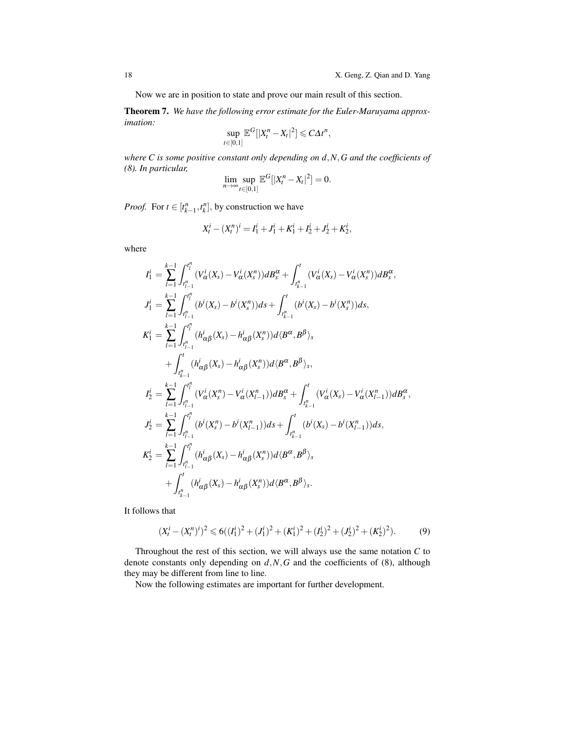Now we are in position to state and prove our main result of this section.

**Theorem 7.** *We have the following error estimate for the Euler-Maruyama approximation:*

$$\sup_{t\in[0,1]} \mathbb{E}^G[|X_t^n - X_t|^2] \leqslant C\Delta t^n,$$

*where $C$ is some positive constant only depending on $d,N,G$ and the coefficients of (8). In particular,*

$$\lim_{n\to\infty} \sup_{t\in[0,1]} \mathbb{E}^G[|X_t^n - X_t|^2] = 0.$$

*Proof.* For $t \in [t_{k-1}^n, t_k^n]$, by construction we have

$$X_t^i - (X_t^n)^i = I_1^i + J_1^i + K_1^i + I_2^i + J_2^i + K_2^i,$$

where

$$\begin{aligned}
I_1^i &= \sum_{l=1}^{k-1} \int_{t_{l-1}^n}^{t_l^n} (V_\alpha^i(X_s) - V_\alpha^i(X_s^n)) dB_s^\alpha + \int_{t_{k-1}^n}^{t} (V_\alpha^i(X_s) - V_\alpha^i(X_s^n)) dB_s^\alpha, \\
J_1^i &= \sum_{l=1}^{k-1} \int_{t_{l-1}^n}^{t_l^n} (b^i(X_s) - b^i(X_s^n)) ds + \int_{t_{k-1}^n}^{t} (b^i(X_s) - b^i(X_s^n)) ds, \\
K_1^i &= \sum_{l=1}^{k-1} \int_{t_{l-1}^n}^{t_l^n} (h_{\alpha\beta}^i(X_s) - h_{\alpha\beta}^i(X_s^n)) d\langle B^\alpha, B^\beta \rangle_s \\
&\quad + \int_{t_{k-1}^n}^{t} (h_{\alpha\beta}^i(X_s) - h_{\alpha\beta}^i(X_s^n)) d\langle B^\alpha, B^\beta \rangle_s, \\
I_2^i &= \sum_{l=1}^{k-1} \int_{t_{l-1}^n}^{t_l^n} (V_\alpha^i(X_s^n) - V_\alpha^i(X_{l-1}^n)) dB_s^\alpha + \int_{t_{k-1}^n}^{t} (V_\alpha^i(X_s) - V_\alpha^i(X_{l-1}^n)) dB_s^\alpha, \\
J_2^i &= \sum_{l=1}^{k-1} \int_{t_{l-1}^n}^{t_l^n} (b^i(X_s^n) - b^i(X_{l-1}^n)) ds + \int_{t_{k-1}^n}^{t} (b^i(X_s) - b^i(X_{l-1}^n)) ds, \\
K_2^i &= \sum_{l=1}^{k-1} \int_{t_{l-1}^n}^{t_l^n} (h_{\alpha\beta}^i(X_s) - h_{\alpha\beta}^i(X_s^n)) d\langle B^\alpha, B^\beta \rangle_s \\
&\quad + \int_{t_{k-1}^n}^{t} (h_{\alpha\beta}^i(X_s) - h_{\alpha\beta}^i(X_s^n)) d\langle B^\alpha, B^\beta \rangle_s.
\end{aligned}$$

It follows that

$$(X_t^i - (X_t^n)^i)^2 \leqslant 6((I_1^i)^2 + (J_1^i)^2 + (K_1^i)^2 + (I_2^i)^2 + (J_2^i)^2 + (K_2^i)^2). \tag{9}$$

Throughout the rest of this section, we will always use the same notation $C$ to denote constants only depending on $d,N,G$ and the coefficients of (8), although they may be different from line to line.

Now the following estimates are important for further development.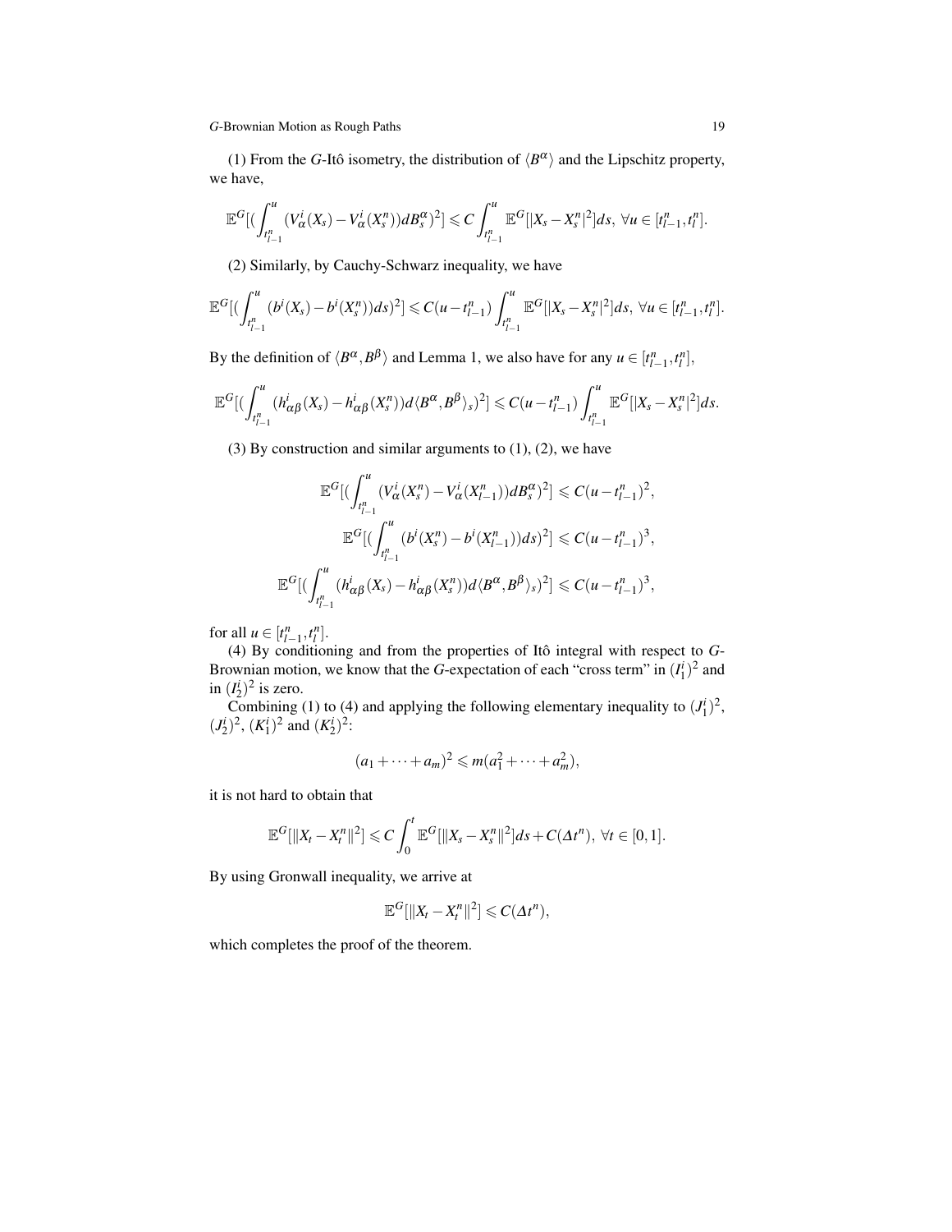(1) From the $G$-Itô isometry, the distribution of $\langle B^{\alpha} \rangle$ and the Lipschitz property, we have,

$$\mathbb{E}^G[(\int_{t_{l-1}^n}^{u} (V_{\alpha}^i(X_s) - V_{\alpha}^i(X_s^n))dB_s^{\alpha})^2] \leqslant C\int_{t_{l-1}^n}^{u} \mathbb{E}^G[|X_s - X_s^n|^2]ds, \ \forall u \in [t_{l-1}^n, t_l^n].$$

(2) Similarly, by Cauchy-Schwarz inequality, we have

$$\mathbb{E}^G[(\int_{t_{l-1}^n}^{u} (b^i(X_s) - b^i(X_s^n))ds)^2] \leqslant C(u - t_{l-1}^n)\int_{t_{l-1}^n}^{u} \mathbb{E}^G[|X_s - X_s^n|^2]ds, \ \forall u \in [t_{l-1}^n, t_l^n].$$

By the definition of $\langle B^{\alpha}, B^{\beta} \rangle$ and Lemma 1, we also have for any $u \in [t_{l-1}^n, t_l^n]$,

$$\mathbb{E}^G[(\int_{t_{l-1}^n}^{u} (h_{\alpha\beta}^i(X_s) - h_{\alpha\beta}^i(X_s^n))d\langle B^{\alpha}, B^{\beta} \rangle_s)^2] \leqslant C(u - t_{l-1}^n)\int_{t_{l-1}^n}^{u} \mathbb{E}^G[|X_s - X_s^n|^2]ds.$$

(3) By construction and similar arguments to (1), (2), we have

$$\mathbb{E}^G[(\int_{t_{l-1}^n}^{u} (V_{\alpha}^i(X_s^n) - V_{\alpha}^i(X_{l-1}^n))dB_s^{\alpha})^2] \leqslant C(u - t_{l-1}^n)^2,$$

$$\mathbb{E}^G[(\int_{t_{l-1}^n}^{u} (b^i(X_s^n) - b^i(X_{l-1}^n))ds)^2] \leqslant C(u - t_{l-1}^n)^3,$$

$$\mathbb{E}^G[(\int_{t_{l-1}^n}^{u} (h_{\alpha\beta}^i(X_s) - h_{\alpha\beta}^i(X_s^n))d\langle B^{\alpha}, B^{\beta} \rangle_s)^2] \leqslant C(u - t_{l-1}^n)^3,$$

for all $u \in [t_{l-1}^n, t_l^n]$.

(4) By conditioning and from the properties of Itô integral with respect to $G$-Brownian motion, we know that the $G$-expectation of each "cross term" in $(I_1^i)^2$ and in $(I_2^i)^2$ is zero.

Combining (1) to (4) and applying the following elementary inequality to $(J_1^i)^2$, $(J_2^i)^2$, $(K_1^i)^2$ and $(K_2^i)^2$:

$$(a_1 + \cdots + a_m)^2 \leqslant m(a_1^2 + \cdots + a_m^2),$$

it is not hard to obtain that

$$\mathbb{E}^G[\|X_t - X_t^n\|^2] \leqslant C\int_0^t \mathbb{E}^G[\|X_s - X_s^n\|^2]ds + C(\Delta t^n), \ \forall t \in [0,1].$$

By using Gronwall inequality, we arrive at

$$\mathbb{E}^G[\|X_t - X_t^n\|^2] \leqslant C(\Delta t^n),$$

which completes the proof of the theorem.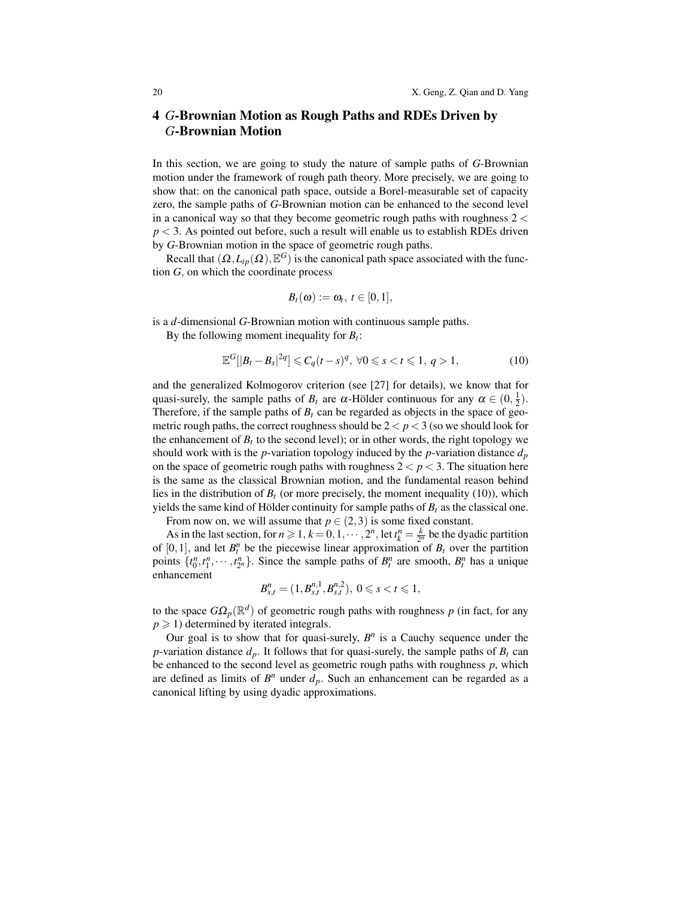## 4 $G$-Brownian Motion as Rough Paths and RDEs Driven by $G$-Brownian Motion

In this section, we are going to study the nature of sample paths of $G$-Brownian motion under the framework of rough path theory. More precisely, we are going to show that: on the canonical path space, outside a Borel-measurable set of capacity zero, the sample paths of $G$-Brownian motion can be enhanced to the second level in a canonical way so that they become geometric rough paths with roughness $2 < p < 3$. As pointed out before, such a result will enable us to establish RDEs driven by $G$-Brownian motion in the space of geometric rough paths.

Recall that $(\Omega, L_{ip}(\Omega), \mathbb{E}^G)$ is the canonical path space associated with the function $G$, on which the coordinate process

$$B_t(\omega) := \omega_t,\ t \in [0,1],$$

is a $d$-dimensional $G$-Brownian motion with continuous sample paths.

By the following moment inequality for $B_t$:

$$\mathbb{E}^G[|B_t - B_s|^{2q}] \leqslant C_q(t-s)^q,\ \forall 0 \leqslant s < t \leqslant 1,\ q > 1, \tag{10}$$

and the generalized Kolmogorov criterion (see [27] for details), we know that for quasi-surely, the sample paths of $B_t$ are $\alpha$-Hölder continuous for any $\alpha \in (0, \frac{1}{2})$. Therefore, if the sample paths of $B_t$ can be regarded as objects in the space of geometric rough paths, the correct roughness should be $2 < p < 3$ (so we should look for the enhancement of $B_t$ to the second level); or in other words, the right topology we should work with is the $p$-variation topology induced by the $p$-variation distance $d_p$ on the space of geometric rough paths with roughness $2 < p < 3$. The situation here is the same as the classical Brownian motion, and the fundamental reason behind lies in the distribution of $B_t$ (or more precisely, the moment inequality (10)), which yields the same kind of Hölder continuity for sample paths of $B_t$ as the classical one.

From now on, we will assume that $p \in (2,3)$ is some fixed constant.

As in the last section, for $n \geqslant 1$, $k = 0, 1, \cdots, 2^n$, let $t_k^n = \frac{k}{2^n}$ be the dyadic partition of $[0,1]$, and let $B_t^n$ be the piecewise linear approximation of $B_t$ over the partition points $\{t_0^n, t_1^n, \cdots, t_{2^n}^n\}$. Since the sample paths of $B_t^n$ are smooth, $B_t^n$ has a unique enhancement

$$\boldsymbol{B}_{s,t}^n = (1, B_{s,t}^{n,1}, B_{s,t}^{n,2}),\ 0 \leqslant s < t \leqslant 1,$$

to the space $G\Omega_p(\mathbb{R}^d)$ of geometric rough paths with roughness $p$ (in fact, for any $p \geqslant 1$) determined by iterated integrals.

Our goal is to show that for quasi-surely, $\boldsymbol{B}^n$ is a Cauchy sequence under the $p$-variation distance $d_p$. It follows that for quasi-surely, the sample paths of $B_t$ can be enhanced to the second level as geometric rough paths with roughness $p$, which are defined as limits of $\boldsymbol{B}^n$ under $d_p$. Such an enhancement can be regarded as a canonical lifting by using dyadic approximations.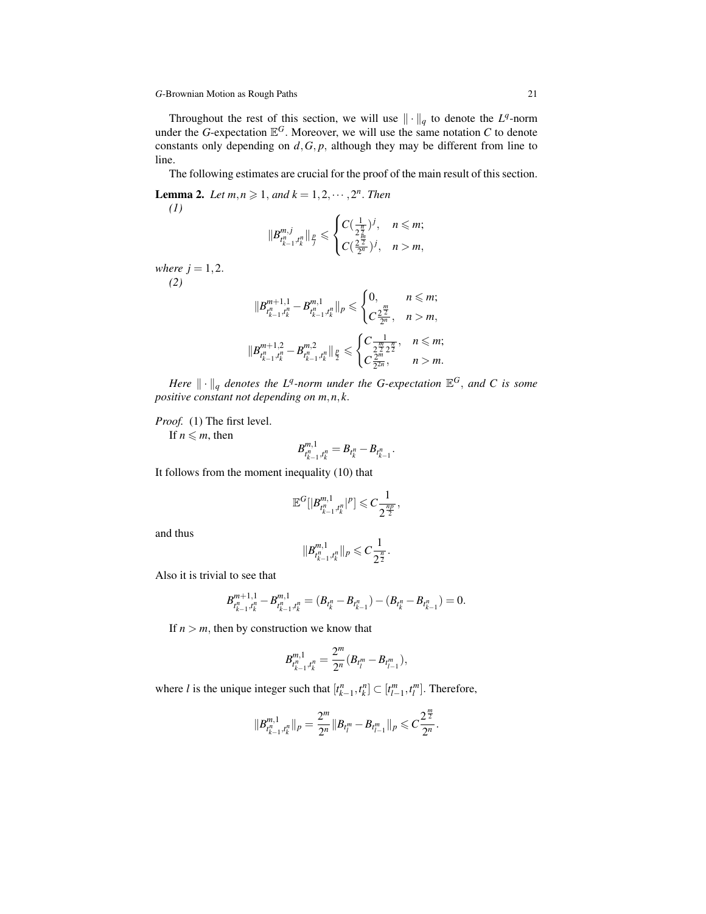Throughout the rest of this section, we will use $\|\cdot\|_q$ to denote the $L^q$-norm under the $G$-expectation $\mathbb{E}^G$. Moreover, we will use the same notation $C$ to denote constants only depending on $d, G, p$, although they may be different from line to line.

The following estimates are crucial for the proof of the main result of this section.

**Lemma 2.** *Let $m, n \geqslant 1$, and $k = 1, 2, \cdots, 2^n$. Then*

*(1)*

$$\|B^{m,j}_{t^n_{k-1}, t^n_k}\|_{\frac{p}{j}} \leqslant \begin{cases} C(\frac{1}{2^{\frac{n}{2}}})^j, & n \leqslant m; \\ C(\frac{2^{\frac{m}{2}}}{2^n})^j, & n > m, \end{cases}$$

*where $j = 1, 2$.*

*(2)*

$$\|B^{m+1,1}_{t^n_{k-1}, t^n_k} - B^{m,1}_{t^n_{k-1}, t^n_k}\|_p \leqslant \begin{cases} 0, & n \leqslant m; \\ C\frac{2^{\frac{m}{2}}}{2^n}, & n > m, \end{cases}$$

$$\|B^{m+1,2}_{t^n_{k-1}, t^n_k} - B^{m,2}_{t^n_{k-1}, t^n_k}\|_{\frac{p}{2}} \leqslant \begin{cases} C\frac{1}{2^{\frac{m}{2}} 2^{\frac{n}{2}}}, & n \leqslant m; \\ C\frac{2^m}{2^{2n}}, & n > m. \end{cases}$$

*Here $\|\cdot\|_q$ denotes the $L^q$-norm under the $G$-expectation $\mathbb{E}^G$, and $C$ is some positive constant not depending on $m, n, k$.*

*Proof.* (1) The first level.

If $n \leqslant m$, then

$$B^{m,1}_{t^n_{k-1}, t^n_k} = B_{t^n_k} - B_{t^n_{k-1}}.$$

It follows from the moment inequality (10) that

$$\mathbb{E}^G[|B^{m,1}_{t^n_{k-1}, t^n_k}|^p] \leqslant C\frac{1}{2^{\frac{np}{2}}},$$

and thus

$$\|B^{m,1}_{t^n_{k-1}, t^n_k}\|_p \leqslant C\frac{1}{2^{\frac{n}{2}}}.$$

Also it is trivial to see that

$$B^{m+1,1}_{t^n_{k-1}, t^n_k} - B^{m,1}_{t^n_{k-1}, t^n_k} = (B_{t^n_k} - B_{t^n_{k-1}}) - (B_{t^n_k} - B_{t^n_{k-1}}) = 0.$$

If $n > m$, then by construction we know that

$$B^{m,1}_{t^n_{k-1}, t^n_k} = \frac{2^m}{2^n}(B_{t^m_l} - B_{t^m_{l-1}}),$$

where $l$ is the unique integer such that $[t^n_{k-1}, t^n_k] \subset [t^m_{l-1}, t^m_l]$. Therefore,

$$\|B^{m,1}_{t^n_{k-1}, t^n_k}\|_p = \frac{2^m}{2^n}\|B_{t^m_l} - B_{t^m_{l-1}}\|_p \leqslant C\frac{2^{\frac{m}{2}}}{2^n}.$$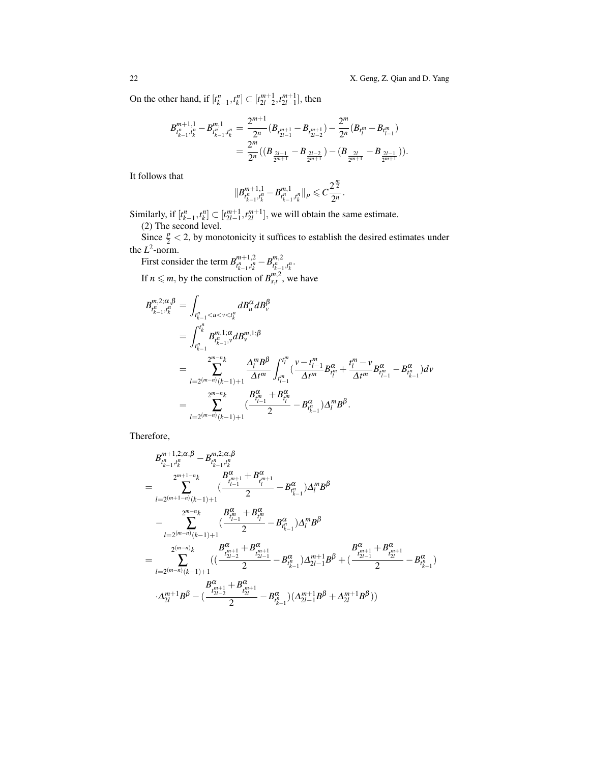On the other hand, if $[t_{k-1}^n, t_k^n] \subset [t_{2l-2}^{m+1}, t_{2l-1}^{m+1}]$, then

$$
\begin{aligned}
B_{t_{k-1}^n, t_k^n}^{m+1,1} - B_{t_{k-1}^n, t_k^n}^{m,1} &= \frac{2^{m+1}}{2^n}(B_{t_{2l-1}^{m+1}} - B_{t_{2l-2}^{m+1}}) - \frac{2^m}{2^n}(B_{t_l^m} - B_{t_{l-1}^m}) \\
&= \frac{2^m}{2^n}((B_{\frac{2l-1}{2^{m+1}}} - B_{\frac{2l-2}{2^{m+1}}}) - (B_{\frac{2l}{2^{m+1}}} - B_{\frac{2l-1}{2^{m+1}}})).
\end{aligned}
$$

It follows that

$$
\|B_{t_{k-1}^n, t_k^n}^{m+1,1} - B_{t_{k-1}^n, t_k^n}^{m,1}\|_p \leqslant C\frac{2^{\frac{m}{2}}}{2^n}.
$$

Similarly, if $[t_{k-1}^n, t_k^n] \subset [t_{2l-1}^{m+1}, t_{2l}^{m+1}]$, we will obtain the same estimate.

(2) The second level.

Since $\frac{p}{2} < 2$, by monotonicity it suffices to establish the desired estimates under the $L^2$-norm.

First consider the term $B_{t_{k-1}^n, t_k^n}^{m+1,2} - B_{t_{k-1}^n, t_k^n}^{m,2}$.

If $n \leqslant m$, by the construction of $B_{s,t}^{m,2}$, we have

$$
\begin{aligned}
B_{t_{k-1}^n, t_k^n}^{m,2;\alpha,\beta} &= \int_{t_{k-1}^n < u < v < t_k^n} dB_u^\alpha dB_v^\beta \\
&= \int_{t_{k-1}^n}^{t_k^n} B_{t_{k-1}^n, v}^{m,1;\alpha} dB_v^{m,1;\beta} \\
&= \sum_{l=2^{(m-n)}(k-1)+1}^{2^{m-n}k} \frac{\Delta_l^m B^\beta}{\Delta t^m} \int_{t_{l-1}^m}^{t_l^m} (\frac{v - t_{l-1}^m}{\Delta t^m} B_{t_l^m}^\alpha + \frac{t_l^m - v}{\Delta t^m} B_{t_{l-1}^m}^\alpha - B_{t_{k-1}^n}^\alpha) dv \\
&= \sum_{l=2^{(m-n)}(k-1)+1}^{2^{m-n}k} (\frac{B_{t_{l-1}^m}^\alpha + B_{t_l^m}^\alpha}{2} - B_{t_{k-1}^n}^\alpha) \Delta_l^m B^\beta.
\end{aligned}
$$

Therefore,

$$
\begin{aligned}
&B_{t_{k-1}^n, t_k^n}^{m+1,2;\alpha,\beta} - B_{t_{k-1}^n, t_k^n}^{m,2;\alpha,\beta} \\
= &\sum_{l=2^{(m+1-n)}(k-1)+1}^{2^{m+1-n}k} (\frac{B_{t_{l-1}^{m+1}}^\alpha + B_{t_l^{m+1}}^\alpha}{2} - B_{t_{k-1}^n}^\alpha) \Delta_l^m B^\beta \\
&- \sum_{l=2^{(m-n)}(k-1)+1}^{2^{m-n}k} (\frac{B_{t_{l-1}^m}^\alpha + B_{t_l^m}^\alpha}{2} - B_{t_{k-1}^n}^\alpha) \Delta_l^m B^\beta \\
= &\sum_{l=2^{(m-n)}(k-1)+1}^{2^{(m-n)}k} ((\frac{B_{t_{2l-2}^{m+1}}^\alpha + B_{t_{2l-1}^{m+1}}^\alpha}{2} - B_{t_{k-1}^n}^\alpha) \Delta_{2l-1}^{m+1} B^\beta + (\frac{B_{t_{2l-1}^{m+1}}^\alpha + B_{t_{2l}^{m+1}}^\alpha}{2} - B_{t_{k-1}^n}^\alpha) \\
&\cdot \Delta_{2l}^{m+1} B^\beta - (\frac{B_{t_{2l-2}^{m+1}}^\alpha + B_{t_{2l}^{m+1}}^\alpha}{2} - B_{t_{k-1}^n}^\alpha)(\Delta_{2l-1}^{m+1} B^\beta + \Delta_{2l}^{m+1} B^\beta))
\end{aligned}
$$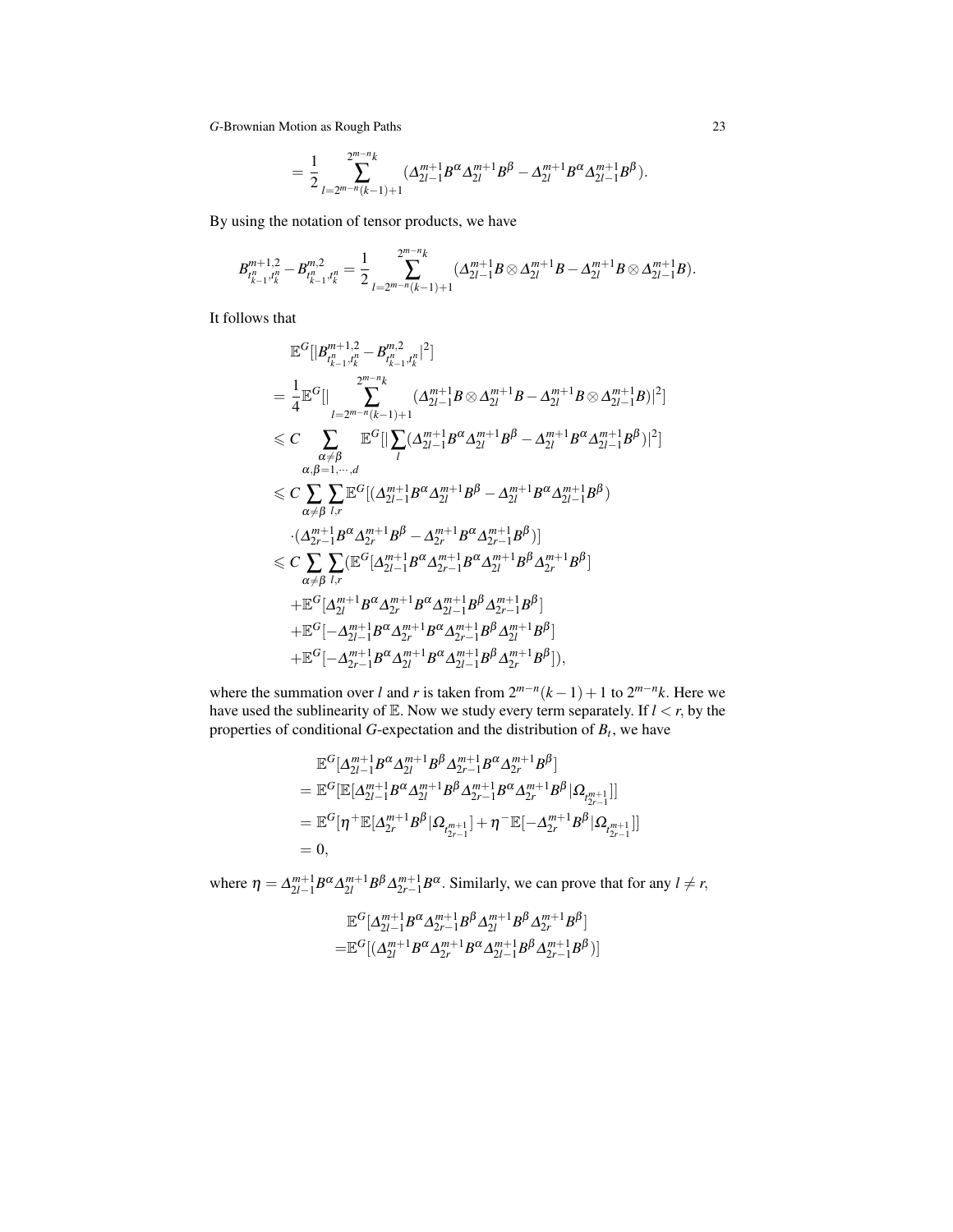$$= \frac{1}{2} \sum_{l=2^{m-n}(k-1)+1}^{2^{m-n}k} (\Delta_{2l-1}^{m+1} B^{\alpha} \Delta_{2l}^{m+1} B^{\beta} - \Delta_{2l}^{m+1} B^{\alpha} \Delta_{2l-1}^{m+1} B^{\beta}).$$

By using the notation of tensor products, we have

$$B_{t_{k-1}^n, t_k^n}^{m+1,2} - B_{t_{k-1}^n, t_k^n}^{m,2} = \frac{1}{2} \sum_{l=2^{m-n}(k-1)+1}^{2^{m-n}k} (\Delta_{2l-1}^{m+1} B \otimes \Delta_{2l}^{m+1} B - \Delta_{2l}^{m+1} B \otimes \Delta_{2l-1}^{m+1} B).$$

It follows that

$$\begin{aligned}
&\mathbb{E}^G[|B_{t_{k-1}^n, t_k^n}^{m+1,2} - B_{t_{k-1}^n, t_k^n}^{m,2}|^2] \\
&= \frac{1}{4} \mathbb{E}^G[|\sum_{l=2^{m-n}(k-1)+1}^{2^{m-n}k} (\Delta_{2l-1}^{m+1} B \otimes \Delta_{2l}^{m+1} B - \Delta_{2l}^{m+1} B \otimes \Delta_{2l-1}^{m+1} B)|^2] \\
&\leqslant C \sum_{\substack{\alpha \neq \beta \\ \alpha, \beta = 1, \cdots, d}} \mathbb{E}^G[|\sum_{l} (\Delta_{2l-1}^{m+1} B^{\alpha} \Delta_{2l}^{m+1} B^{\beta} - \Delta_{2l}^{m+1} B^{\alpha} \Delta_{2l-1}^{m+1} B^{\beta})|^2] \\
&\leqslant C \sum_{\alpha \neq \beta} \sum_{l,r} \mathbb{E}^G[(\Delta_{2l-1}^{m+1} B^{\alpha} \Delta_{2l}^{m+1} B^{\beta} - \Delta_{2l}^{m+1} B^{\alpha} \Delta_{2l-1}^{m+1} B^{\beta}) \\
&\quad \cdot (\Delta_{2r-1}^{m+1} B^{\alpha} \Delta_{2r}^{m+1} B^{\beta} - \Delta_{2r}^{m+1} B^{\alpha} \Delta_{2r-1}^{m+1} B^{\beta})] \\
&\leqslant C \sum_{\alpha \neq \beta} \sum_{l,r} (\mathbb{E}^G[\Delta_{2l-1}^{m+1} B^{\alpha} \Delta_{2r-1}^{m+1} B^{\alpha} \Delta_{2l}^{m+1} B^{\beta} \Delta_{2r}^{m+1} B^{\beta}] \\
&\quad + \mathbb{E}^G[\Delta_{2l}^{m+1} B^{\alpha} \Delta_{2r}^{m+1} B^{\alpha} \Delta_{2l-1}^{m+1} B^{\beta} \Delta_{2r-1}^{m+1} B^{\beta}] \\
&\quad + \mathbb{E}^G[-\Delta_{2l-1}^{m+1} B^{\alpha} \Delta_{2r}^{m+1} B^{\alpha} \Delta_{2r-1}^{m+1} B^{\beta} \Delta_{2l}^{m+1} B^{\beta}] \\
&\quad + \mathbb{E}^G[-\Delta_{2r-1}^{m+1} B^{\alpha} \Delta_{2l}^{m+1} B^{\alpha} \Delta_{2l-1}^{m+1} B^{\beta} \Delta_{2r}^{m+1} B^{\beta}]),
\end{aligned}$$

where the summation over $l$ and $r$ is taken from $2^{m-n}(k-1)+1$ to $2^{m-n}k$. Here we have used the sublinearity of $\mathbb{E}$. Now we study every term separately. If $l < r$, by the properties of conditional $G$-expectation and the distribution of $B_t$, we have

$$\begin{aligned}
&\mathbb{E}^G[\Delta_{2l-1}^{m+1} B^{\alpha} \Delta_{2l}^{m+1} B^{\beta} \Delta_{2r-1}^{m+1} B^{\alpha} \Delta_{2r}^{m+1} B^{\beta}] \\
&= \mathbb{E}^G[\mathbb{E}[\Delta_{2l-1}^{m+1} B^{\alpha} \Delta_{2l}^{m+1} B^{\beta} \Delta_{2r-1}^{m+1} B^{\alpha} \Delta_{2r}^{m+1} B^{\beta} | \Omega_{t_{2r-1}^{m+1}}]] \\
&= \mathbb{E}^G[\eta^+ \mathbb{E}[\Delta_{2r}^{m+1} B^{\beta} | \Omega_{t_{2r-1}^{m+1}}] + \eta^- \mathbb{E}[-\Delta_{2r}^{m+1} B^{\beta} | \Omega_{t_{2r-1}^{m+1}}]] \\
&= 0,
\end{aligned}$$

where $\eta = \Delta_{2l-1}^{m+1} B^{\alpha} \Delta_{2l}^{m+1} B^{\beta} \Delta_{2r-1}^{m+1} B^{\alpha}$. Similarly, we can prove that for any $l \neq r$,

$$\begin{aligned}
&\mathbb{E}^G[\Delta_{2l-1}^{m+1} B^{\alpha} \Delta_{2r-1}^{m+1} B^{\beta} \Delta_{2l}^{m+1} B^{\beta} \Delta_{2r}^{m+1} B^{\beta}] \\
=&\mathbb{E}^G[(\Delta_{2l}^{m+1} B^{\alpha} \Delta_{2r}^{m+1} B^{\alpha} \Delta_{2l-1}^{m+1} B^{\beta} \Delta_{2r-1}^{m+1} B^{\beta})]
\end{aligned}$$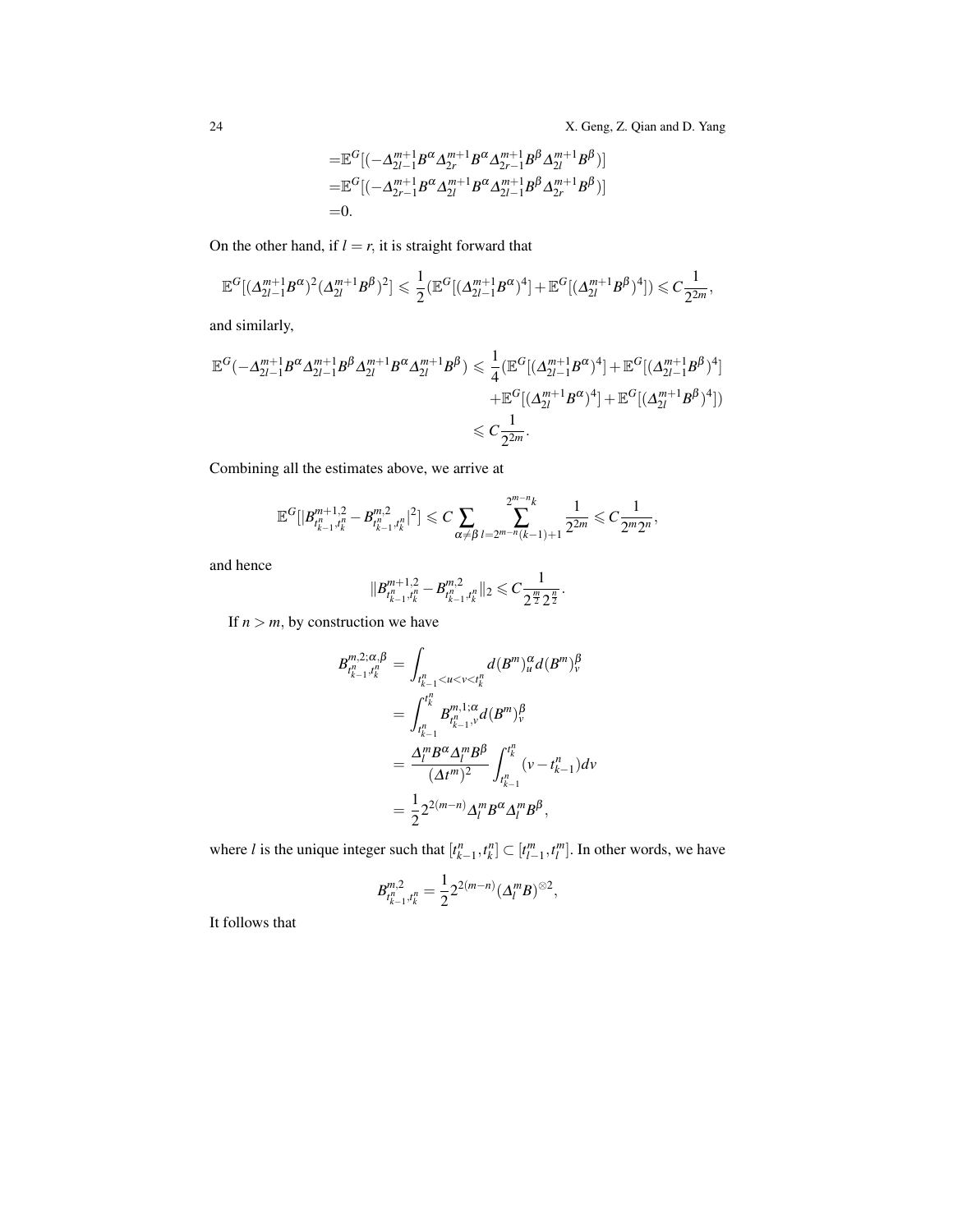$$
\begin{aligned}
&=\mathbb{E}^G[(-\Delta_{2l-1}^{m+1}B^\alpha \Delta_{2r}^{m+1}B^\alpha \Delta_{2r-1}^{m+1}B^\beta \Delta_{2l}^{m+1}B^\beta)] \\
&=\mathbb{E}^G[(-\Delta_{2r-1}^{m+1}B^\alpha \Delta_{2l}^{m+1}B^\alpha \Delta_{2l-1}^{m+1}B^\beta \Delta_{2r}^{m+1}B^\beta)] \\
&=0.
\end{aligned}
$$

On the other hand, if $l=r$, it is straight forward that

$$
\mathbb{E}^G[(\Delta_{2l-1}^{m+1}B^\alpha)^2(\Delta_{2l}^{m+1}B^\beta)^2] \leqslant \frac{1}{2}(\mathbb{E}^G[(\Delta_{2l-1}^{m+1}B^\alpha)^4]+\mathbb{E}^G[(\Delta_{2l}^{m+1}B^\beta)^4]) \leqslant C\frac{1}{2^{2m}},
$$

and similarly,

$$
\begin{aligned}
\mathbb{E}^G(-\Delta_{2l-1}^{m+1}B^\alpha \Delta_{2l-1}^{m+1}B^\beta \Delta_{2l}^{m+1}B^\alpha \Delta_{2l}^{m+1}B^\beta) \leqslant& \frac{1}{4}(\mathbb{E}^G[(\Delta_{2l-1}^{m+1}B^\alpha)^4]+\mathbb{E}^G[(\Delta_{2l-1}^{m+1}B^\beta)^4] \\
&+\mathbb{E}^G[(\Delta_{2l}^{m+1}B^\alpha)^4]+\mathbb{E}^G[(\Delta_{2l}^{m+1}B^\beta)^4]) \\
\leqslant& C\frac{1}{2^{2m}}.
\end{aligned}
$$

Combining all the estimates above, we arrive at

$$
\mathbb{E}^G[|B_{t_{k-1}^n,t_k^n}^{m+1,2}-B_{t_{k-1}^n,t_k^n}^{m,2}|^2] \leqslant C\sum_{\alpha\neq\beta}\sum_{l=2^{m-n}(k-1)+1}^{2^{m-n}k}\frac{1}{2^{2m}} \leqslant C\frac{1}{2^m 2^n},
$$

and hence

$$
\|B_{t_{k-1}^n,t_k^n}^{m+1,2}-B_{t_{k-1}^n,t_k^n}^{m,2}\|_2 \leqslant C\frac{1}{2^{\frac{m}{2}}2^{\frac{n}{2}}}.
$$

If $n>m$, by construction we have

$$
\begin{aligned}
B_{t_{k-1}^n,t_k^n}^{m,2;\alpha,\beta} &= \int_{t_{k-1}^n<u<v<t_k^n} d(B^m)_u^\alpha d(B^m)_v^\beta \\
&= \int_{t_{k-1}^n}^{t_k^n} B_{t_{k-1}^n,v}^{m,1;\alpha} d(B^m)_v^\beta \\
&= \frac{\Delta_l^m B^\alpha \Delta_l^m B^\beta}{(\Delta t^m)^2}\int_{t_{k-1}^n}^{t_k^n}(v-t_{k-1}^n)dv \\
&= \frac{1}{2}2^{2(m-n)}\Delta_l^m B^\alpha \Delta_l^m B^\beta,
\end{aligned}
$$

where $l$ is the unique integer such that $[t_{k-1}^n,t_k^n]\subset[t_{l-1}^m,t_l^m]$. In other words, we have

$$
B_{t_{k-1}^n,t_k^n}^{m,2} = \frac{1}{2}2^{2(m-n)}(\Delta_l^m B)^{\otimes 2},
$$

It follows that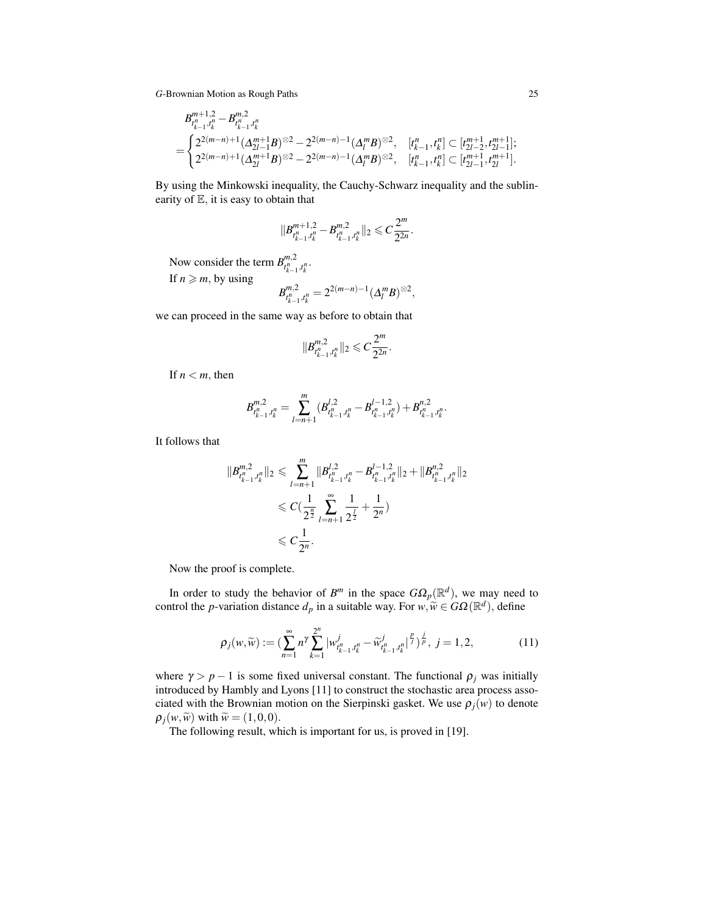$$
\begin{aligned}
& B^{m+1,2}_{t^n_{k-1},t^n_k} - B^{m,2}_{t^n_{k-1},t^n_k} \\
&= \begin{cases} 2^{2(m-n)+1}(\Delta^{m+1}_{2l-1}B)^{\otimes 2} - 2^{2(m-n)-1}(\Delta^m_l B)^{\otimes 2}, & [t^n_{k-1},t^n_k] \subset [t^{m+1}_{2l-2},t^{m+1}_{2l-1}]; \\ 2^{2(m-n)+1}(\Delta^{m+1}_{2l}B)^{\otimes 2} - 2^{2(m-n)-1}(\Delta^m_l B)^{\otimes 2}, & [t^n_{k-1},t^n_k] \subset [t^{m+1}_{2l-1},t^{m+1}_{2l}]. \end{cases}
\end{aligned}
$$

By using the Minkowski inequality, the Cauchy-Schwarz inequality and the sublinearity of $\mathbb{E}$, it is easy to obtain that

$$
\|B^{m+1,2}_{t^n_{k-1},t^n_k} - B^{m,2}_{t^n_{k-1},t^n_k}\|_2 \leqslant C\frac{2^m}{2^{2n}}.
$$

Now consider the term $B^{m,2}_{t^n_{k-1},t^n_k}$.

If $n \geqslant m$, by using

$$
B^{m,2}_{t^n_{k-1},t^n_k} = 2^{2(m-n)-1}(\Delta^m_l B)^{\otimes 2},
$$

we can proceed in the same way as before to obtain that

$$
\|B^{m,2}_{t^n_{k-1},t^n_k}\|_2 \leqslant C\frac{2^m}{2^{2n}}.
$$

If $n < m$, then

$$
B^{m,2}_{t^n_{k-1},t^n_k} = \sum_{l=n+1}^{m}(B^{l,2}_{t^n_{k-1},t^n_k} - B^{l-1,2}_{t^n_{k-1},t^n_k}) + B^{n,2}_{t^n_{k-1},t^n_k}.
$$

It follows that

$$
\begin{aligned}
\|B^{m,2}_{t^n_{k-1},t^n_k}\|_2 &\leqslant \sum_{l=n+1}^{m}\|B^{l,2}_{t^n_{k-1},t^n_k} - B^{l-1,2}_{t^n_{k-1},t^n_k}\|_2 + \|B^{n,2}_{t^n_{k-1},t^n_k}\|_2 \\
&\leqslant C(\frac{1}{2^{\frac{n}{2}}}\sum_{l=n+1}^{\infty}\frac{1}{2^{\frac{l}{2}}} + \frac{1}{2^n}) \\
&\leqslant C\frac{1}{2^n}.
\end{aligned}
$$

Now the proof is complete.

In order to study the behavior of $B^m$ in the space $G\Omega_p(\mathbb{R}^d)$, we may need to control the $p$-variation distance $d_p$ in a suitable way. For $w, \widetilde{w} \in G\Omega(\mathbb{R}^d)$, define

$$
\rho_j(w,\widetilde{w}) := (\sum_{n=1}^{\infty} n^\gamma \sum_{k=1}^{2^n} |w^j_{t^n_{k-1},t^n_k} - \widetilde{w}^j_{t^n_{k-1},t^n_k}|^{\frac{p}{j}})^{\frac{j}{p}}, \ j = 1,2, \tag{11}
$$

where $\gamma > p-1$ is some fixed universal constant. The functional $\rho_j$ was initially introduced by Hambly and Lyons [11] to construct the stochastic area process associated with the Brownian motion on the Sierpinski gasket. We use $\rho_j(w)$ to denote $\rho_j(w,\widetilde{w})$ with $\widetilde{w} = (1,0,0)$.

The following result, which is important for us, is proved in [19].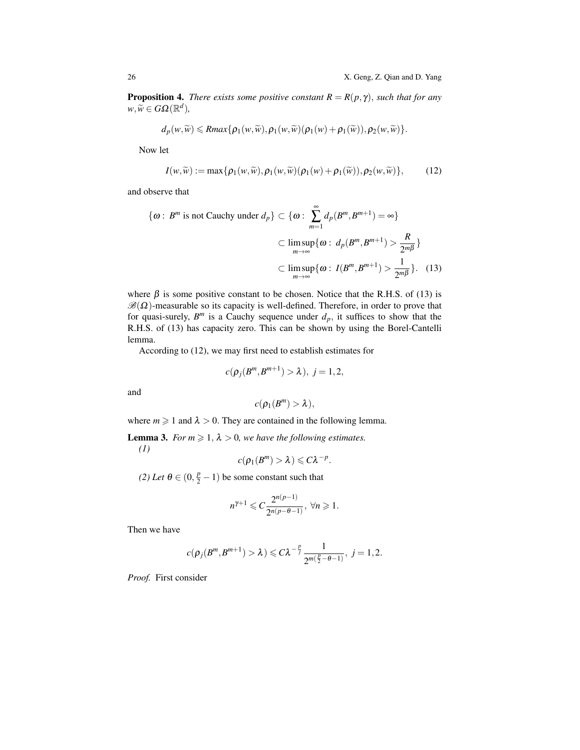**Proposition 4.** *There exists some positive constant $R = R(p,\gamma)$, such that for any $w, \widetilde{w} \in G\Omega(\mathbb{R}^d)$,*

$$d_p(w,\widetilde{w}) \leqslant R max\{\rho_1(w,\widetilde{w}), \rho_1(w,\widetilde{w})(\rho_1(w)+\rho_1(\widetilde{w})), \rho_2(w,\widetilde{w})\}.$$

Now let

$$I(w,\widetilde{w}) := \max\{\rho_1(w,\widetilde{w}), \rho_1(w,\widetilde{w})(\rho_1(w)+\rho_1(\widetilde{w})), \rho_2(w,\widetilde{w})\}, \tag{12}$$

and observe that

$$\begin{aligned}
\{\omega : \ B^m \text{ is not Cauchy under } d_p\} &\subset \{\omega : \ \sum_{m=1}^{\infty} d_p(B^m, B^{m+1}) = \infty\} \\
&\subset \limsup_{m\to\infty}\{\omega : \ d_p(B^m, B^{m+1}) > \frac{R}{2^{m\beta}}\} \\
&\subset \limsup_{m\to\infty}\{\omega : \ I(B^m, B^{m+1}) > \frac{1}{2^{m\beta}}\}. \quad (13)
\end{aligned}$$

where $\beta$ is some positive constant to be chosen. Notice that the R.H.S. of (13) is $\mathscr{B}(\Omega)$-measurable so its capacity is well-defined. Therefore, in order to prove that for quasi-surely, $B^m$ is a Cauchy sequence under $d_p$, it suffices to show that the R.H.S. of (13) has capacity zero. This can be shown by using the Borel-Cantelli lemma.

According to (12), we may first need to establish estimates for

$$c(\rho_j(B^m, B^{m+1}) > \lambda), \ j = 1, 2,$$

and

$$c(\rho_1(B^m) > \lambda),$$

where $m \geqslant 1$ and $\lambda > 0$. They are contained in the following lemma.

**Lemma 3.** *For $m \geqslant 1$, $\lambda > 0$, we have the following estimates.*

*(1)*

$$c(\rho_1(B^m) > \lambda) \leqslant C\lambda^{-p}.$$

*(2) Let $\theta \in (0, \frac{p}{2}-1)$* be some constant such that

$$n^{\gamma+1} \leqslant C\frac{2^{n(p-1)}}{2^{n(p-\theta-1)}}, \ \forall n \geqslant 1.$$

Then we have

$$c(\rho_j(B^m, B^{m+1}) > \lambda) \leqslant C\lambda^{-\frac{p}{j}} \frac{1}{2^{m(\frac{p}{2}-\theta-1)}}, \ j = 1, 2.$$

*Proof.* First consider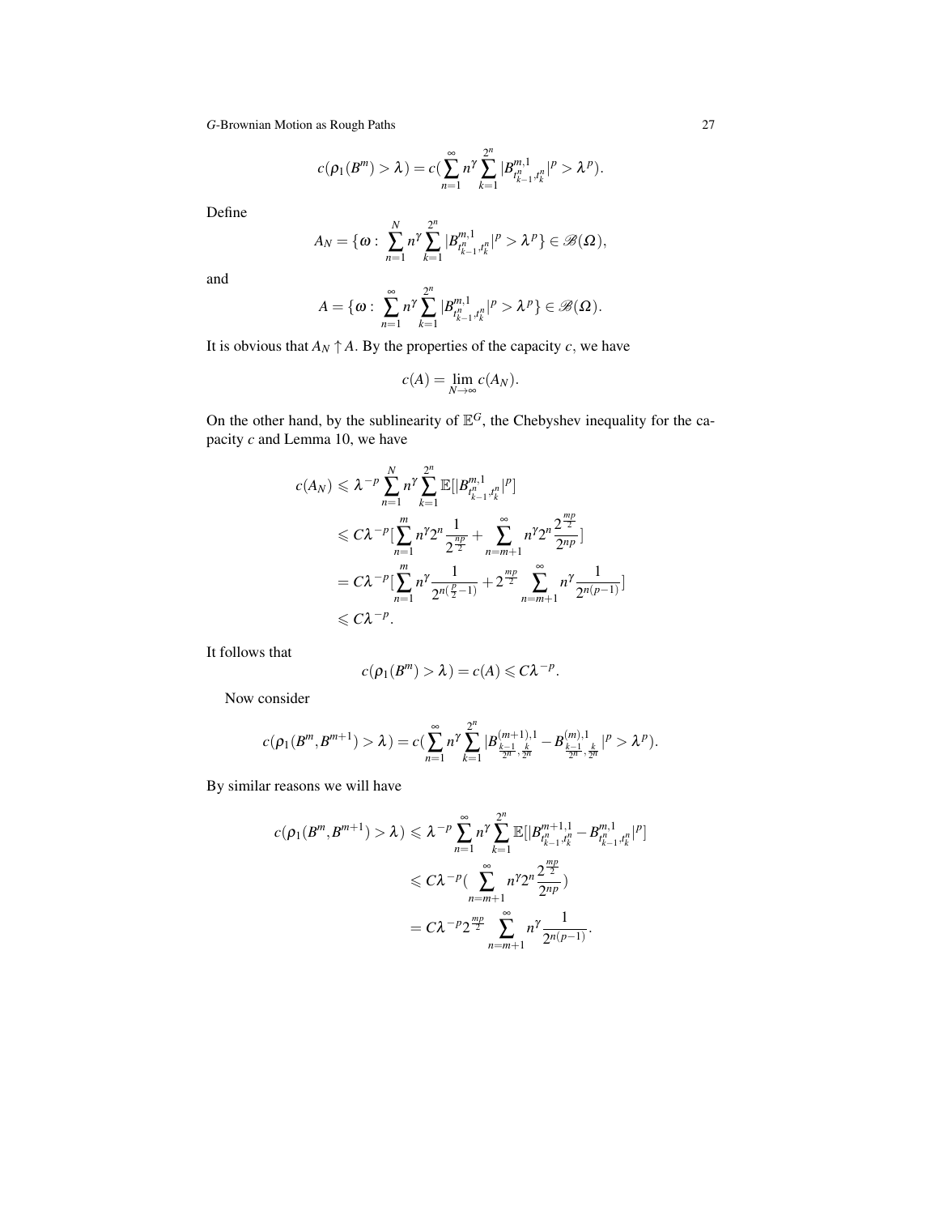$$c(\rho_1(B^m) > \lambda) = c(\sum_{n=1}^{\infty} n^{\gamma} \sum_{k=1}^{2^n} |B^{m,1}_{t^n_{k-1},t^n_k}|^p > \lambda^p).$$

Define

$$A_N = \{\omega : \sum_{n=1}^{N} n^{\gamma} \sum_{k=1}^{2^n} |B^{m,1}_{t^n_{k-1},t^n_k}|^p > \lambda^p\} \in \mathscr{B}(\Omega),$$

and

$$A = \{\omega : \sum_{n=1}^{\infty} n^{\gamma} \sum_{k=1}^{2^n} |B^{m,1}_{t^n_{k-1},t^n_k}|^p > \lambda^p\} \in \mathscr{B}(\Omega).$$

It is obvious that $A_N \uparrow A$. By the properties of the capacity $c$, we have

$$c(A) = \lim_{N\to\infty} c(A_N).$$

On the other hand, by the sublinearity of $\mathbb{E}^G$, the Chebyshev inequality for the capacity $c$ and Lemma 10, we have

$$\begin{aligned}
c(A_N) &\leqslant \lambda^{-p} \sum_{n=1}^{N} n^{\gamma} \sum_{k=1}^{2^n} \mathbb{E}[|B^{m,1}_{t^n_{k-1},t^n_k}|^p] \\
&\leqslant C\lambda^{-p}[\sum_{n=1}^{m} n^{\gamma} 2^n \frac{1}{2^{\frac{np}{2}}} + \sum_{n=m+1}^{\infty} n^{\gamma} 2^n \frac{2^{\frac{mp}{2}}}{2^{np}}] \\
&= C\lambda^{-p}[\sum_{n=1}^{m} n^{\gamma} \frac{1}{2^{n(\frac{p}{2}-1)}} + 2^{\frac{mp}{2}} \sum_{n=m+1}^{\infty} n^{\gamma} \frac{1}{2^{n(p-1)}}] \\
&\leqslant C\lambda^{-p}.
\end{aligned}$$

It follows that

$$c(\rho_1(B^m) > \lambda) = c(A) \leqslant C\lambda^{-p}.$$

Now consider

$$c(\rho_1(B^m, B^{m+1}) > \lambda) = c(\sum_{n=1}^{\infty} n^{\gamma} \sum_{k=1}^{2^n} |B^{(m+1),1}_{\frac{k-1}{2^n},\frac{k}{2^n}} - B^{(m),1}_{\frac{k-1}{2^n},\frac{k}{2^n}}|^p > \lambda^p).$$

By similar reasons we will have

$$\begin{aligned}
c(\rho_1(B^m, B^{m+1}) > \lambda) &\leqslant \lambda^{-p} \sum_{n=1}^{\infty} n^{\gamma} \sum_{k=1}^{2^n} \mathbb{E}[|B^{m+1,1}_{t^n_{k-1},t^n_k} - B^{m,1}_{t^n_{k-1},t^n_k}|^p] \\
&\leqslant C\lambda^{-p}(\sum_{n=m+1}^{\infty} n^{\gamma} 2^n \frac{2^{\frac{mp}{2}}}{2^{np}}) \\
&= C\lambda^{-p} 2^{\frac{mp}{2}} \sum_{n=m+1}^{\infty} n^{\gamma} \frac{1}{2^{n(p-1)}}.
\end{aligned}$$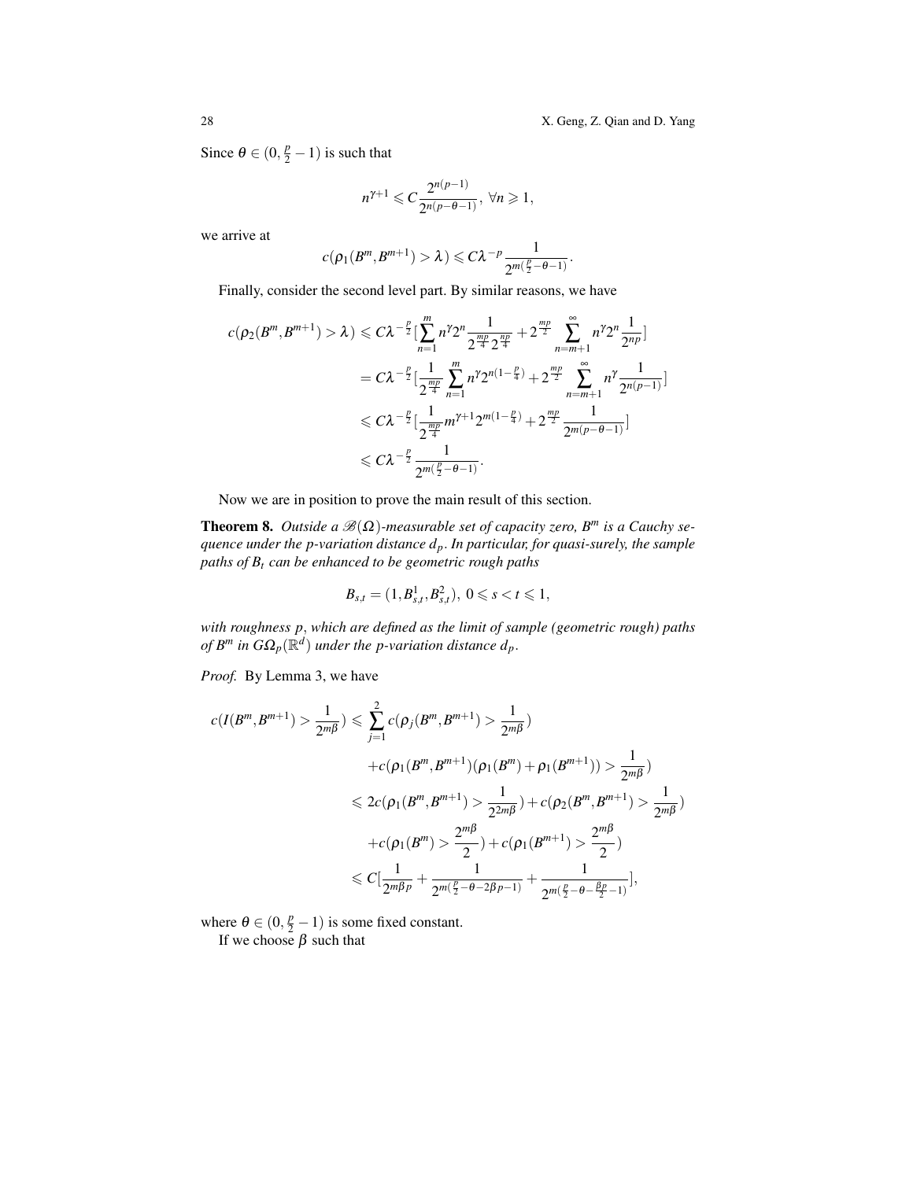Since $\theta \in (0, \frac{p}{2}-1)$ is such that

$$n^{\gamma+1} \leqslant C\frac{2^{n(p-1)}}{2^{n(p-\theta-1)}}, \ \forall n \geqslant 1,$$

we arrive at

$$c(\rho_1(B^m, B^{m+1}) > \lambda) \leqslant C\lambda^{-p}\frac{1}{2^{m(\frac{p}{2}-\theta-1)}}.$$

Finally, consider the second level part. By similar reasons, we have

$$\begin{aligned}
c(\rho_2(B^m, B^{m+1}) > \lambda) &\leqslant C\lambda^{-\frac{p}{2}}[\sum_{n=1}^{m} n^{\gamma}2^{n}\frac{1}{2^{\frac{mp}{4}}2^{\frac{np}{4}}} + 2^{\frac{mp}{2}}\sum_{n=m+1}^{\infty} n^{\gamma}2^{n}\frac{1}{2^{np}}] \\
&= C\lambda^{-\frac{p}{2}}[\frac{1}{2^{\frac{mp}{4}}}\sum_{n=1}^{m} n^{\gamma}2^{n(1-\frac{p}{4})} + 2^{\frac{mp}{2}}\sum_{n=m+1}^{\infty} n^{\gamma}\frac{1}{2^{n(p-1)}}] \\
&\leqslant C\lambda^{-\frac{p}{2}}[\frac{1}{2^{\frac{mp}{4}}}m^{\gamma+1}2^{m(1-\frac{p}{4})} + 2^{\frac{mp}{2}}\frac{1}{2^{m(p-\theta-1)}}] \\
&\leqslant C\lambda^{-\frac{p}{2}}\frac{1}{2^{m(\frac{p}{2}-\theta-1)}}.
\end{aligned}$$

Now we are in position to prove the main result of this section.

**Theorem 8.** *Outside a $\mathscr{B}(\Omega)$-measurable set of capacity zero, $B^m$ is a Cauchy sequence under the $p$-variation distance $d_p$. In particular, for quasi-surely, the sample paths of $B_t$ can be enhanced to be geometric rough paths*

$$B_{s,t} = (1, B^1_{s,t}, B^2_{s,t}), \ 0 \leqslant s < t \leqslant 1,$$

*with roughness $p$, which are defined as the limit of sample (geometric rough) paths of $B^m$ in $G\Omega_p(\mathbb{R}^d)$ under the $p$-variation distance $d_p$.*

*Proof.* By Lemma 3, we have

$$\begin{aligned}
c(I(B^m, B^{m+1}) > \frac{1}{2^{m\beta}}) &\leqslant \sum_{j=1}^{2} c(\rho_j(B^m, B^{m+1}) > \frac{1}{2^{m\beta}}) \\
&\quad + c(\rho_1(B^m, B^{m+1})(\rho_1(B^m) + \rho_1(B^{m+1})) > \frac{1}{2^{m\beta}}) \\
&\leqslant 2c(\rho_1(B^m, B^{m+1}) > \frac{1}{2^{2m\beta}}) + c(\rho_2(B^m, B^{m+1}) > \frac{1}{2^{m\beta}}) \\
&\quad + c(\rho_1(B^m) > \frac{2^{m\beta}}{2}) + c(\rho_1(B^{m+1}) > \frac{2^{m\beta}}{2}) \\
&\leqslant C[\frac{1}{2^{m\beta p}} + \frac{1}{2^{m(\frac{p}{2}-\theta-2\beta p-1)}} + \frac{1}{2^{m(\frac{p}{2}-\theta-\frac{\beta p}{2}-1)}}],
\end{aligned}$$

where $\theta \in (0, \frac{p}{2}-1)$ is some fixed constant.

If we choose $\beta$ such that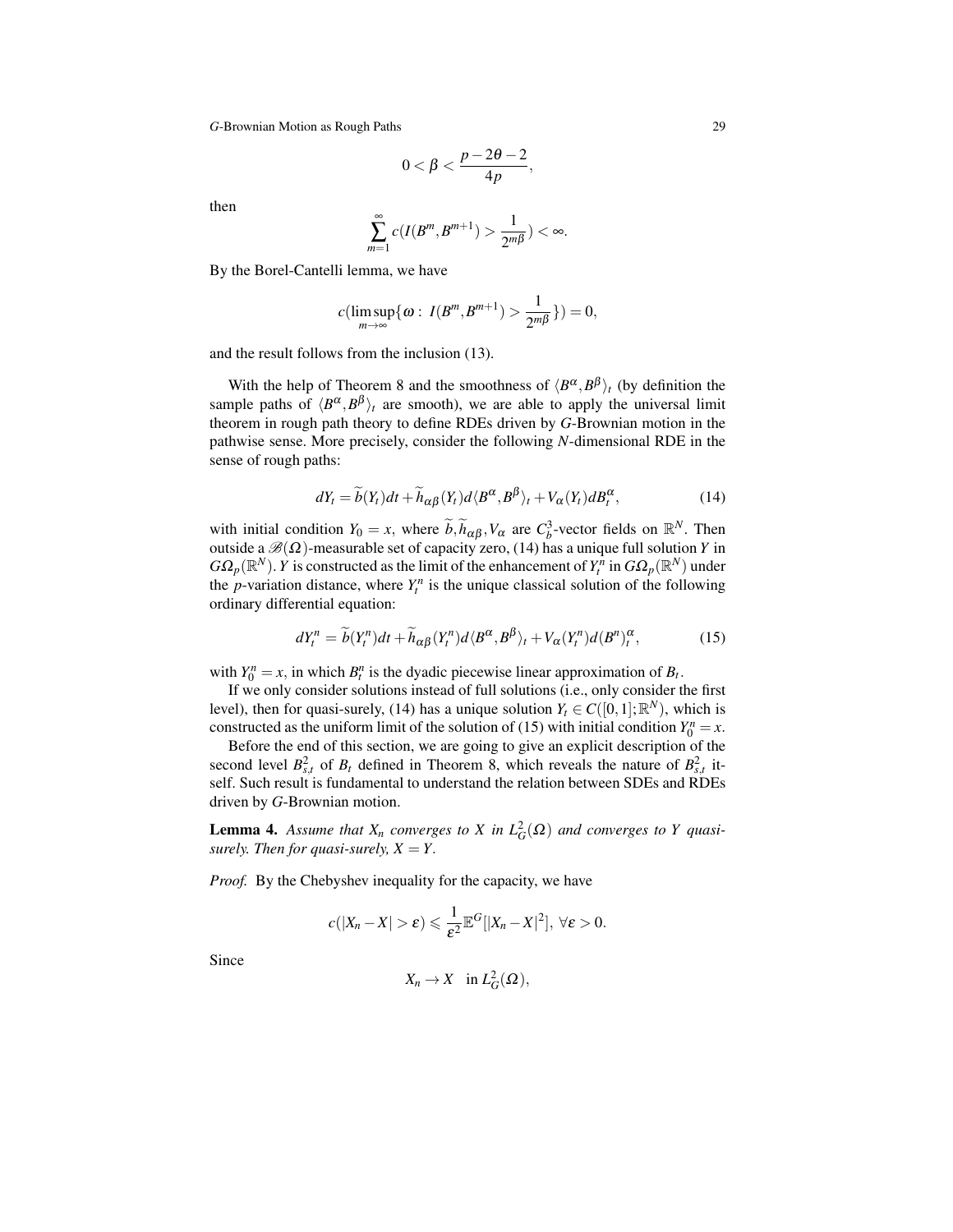$$0<\beta<\frac{p-2\theta-2}{4p},$$

then

$$\sum_{m=1}^{\infty} c(I(B^m,B^{m+1})>\frac{1}{2^{m\beta}})<\infty.$$

By the Borel-Cantelli lemma, we have

$$c(\limsup_{m\to\infty}\{\omega:\ I(B^m,B^{m+1})>\frac{1}{2^{m\beta}}\})=0,$$

and the result follows from the inclusion (13).

With the help of Theorem 8 and the smoothness of $\langle B^\alpha,B^\beta\rangle_t$ (by definition the sample paths of $\langle B^\alpha,B^\beta\rangle_t$ are smooth), we are able to apply the universal limit theorem in rough path theory to define RDEs driven by $G$-Brownian motion in the pathwise sense. More precisely, consider the following $N$-dimensional RDE in the sense of rough paths:

$$dY_t=\widetilde{b}(Y_t)dt+\widetilde{h}_{\alpha\beta}(Y_t)d\langle B^\alpha,B^\beta\rangle_t+V_\alpha(Y_t)dB_t^\alpha, \tag{14}$$

with initial condition $Y_0=x$, where $\widetilde{b},\widetilde{h}_{\alpha\beta},V_\alpha$ are $C_b^3$-vector fields on $\mathbb{R}^N$. Then outside a $\mathscr{B}(\Omega)$-measurable set of capacity zero, (14) has a unique full solution $Y$ in $G\Omega_p(\mathbb{R}^N)$. $Y$ is constructed as the limit of the enhancement of $Y_t^n$ in $G\Omega_p(\mathbb{R}^N)$ under the $p$-variation distance, where $Y_t^n$ is the unique classical solution of the following ordinary differential equation:

$$dY_t^n=\widetilde{b}(Y_t^n)dt+\widetilde{h}_{\alpha\beta}(Y_t^n)d\langle B^\alpha,B^\beta\rangle_t+V_\alpha(Y_t^n)d(B^n)_t^\alpha, \tag{15}$$

with $Y_0^n=x$, in which $B_t^n$ is the dyadic piecewise linear approximation of $B_t$.

If we only consider solutions instead of full solutions (i.e., only consider the first level), then for quasi-surely, (14) has a unique solution $Y_t\in C([0,1];\mathbb{R}^N)$, which is constructed as the uniform limit of the solution of (15) with initial condition $Y_0^n=x$.

Before the end of this section, we are going to give an explicit description of the second level $B_{s,t}^2$ of $B_t$ defined in Theorem 8, which reveals the nature of $B_{s,t}^2$ itself. Such result is fundamental to understand the relation between SDEs and RDEs driven by $G$-Brownian motion.

**Lemma 4.** *Assume that $X_n$ converges to $X$ in $L_G^2(\Omega)$ and converges to $Y$ quasi-surely. Then for quasi-surely, $X=Y$.*

*Proof.* By the Chebyshev inequality for the capacity, we have

$$c(|X_n-X|>\varepsilon)\leqslant\frac{1}{\varepsilon^2}\mathbb{E}^G[|X_n-X|^2],\ \forall\varepsilon>0.$$

Since

$$X_n\to X\quad\text{in } L_G^2(\Omega),$$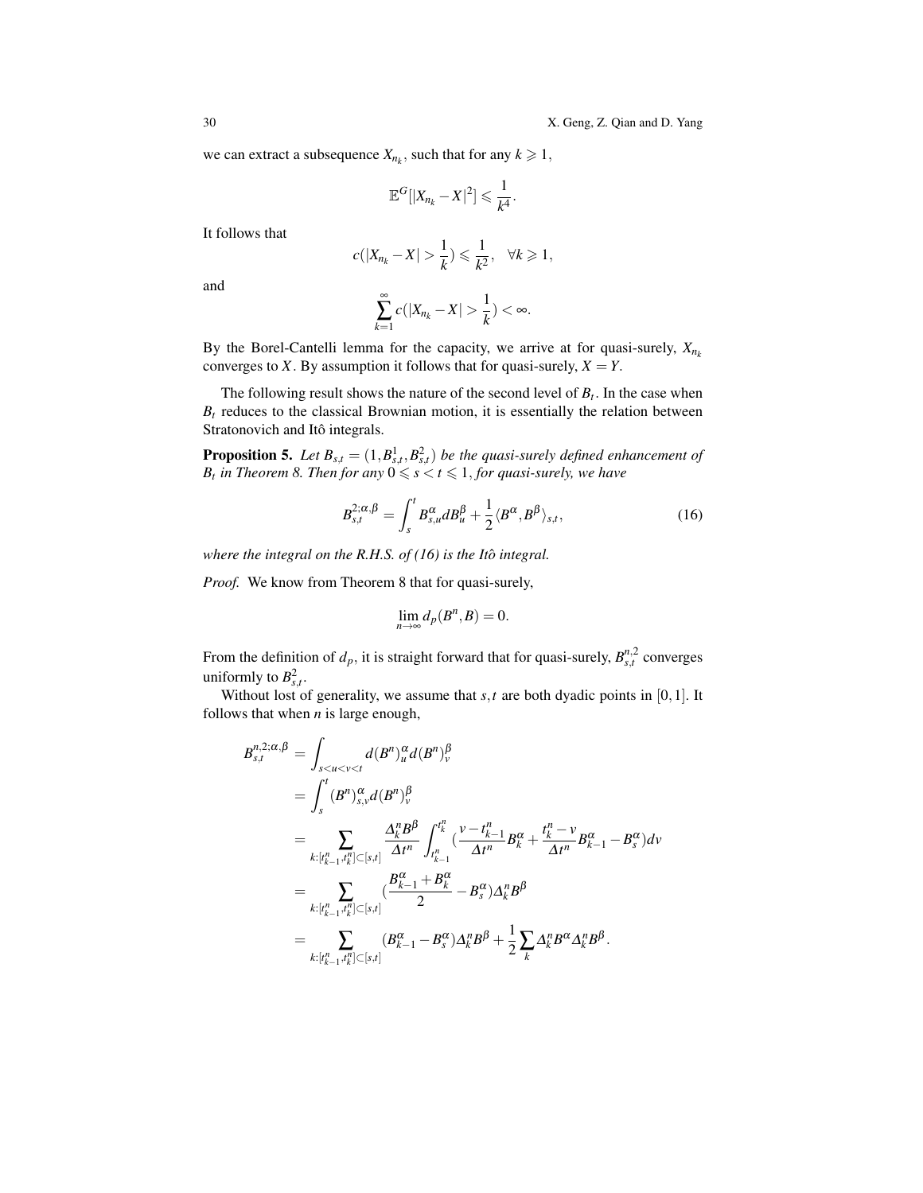we can extract a subsequence $X_{n_k}$, such that for any $k \geqslant 1$,

$$\mathbb{E}^G[|X_{n_k} - X|^2] \leqslant \frac{1}{k^4}.$$

It follows that

$$c(|X_{n_k} - X| > \frac{1}{k}) \leqslant \frac{1}{k^2}, \quad \forall k \geqslant 1,$$

and

$$\sum_{k=1}^{\infty} c(|X_{n_k} - X| > \frac{1}{k}) < \infty.$$

By the Borel-Cantelli lemma for the capacity, we arrive at for quasi-surely, $X_{n_k}$ converges to $X$. By assumption it follows that for quasi-surely, $X = Y$.

The following result shows the nature of the second level of $B_t$. In the case when $B_t$ reduces to the classical Brownian motion, it is essentially the relation between Stratonovich and Itô integrals.

**Proposition 5.** *Let $B_{s,t} = (1, B^1_{s,t}, B^2_{s,t})$ be the quasi-surely defined enhancement of $B_t$ in Theorem 8. Then for any $0 \leqslant s < t \leqslant 1$, for quasi-surely, we have*

$$B^{2;\alpha,\beta}_{s,t} = \int_s^t B^\alpha_{s,u} dB^\beta_u + \frac{1}{2}\langle B^\alpha, B^\beta \rangle_{s,t}, \tag{16}$$

*where the integral on the R.H.S. of (16) is the Itô integral.*

*Proof.* We know from Theorem 8 that for quasi-surely,

$$\lim_{n\to\infty} d_p(B^n, B) = 0.$$

From the definition of $d_p$, it is straight forward that for quasi-surely, $B^{n,2}_{s,t}$ converges uniformly to $B^2_{s,t}$.

Without lost of generality, we assume that $s,t$ are both dyadic points in $[0,1]$. It follows that when $n$ is large enough,

$$\begin{aligned}
B^{n,2;\alpha,\beta}_{s,t} &= \int_{s<u<v<t} d(B^n)^\alpha_u d(B^n)^\beta_v \\
&= \int_s^t (B^n)^\alpha_{s,v} d(B^n)^\beta_v \\
&= \sum_{k:[t^n_{k-1},t^n_k]\subset[s,t]} \frac{\Delta^n_k B^\beta}{\Delta t^n} \int_{t^n_{k-1}}^{t^n_k} (\frac{v - t^n_{k-1}}{\Delta t^n} B^\alpha_k + \frac{t^n_k - v}{\Delta t^n} B^\alpha_{k-1} - B^\alpha_s) dv \\
&= \sum_{k:[t^n_{k-1},t^n_k]\subset[s,t]} (\frac{B^\alpha_{k-1} + B^\alpha_k}{2} - B^\alpha_s) \Delta^n_k B^\beta \\
&= \sum_{k:[t^n_{k-1},t^n_k]\subset[s,t]} (B^\alpha_{k-1} - B^\alpha_s) \Delta^n_k B^\beta + \frac{1}{2}\sum_k \Delta^n_k B^\alpha \Delta^n_k B^\beta.
\end{aligned}$$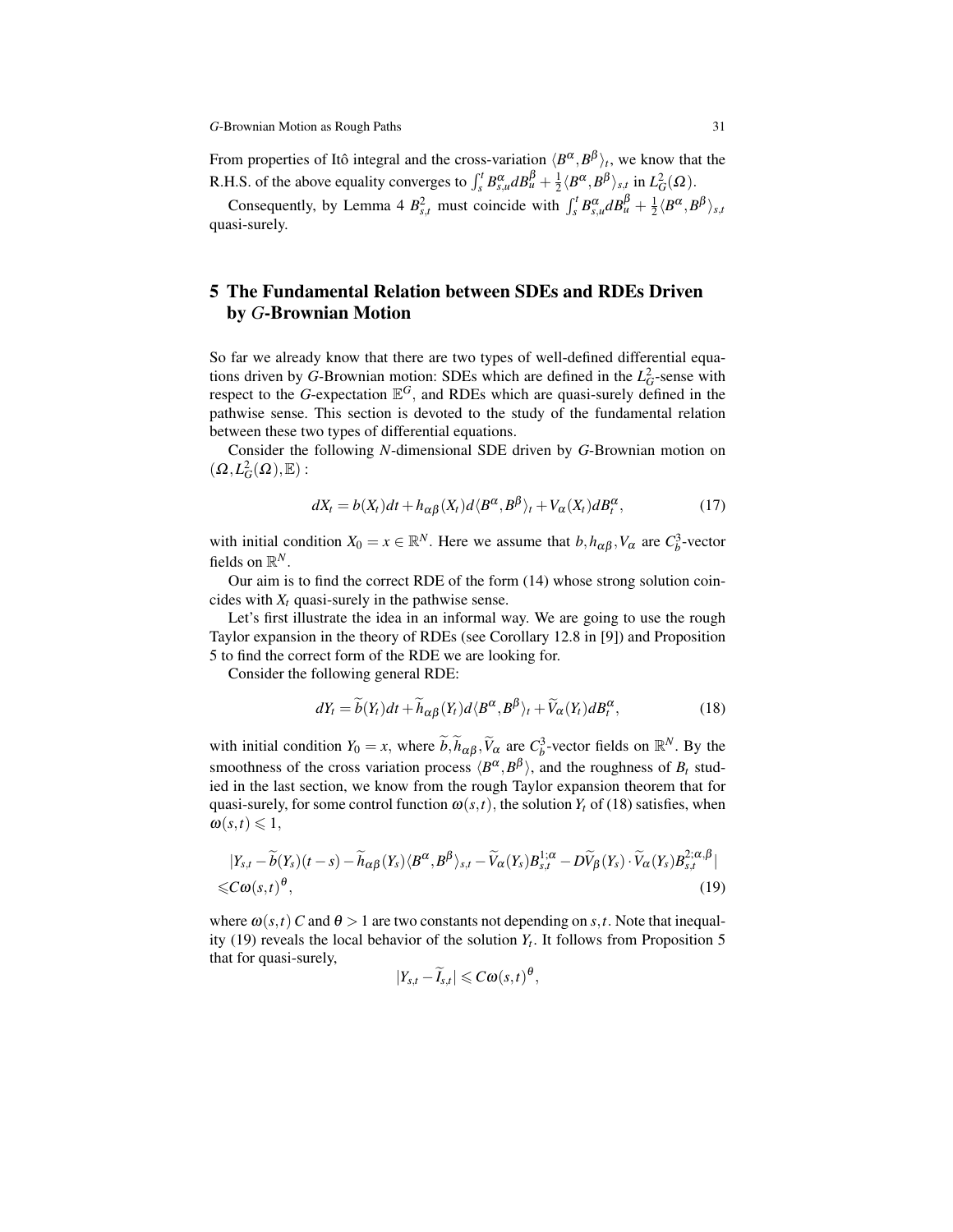From properties of Itô integral and the cross-variation $\langle B^\alpha, B^\beta \rangle_t$, we know that the R.H.S. of the above equality converges to $\int_s^t B^\alpha_{s,u} dB^\beta_u + \frac{1}{2}\langle B^\alpha, B^\beta \rangle_{s,t}$ in $L^2_G(\Omega)$.

Consequently, by Lemma 4 $B^2_{s,t}$ must coincide with $\int_s^t B^\alpha_{s,u} dB^\beta_u + \frac{1}{2}\langle B^\alpha, B^\beta \rangle_{s,t}$ quasi-surely.

## 5 The Fundamental Relation between SDEs and RDEs Driven by $G$-Brownian Motion

So far we already know that there are two types of well-defined differential equations driven by $G$-Brownian motion: SDEs which are defined in the $L^2_G$-sense with respect to the $G$-expectation $\mathbb{E}^G$, and RDEs which are quasi-surely defined in the pathwise sense. This section is devoted to the study of the fundamental relation between these two types of differential equations.

Consider the following $N$-dimensional SDE driven by $G$-Brownian motion on $(\Omega, L^2_G(\Omega), \mathbb{E})$ :

$$dX_t = b(X_t)dt + h_{\alpha\beta}(X_t)d\langle B^\alpha, B^\beta \rangle_t + V_\alpha(X_t)dB^\alpha_t, \tag{17}$$

with initial condition $X_0 = x \in \mathbb{R}^N$. Here we assume that $b, h_{\alpha\beta}, V_\alpha$ are $C^3_b$-vector fields on $\mathbb{R}^N$.

Our aim is to find the correct RDE of the form (14) whose strong solution coincides with $X_t$ quasi-surely in the pathwise sense.

Let's first illustrate the idea in an informal way. We are going to use the rough Taylor expansion in the theory of RDEs (see Corollary 12.8 in [9]) and Proposition 5 to find the correct form of the RDE we are looking for.

Consider the following general RDE:

$$dY_t = \widetilde{b}(Y_t)dt + \widetilde{h}_{\alpha\beta}(Y_t)d\langle B^\alpha, B^\beta \rangle_t + \widetilde{V}_\alpha(Y_t)dB^\alpha_t, \tag{18}$$

with initial condition $Y_0 = x$, where $\widetilde{b}, \widetilde{h}_{\alpha\beta}, \widetilde{V}_\alpha$ are $C^3_b$-vector fields on $\mathbb{R}^N$. By the smoothness of the cross variation process $\langle B^\alpha, B^\beta \rangle$, and the roughness of $B_t$ studied in the last section, we know from the rough Taylor expansion theorem that for quasi-surely, for some control function $\omega(s,t)$, the solution $Y_t$ of (18) satisfies, when $\omega(s,t) \leqslant 1$,

$$\begin{aligned}
&|Y_{s,t} - \widetilde{b}(Y_s)(t-s) - \widetilde{h}_{\alpha\beta}(Y_s)\langle B^\alpha, B^\beta \rangle_{s,t} - \widetilde{V}_\alpha(Y_s)B^{1;\alpha}_{s,t} - D\widetilde{V}_\beta(Y_s) \cdot \widetilde{V}_\alpha(Y_s)B^{2;\alpha,\beta}_{s,t}| \\
\leqslant &C\omega(s,t)^\theta,
\end{aligned} \tag{19}$$

where $\omega(s,t)$ $C$ and $\theta > 1$ are two constants not depending on $s,t$. Note that inequality (19) reveals the local behavior of the solution $Y_t$. It follows from Proposition 5 that for quasi-surely,

$$|Y_{s,t} - \widetilde{I}_{s,t}| \leqslant C\omega(s,t)^\theta,$$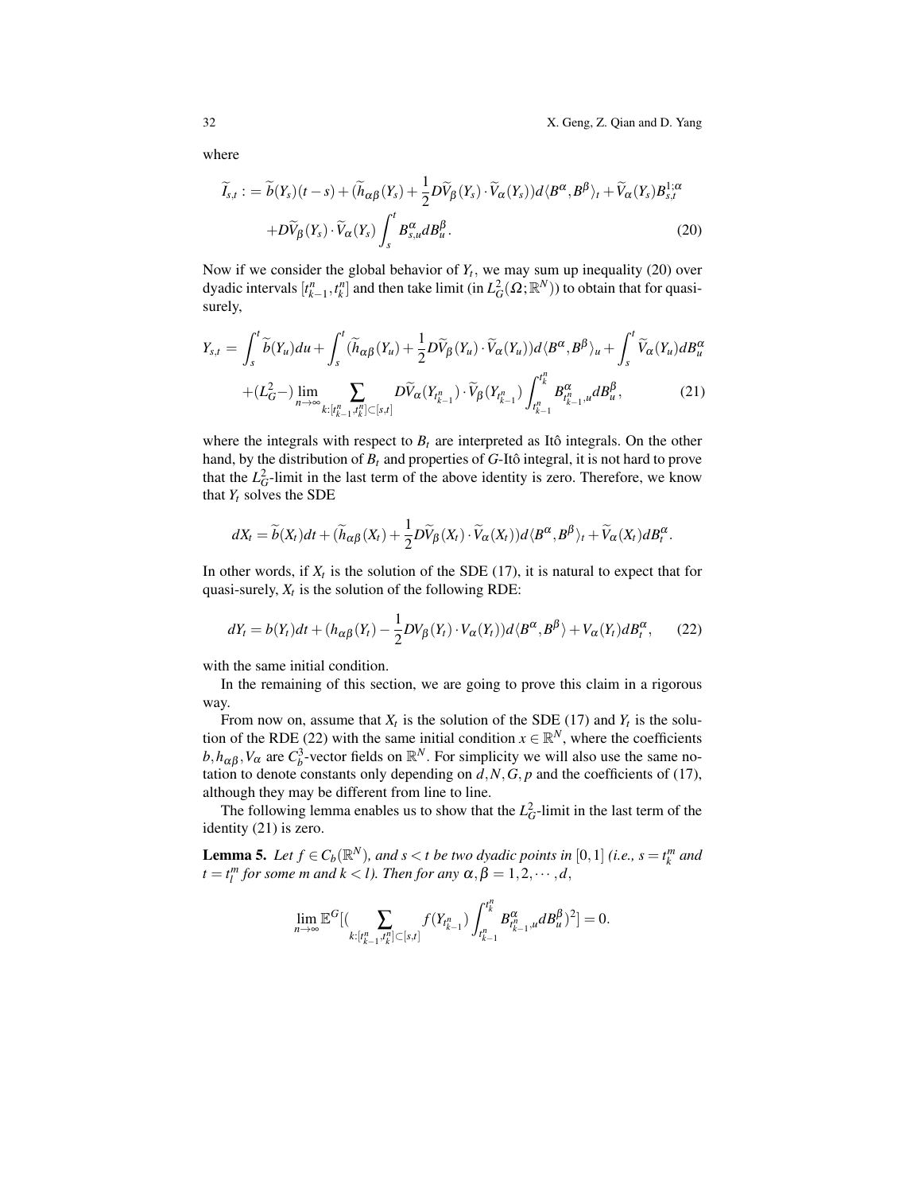where

$$
\widetilde{I}_{s,t} := \widetilde{b}(Y_s)(t-s) + (\widetilde{h}_{\alpha\beta}(Y_s) + \frac{1}{2}D\widetilde{V}_\beta(Y_s)\cdot\widetilde{V}_\alpha(Y_s))d\langle B^\alpha, B^\beta\rangle_t + \widetilde{V}_\alpha(Y_s)B^{1;\alpha}_{s,t}
$$
$$
+ D\widetilde{V}_\beta(Y_s)\cdot\widetilde{V}_\alpha(Y_s)\int_s^t B^\alpha_{s,u}dB^\beta_u. \tag{20}
$$

Now if we consider the global behavior of $Y_t$, we may sum up inequality (20) over dyadic intervals $[t^n_{k-1}, t^n_k]$ and then take limit (in $L^2_G(\Omega;\mathbb{R}^N)$) to obtain that for quasi-surely,

$$
Y_{s,t} = \int_s^t \widetilde{b}(Y_u)du + \int_s^t (\widetilde{h}_{\alpha\beta}(Y_u) + \frac{1}{2}D\widetilde{V}_\beta(Y_u)\cdot\widetilde{V}_\alpha(Y_u))d\langle B^\alpha, B^\beta\rangle_u + \int_s^t \widetilde{V}_\alpha(Y_u)dB^\alpha_u
$$
$$
+ (L^2_G-)\lim_{n\to\infty}\sum_{k:[t^n_{k-1},t^n_k]\subset[s,t]} D\widetilde{V}_\alpha(Y_{t^n_{k-1}})\cdot\widetilde{V}_\beta(Y_{t^n_{k-1}})\int_{t^n_{k-1}}^{t^n_k} B^\alpha_{t^n_{k-1},u}dB^\beta_u, \tag{21}
$$

where the integrals with respect to $B_t$ are interpreted as Itô integrals. On the other hand, by the distribution of $B_t$ and properties of $G$-Itô integral, it is not hard to prove that the $L^2_G$-limit in the last term of the above identity is zero. Therefore, we know that $Y_t$ solves the SDE

$$
dX_t = \widetilde{b}(X_t)dt + (\widetilde{h}_{\alpha\beta}(X_t) + \frac{1}{2}D\widetilde{V}_\beta(X_t)\cdot\widetilde{V}_\alpha(X_t))d\langle B^\alpha, B^\beta\rangle_t + \widetilde{V}_\alpha(X_t)dB^\alpha_t.
$$

In other words, if $X_t$ is the solution of the SDE (17), it is natural to expect that for quasi-surely, $X_t$ is the solution of the following RDE:

$$
dY_t = b(Y_t)dt + (h_{\alpha\beta}(Y_t) - \frac{1}{2}DV_\beta(Y_t)\cdot V_\alpha(Y_t))d\langle B^\alpha, B^\beta\rangle + V_\alpha(Y_t)dB^\alpha_t, \tag{22}
$$

with the same initial condition.

In the remaining of this section, we are going to prove this claim in a rigorous way.

From now on, assume that $X_t$ is the solution of the SDE (17) and $Y_t$ is the solution of the RDE (22) with the same initial condition $x \in \mathbb{R}^N$, where the coefficients $b, h_{\alpha\beta}, V_\alpha$ are $C^3_b$-vector fields on $\mathbb{R}^N$. For simplicity we will also use the same notation to denote constants only depending on $d, N, G, p$ and the coefficients of (17), although they may be different from line to line.

The following lemma enables us to show that the $L^2_G$-limit in the last term of the identity (21) is zero.

**Lemma 5.** *Let $f \in C_b(\mathbb{R}^N)$, and $s < t$ be two dyadic points in $[0,1]$ (i.e., $s = t^m_k$ and $t = t^m_l$ for some $m$ and $k < l$). Then for any $\alpha, \beta = 1, 2, \cdots, d$,*

$$
\lim_{n\to\infty}\mathbb{E}^G[(\sum_{k:[t^n_{k-1},t^n_k]\subset[s,t]} f(Y_{t^n_{k-1}})\int_{t^n_{k-1}}^{t^n_k} B^\alpha_{t^n_{k-1},u}dB^\beta_u)^2] = 0.
$$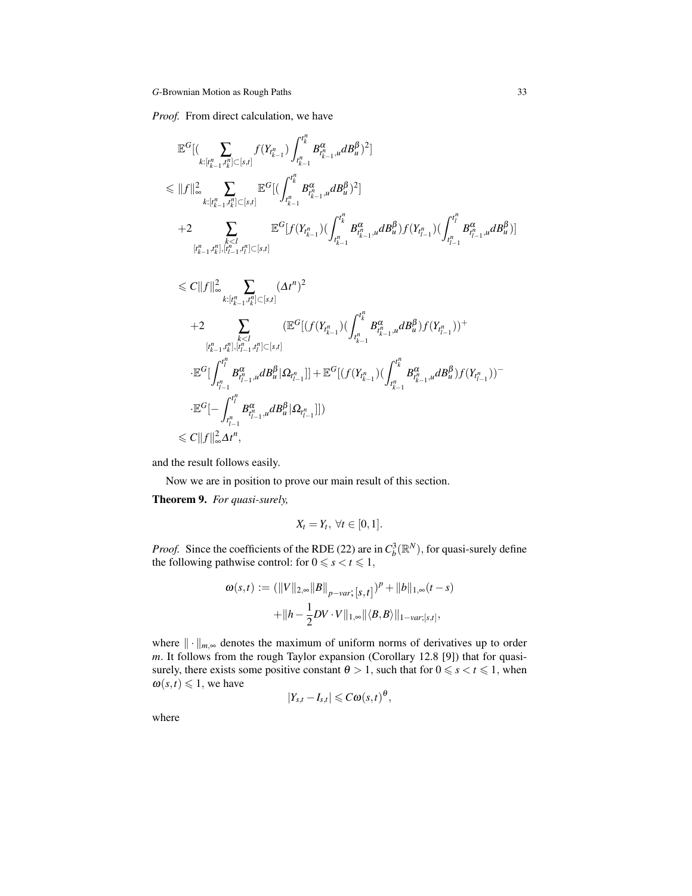*Proof.* From direct calculation, we have

$$
\begin{aligned}
&\mathbb{E}^G[(\sum_{k:[t_{k-1}^n,t_k^n]\subset[s,t]} f(Y_{t_{k-1}^n})\int_{t_{k-1}^n}^{t_k^n} B_{t_{k-1}^n,u}^{\alpha} dB_u^{\beta})^2] \\
&\leqslant \|f\|_\infty^2 \sum_{k:[t_{k-1}^n,t_k^n]\subset[s,t]} \mathbb{E}^G[(\int_{t_{k-1}^n}^{t_k^n} B_{t_{k-1}^n,u}^{\alpha} dB_u^{\beta})^2] \\
&\quad +2 \sum_{\substack{k<l \\ [t_{k-1}^n,t_k^n],[t_{l-1}^n,t_l^n]\subset[s,t]}} \mathbb{E}^G[f(Y_{t_{k-1}^n})(\int_{t_{k-1}^n}^{t_k^n} B_{t_{k-1}^n,u}^{\alpha} dB_u^{\beta}) f(Y_{t_{l-1}^n})(\int_{t_{l-1}^n}^{t_l^n} B_{t_{l-1}^n,u}^{\alpha} dB_u^{\beta})] \\
&\leqslant C\|f\|_\infty^2 \sum_{k:[t_{k-1}^n,t_k^n]\subset[s,t]} (\Delta t^n)^2 \\
&\quad +2 \sum_{\substack{k<l \\ [t_{k-1}^n,t_k^n];[t_{l-1}^n,t_l^n]\subset[s,t]}} (\mathbb{E}^G[(f(Y_{t_{k-1}^n})(\int_{t_{k-1}^n}^{t_k^n} B_{t_{k-1}^n,u}^{\alpha} dB_u^{\beta}) f(Y_{t_{l-1}^n}))^+ \\
&\quad \cdot \mathbb{E}^G[\int_{t_{l-1}^n}^{t_l^n} B_{t_{l-1}^n,u}^{\alpha} dB_u^{\beta} | \Omega_{t_{l-1}^n}]] + \mathbb{E}^G[(f(Y_{t_{k-1}^n})(\int_{t_{k-1}^n}^{t_k^n} B_{t_{k-1}^n,u}^{\alpha} dB_u^{\beta}) f(Y_{t_{l-1}^n}))^- \\
&\quad \cdot \mathbb{E}^G[-\int_{t_{l-1}^n}^{t_l^n} B_{t_{l-1}^n,u}^{\alpha} dB_u^{\beta} | \Omega_{t_{l-1}^n}]]) \\
&\leqslant C\|f\|_\infty^2 \Delta t^n,
\end{aligned}
$$

and the result follows easily.

Now we are in position to prove our main result of this section.

**Theorem 9.** *For quasi-surely,*

$$
X_t = Y_t,\ \forall t \in [0,1].
$$

*Proof.* Since the coefficients of the RDE (22) are in $C_b^3(\mathbb{R}^N)$, for quasi-surely define the following pathwise control: for $0 \leqslant s < t \leqslant 1$,

$$
\begin{aligned}
\omega(s,t) &:= (\|V\|_{2,\infty}\|B\|_{p-var;[s,t]})^p + \|b\|_{1,\infty}(t-s) \\
&\quad + \|h - \frac{1}{2}DV \cdot V\|_{1,\infty}\|\langle B,B\rangle\|_{1-var;[s,t]},
\end{aligned}
$$

where $\|\cdot\|_{m,\infty}$ denotes the maximum of uniform norms of derivatives up to order $m$. It follows from the rough Taylor expansion (Corollary 12.8 [9]) that for quasi-surely, there exists some positive constant $\theta > 1$, such that for $0 \leqslant s < t \leqslant 1$, when $\omega(s,t) \leqslant 1$, we have

$$
|Y_{s,t} - I_{s,t}| \leqslant C\omega(s,t)^\theta,
$$

where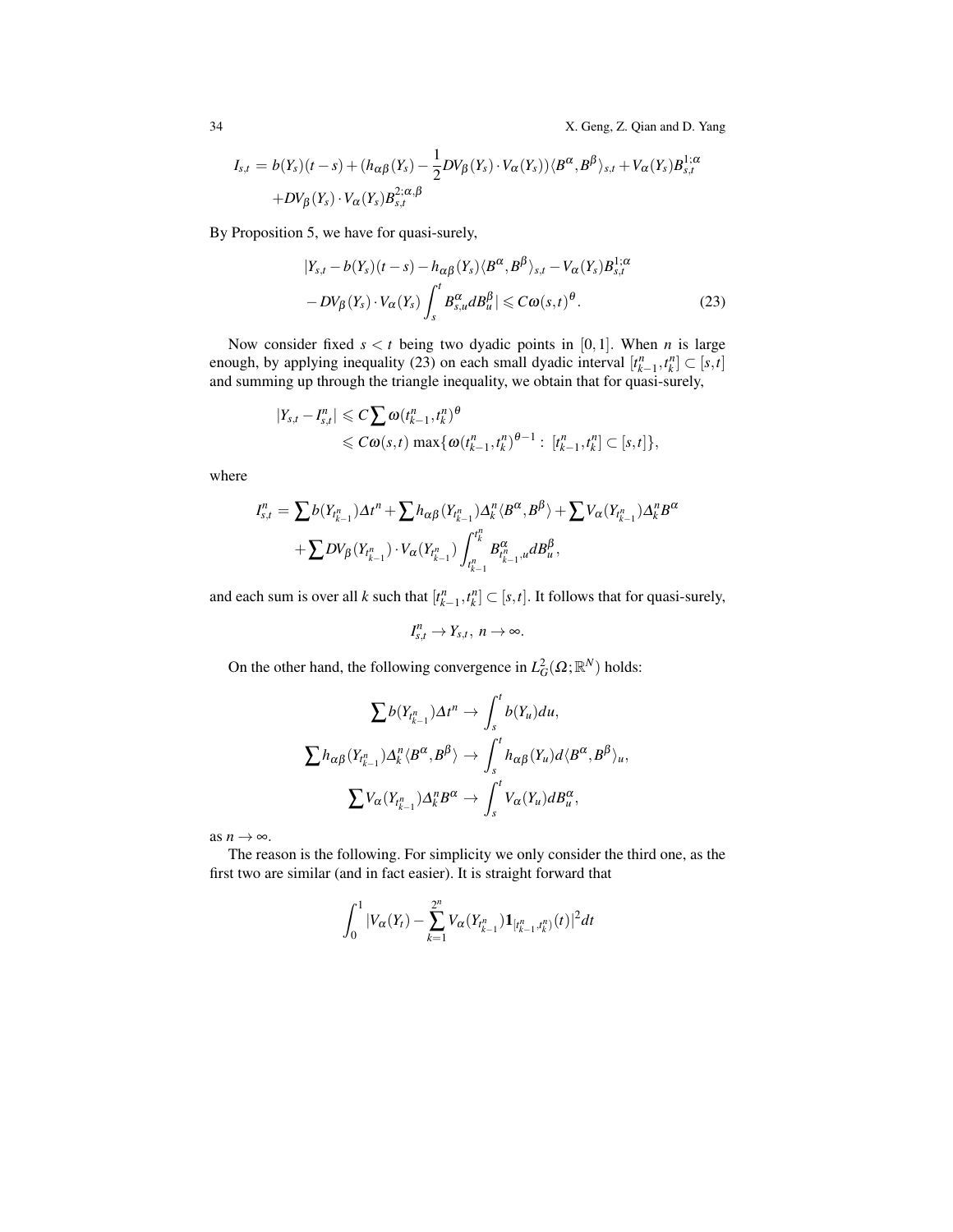$$I_{s,t} = b(Y_s)(t-s) + (h_{\alpha\beta}(Y_s) - \frac{1}{2}DV_\beta(Y_s)\cdot V_\alpha(Y_s))\langle B^\alpha, B^\beta\rangle_{s,t} + V_\alpha(Y_s)B^{1;\alpha}_{s,t}$$
$$+DV_\beta(Y_s)\cdot V_\alpha(Y_s)B^{2;\alpha,\beta}_{s,t}$$

By Proposition 5, we have for quasi-surely,

$$\begin{aligned}
&|Y_{s,t} - b(Y_s)(t-s) - h_{\alpha\beta}(Y_s)\langle B^\alpha, B^\beta\rangle_{s,t} - V_\alpha(Y_s)B^{1;\alpha}_{s,t} \\
&- DV_\beta(Y_s)\cdot V_\alpha(Y_s)\int_s^t B^\alpha_{s,u}dB^\beta_u| \leqslant C\omega(s,t)^\theta.
\end{aligned} \tag{23}$$

Now consider fixed $s < t$ being two dyadic points in $[0,1]$. When $n$ is large enough, by applying inequality (23) on each small dyadic interval $[t^n_{k-1}, t^n_k] \subset [s,t]$ and summing up through the triangle inequality, we obtain that for quasi-surely,

$$\begin{aligned}
|Y_{s,t} - I^n_{s,t}| &\leqslant C\sum \omega(t^n_{k-1}, t^n_k)^\theta \\
&\leqslant C\omega(s,t)\max\{\omega(t^n_{k-1}, t^n_k)^{\theta-1} : [t^n_{k-1}, t^n_k] \subset [s,t]\},
\end{aligned}$$

where

$$\begin{aligned}
I^n_{s,t} &= \sum b(Y_{t^n_{k-1}})\Delta t^n + \sum h_{\alpha\beta}(Y_{t^n_{k-1}})\Delta^n_k\langle B^\alpha, B^\beta\rangle + \sum V_\alpha(Y_{t^n_{k-1}})\Delta^n_k B^\alpha \\
&+ \sum DV_\beta(Y_{t^n_{k-1}})\cdot V_\alpha(Y_{t^n_{k-1}})\int_{t^n_{k-1}}^{t^n_k} B^\alpha_{t^n_{k-1},u}dB^\beta_u,
\end{aligned}$$

and each sum is over all $k$ such that $[t^n_{k-1}, t^n_k] \subset [s,t]$. It follows that for quasi-surely,

$$I^n_{s,t} \to Y_{s,t},\ n \to \infty.$$

On the other hand, the following convergence in $L^2_G(\Omega; \mathbb{R}^N)$ holds:

$$\sum b(Y_{t^n_{k-1}})\Delta t^n \to \int_s^t b(Y_u)du,$$
$$\sum h_{\alpha\beta}(Y_{t^n_{k-1}})\Delta^n_k\langle B^\alpha, B^\beta\rangle \to \int_s^t h_{\alpha\beta}(Y_u)d\langle B^\alpha, B^\beta\rangle_u,$$
$$\sum V_\alpha(Y_{t^n_{k-1}})\Delta^n_k B^\alpha \to \int_s^t V_\alpha(Y_u)dB^\alpha_u,$$

as $n \to \infty$.

The reason is the following. For simplicity we only consider the third one, as the first two are similar (and in fact easier). It is straight forward that

$$\int_0^1 |V_\alpha(Y_t) - \sum_{k=1}^{2^n} V_\alpha(Y_{t^n_{k-1}})\mathbf{1}_{[t^n_{k-1}, t^n_k)}(t)|^2 dt$$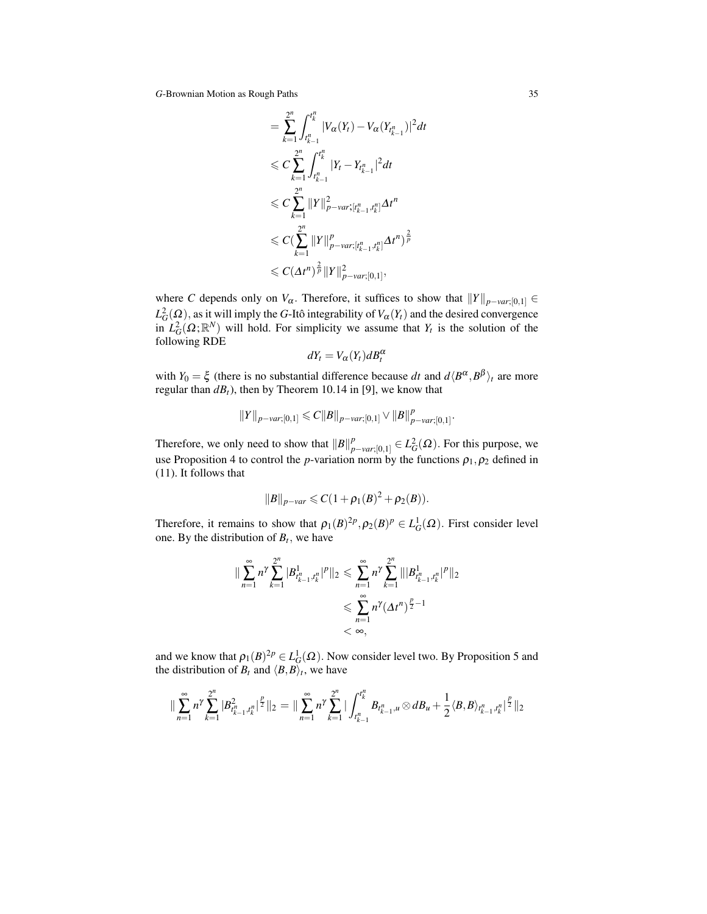$$
\begin{aligned}
&= \sum_{k=1}^{2^n} \int_{t_{k-1}^n}^{t_k^n} |V_\alpha(Y_t) - V_\alpha(Y_{t_{k-1}^n})|^2 dt \\
&\leqslant C \sum_{k=1}^{2^n} \int_{t_{k-1}^n}^{t_k^n} |Y_t - Y_{t_{k-1}^n}|^2 dt \\
&\leqslant C \sum_{k=1}^{2^n} \|Y\|_{p-var;[t_{k-1}^n, t_k^n]}^2 \Delta t^n \\
&\leqslant C \Big(\sum_{k=1}^{2^n} \|Y\|_{p-var;[t_{k-1}^n, t_k^n]}^p \Delta t^n\Big)^{\frac{2}{p}} \\
&\leqslant C (\Delta t^n)^{\frac{2}{p}} \|Y\|_{p-var;[0,1]}^2,
\end{aligned}
$$

where $C$ depends only on $V_\alpha$. Therefore, it suffices to show that $\|Y\|_{p-var;[0,1]} \in L_G^2(\Omega)$, as it will imply the $G$-Itô integrability of $V_\alpha(Y_t)$ and the desired convergence in $L_G^2(\Omega;\mathbb{R}^N)$ will hold. For simplicity we assume that $Y_t$ is the solution of the following RDE

$$
dY_t = V_\alpha(Y_t) dB_t^\alpha
$$

with $Y_0 = \xi$ (there is no substantial difference because $dt$ and $d\langle B^\alpha, B^\beta\rangle_t$ are more regular than $dB_t$), then by Theorem 10.14 in [9], we know that

$$
\|Y\|_{p-var;[0,1]} \leqslant C \|B\|_{p-var;[0,1]} \vee \|B\|_{p-var;[0,1]}^p.
$$

Therefore, we only need to show that $\|B\|_{p-var;[0,1]}^p \in L_G^2(\Omega)$. For this purpose, we use Proposition 4 to control the $p$-variation norm by the functions $\rho_1, \rho_2$ defined in (11). It follows that

$$
\|B\|_{p-var} \leqslant C(1 + \rho_1(B)^2 + \rho_2(B)).
$$

Therefore, it remains to show that $\rho_1(B)^{2p}, \rho_2(B)^p \in L_G^1(\Omega)$. First consider level one. By the distribution of $B_t$, we have

$$
\begin{aligned}
\|\sum_{n=1}^{\infty} n^\gamma \sum_{k=1}^{2^n} |B_{t_{k-1}^n, t_k^n}^1|^p\|_2 &\leqslant \sum_{n=1}^{\infty} n^\gamma \sum_{k=1}^{2^n} \||B_{t_{k-1}^n, t_k^n}^1|^p\|_2 \\
&\leqslant \sum_{n=1}^{\infty} n^\gamma (\Delta t^n)^{\frac{p}{2}-1} \\
&< \infty,
\end{aligned}
$$

and we know that $\rho_1(B)^{2p} \in L_G^1(\Omega)$. Now consider level two. By Proposition 5 and the distribution of $B_t$ and $\langle B, B\rangle_t$, we have

$$
\|\sum_{n=1}^{\infty} n^\gamma \sum_{k=1}^{2^n} |B_{t_{k-1}^n, t_k^n}^2|^{\frac{p}{2}}\|_2 = \|\sum_{n=1}^{\infty} n^\gamma \sum_{k=1}^{2^n} |\int_{t_{k-1}^n}^{t_k^n} B_{t_{k-1}^n, u} \otimes dB_u + \frac{1}{2}\langle B, B\rangle_{t_{k-1}^n, t_k^n}|^{\frac{p}{2}}\|_2
$$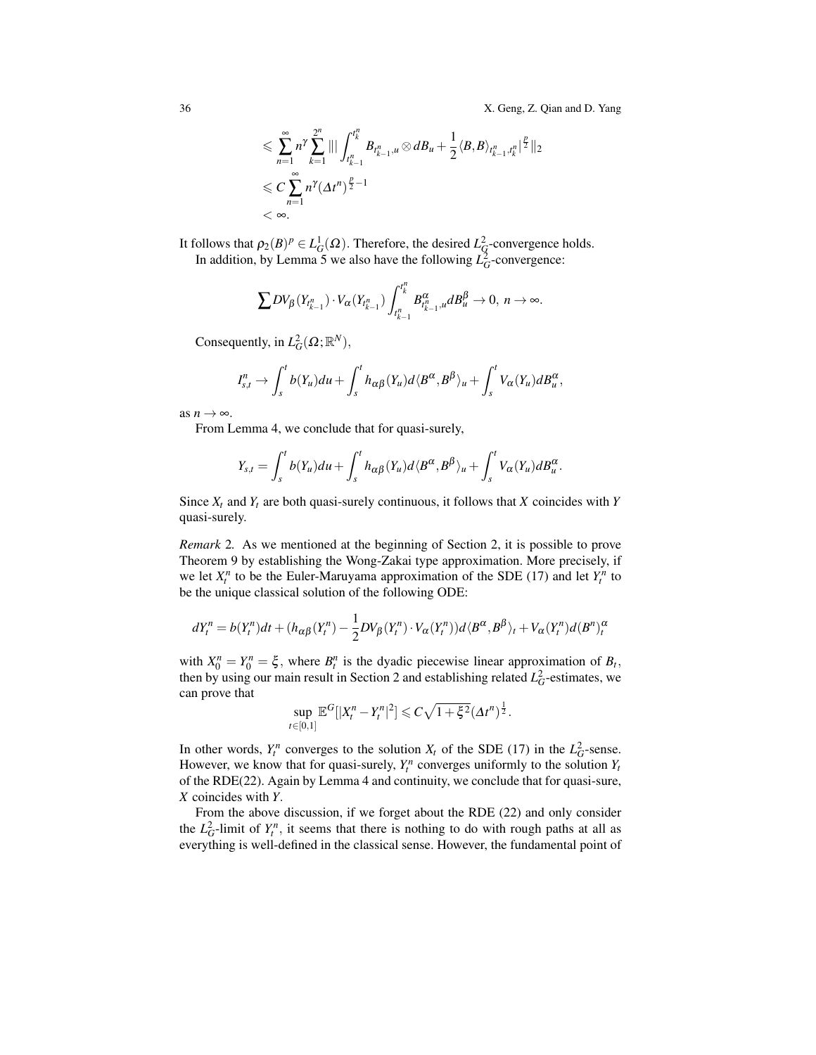$$
\begin{aligned}
&\leqslant \sum_{n=1}^{\infty} n^{\gamma} \sum_{k=1}^{2^n} \||\int_{t_{k-1}^n}^{t_k^n} B_{t_{k-1}^n,u} \otimes dB_u + \frac{1}{2}\langle B,B\rangle_{t_{k-1}^n,t_k^n}|^{\frac{p}{2}}\|_2 \\
&\leqslant C\sum_{n=1}^{\infty} n^{\gamma}(\Delta t^n)^{\frac{p}{2}-1} \\
&< \infty.
\end{aligned}
$$

It follows that $\rho_2(B)^p \in L_G^1(\Omega)$. Therefore, the desired $L_G^2$-convergence holds.

In addition, by Lemma 5 we also have the following $L_G^2$-convergence:

$$
\sum DV_\beta(Y_{t_{k-1}^n}) \cdot V_\alpha(Y_{t_{k-1}^n}) \int_{t_{k-1}^n}^{t_k^n} B_{t_{k-1}^n,u}^{\alpha} dB_u^{\beta} \to 0, \; n \to \infty.
$$

Consequently, in $L_G^2(\Omega;\mathbb{R}^N)$,

$$
I_{s,t}^n \to \int_s^t b(Y_u)du + \int_s^t h_{\alpha\beta}(Y_u)d\langle B^\alpha, B^\beta\rangle_u + \int_s^t V_\alpha(Y_u)dB_u^\alpha,
$$

as $n \to \infty$.

From Lemma 4, we conclude that for quasi-surely,

$$
Y_{s,t} = \int_s^t b(Y_u)du + \int_s^t h_{\alpha\beta}(Y_u)d\langle B^\alpha, B^\beta\rangle_u + \int_s^t V_\alpha(Y_u)dB_u^\alpha.
$$

Since $X_t$ and $Y_t$ are both quasi-surely continuous, it follows that $X$ coincides with $Y$ quasi-surely.

*Remark 2.* As we mentioned at the beginning of Section 2, it is possible to prove Theorem 9 by establishing the Wong-Zakai type approximation. More precisely, if we let $X_t^n$ to be the Euler-Maruyama approximation of the SDE (17) and let $Y_t^n$ to be the unique classical solution of the following ODE:

$$
dY_t^n = b(Y_t^n)dt + (h_{\alpha\beta}(Y_t^n) - \frac{1}{2}DV_\beta(Y_t^n)\cdot V_\alpha(Y_t^n))d\langle B^\alpha, B^\beta\rangle_t + V_\alpha(Y_t^n)d(B^n)_t^\alpha
$$

with $X_0^n = Y_0^n = \xi$, where $B_t^n$ is the dyadic piecewise linear approximation of $B_t$, then by using our main result in Section 2 and establishing related $L_G^2$-estimates, we can prove that

$$
\sup_{t\in[0,1]} \mathbb{E}^G[|X_t^n - Y_t^n|^2] \leqslant C\sqrt{1+\xi^2}(\Delta t^n)^{\frac{1}{2}}.
$$

In other words, $Y_t^n$ converges to the solution $X_t$ of the SDE (17) in the $L_G^2$-sense. However, we know that for quasi-surely, $Y_t^n$ converges uniformly to the solution $Y_t$ of the RDE(22). Again by Lemma 4 and continuity, we conclude that for quasi-sure, $X$ coincides with $Y$.

From the above discussion, if we forget about the RDE (22) and only consider the $L_G^2$-limit of $Y_t^n$, it seems that there is nothing to do with rough paths at all as everything is well-defined in the classical sense. However, the fundamental point of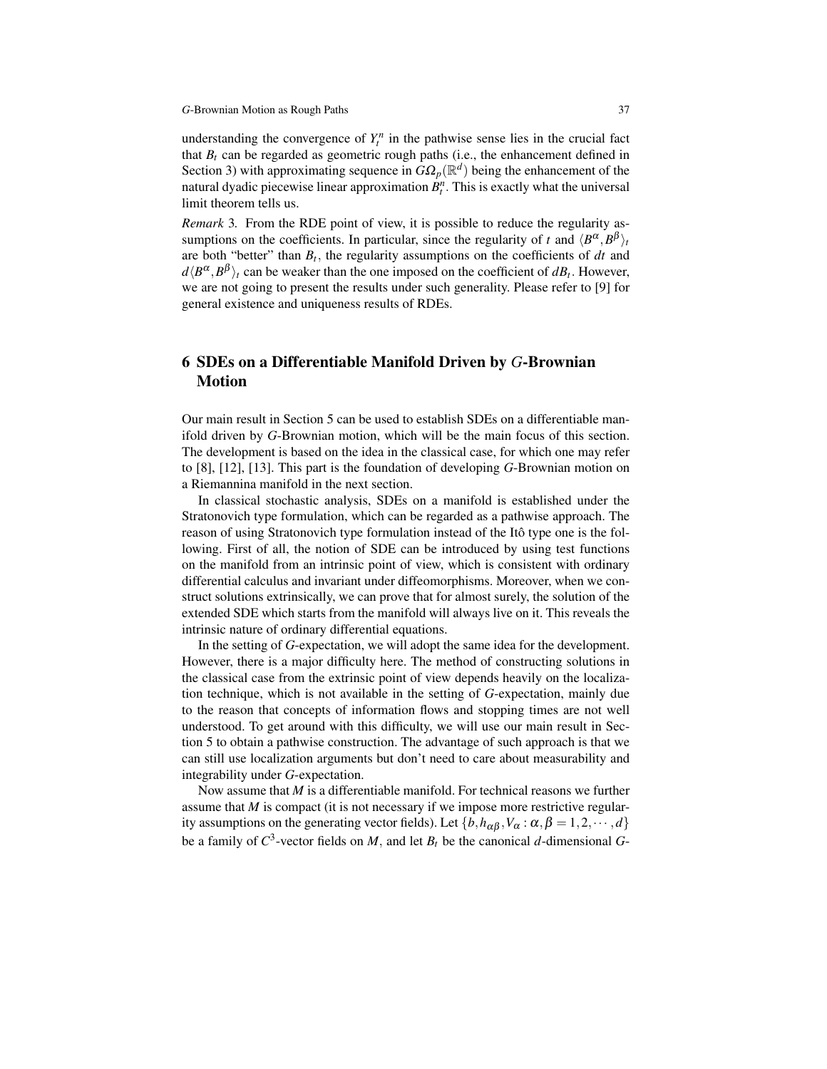understanding the convergence of $Y_t^n$ in the pathwise sense lies in the crucial fact that $B_t$ can be regarded as geometric rough paths (i.e., the enhancement defined in Section 3) with approximating sequence in $G\Omega_p(\mathbb{R}^d)$ being the enhancement of the natural dyadic piecewise linear approximation $B_t^n$. This is exactly what the universal limit theorem tells us.

*Remark 3.* From the RDE point of view, it is possible to reduce the regularity assumptions on the coefficients. In particular, since the regularity of $t$ and $\langle B^\alpha, B^\beta \rangle_t$ are both "better" than $B_t$, the regularity assumptions on the coefficients of $dt$ and $d\langle B^\alpha, B^\beta \rangle_t$ can be weaker than the one imposed on the coefficient of $dB_t$. However, we are not going to present the results under such generality. Please refer to [9] for general existence and uniqueness results of RDEs.

## 6 SDEs on a Differentiable Manifold Driven by $G$-Brownian Motion

Our main result in Section 5 can be used to establish SDEs on a differentiable manifold driven by $G$-Brownian motion, which will be the main focus of this section. The development is based on the idea in the classical case, for which one may refer to [8], [12], [13]. This part is the foundation of developing $G$-Brownian motion on a Riemannina manifold in the next section.

In classical stochastic analysis, SDEs on a manifold is established under the Stratonovich type formulation, which can be regarded as a pathwise approach. The reason of using Stratonovich type formulation instead of the Itô type one is the following. First of all, the notion of SDE can be introduced by using test functions on the manifold from an intrinsic point of view, which is consistent with ordinary differential calculus and invariant under diffeomorphisms. Moreover, when we construct solutions extrinsically, we can prove that for almost surely, the solution of the extended SDE which starts from the manifold will always live on it. This reveals the intrinsic nature of ordinary differential equations.

In the setting of $G$-expectation, we will adopt the same idea for the development. However, there is a major difficulty here. The method of constructing solutions in the classical case from the extrinsic point of view depends heavily on the localization technique, which is not available in the setting of $G$-expectation, mainly due to the reason that concepts of information flows and stopping times are not well understood. To get around with this difficulty, we will use our main result in Section 5 to obtain a pathwise construction. The advantage of such approach is that we can still use localization arguments but don't need to care about measurability and integrability under $G$-expectation.

Now assume that $M$ is a differentiable manifold. For technical reasons we further assume that $M$ is compact (it is not necessary if we impose more restrictive regularity assumptions on the generating vector fields). Let $\{b, h_{\alpha\beta}, V_\alpha : \alpha, \beta = 1, 2, \cdots, d\}$ be a family of $C^3$-vector fields on $M$, and let $B_t$ be the canonical $d$-dimensional $G$-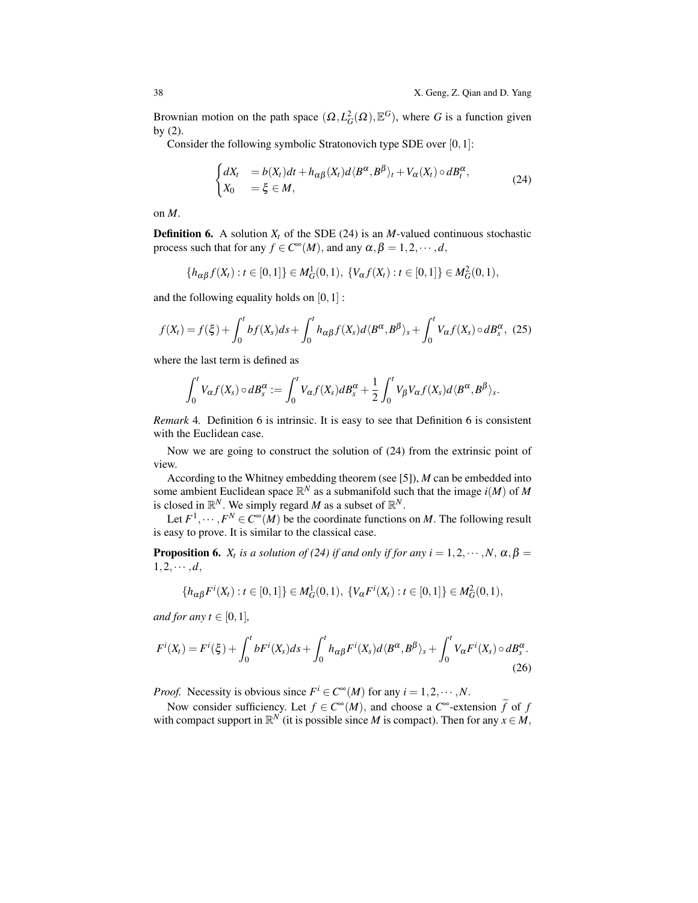Brownian motion on the path space $(\Omega, L_G^2(\Omega), \mathbb{E}^G)$, where $G$ is a function given by (2).

Consider the following symbolic Stratonovich type SDE over $[0,1]$:

$$
\begin{cases} dX_t &= b(X_t)dt + h_{\alpha\beta}(X_t)d\langle B^\alpha, B^\beta\rangle_t + V_\alpha(X_t)\circ dB_t^\alpha, \\ X_0 &= \xi \in M, \end{cases} \tag{24}
$$

on $M$.

**Definition 6.** A solution $X_t$ of the SDE (24) is an $M$-valued continuous stochastic process such that for any $f \in C^\infty(M)$, and any $\alpha, \beta = 1, 2, \cdots, d$,

$$
\{h_{\alpha\beta} f(X_t) : t \in [0,1]\} \in M_G^1(0,1), \ \{V_\alpha f(X_t) : t \in [0,1]\} \in M_G^2(0,1),
$$

and the following equality holds on $[0,1]$ :

$$
f(X_t) = f(\xi) + \int_0^t bf(X_s)ds + \int_0^t h_{\alpha\beta} f(X_s)d\langle B^\alpha, B^\beta\rangle_s + \int_0^t V_\alpha f(X_s)\circ dB_s^\alpha, \tag{25}
$$

where the last term is defined as

$$
\int_0^t V_\alpha f(X_s)\circ dB_s^\alpha := \int_0^t V_\alpha f(X_s)dB_s^\alpha + \frac{1}{2}\int_0^t V_\beta V_\alpha f(X_s)d\langle B^\alpha, B^\beta\rangle_s.
$$

*Remark* 4. Definition 6 is intrinsic. It is easy to see that Definition 6 is consistent with the Euclidean case.

Now we are going to construct the solution of (24) from the extrinsic point of view.

According to the Whitney embedding theorem (see [5]), $M$ can be embedded into some ambient Euclidean space $\mathbb{R}^N$ as a submanifold such that the image $i(M)$ of $M$ is closed in $\mathbb{R}^N$. We simply regard $M$ as a subset of $\mathbb{R}^N$.

Let $F^1, \cdots, F^N \in C^\infty(M)$ be the coordinate functions on $M$. The following result is easy to prove. It is similar to the classical case.

**Proposition 6.** *$X_t$ is a solution of (24) if and only if for any $i = 1, 2, \cdots, N$, $\alpha, \beta = 1, 2, \cdots, d$,*

$$
\{h_{\alpha\beta} F^i(X_t) : t \in [0,1]\} \in M_G^1(0,1), \ \{V_\alpha F^i(X_t) : t \in [0,1]\} \in M_G^2(0,1),
$$

*and for any $t \in [0,1]$,*

$$
F^i(X_t) = F^i(\xi) + \int_0^t bF^i(X_s)ds + \int_0^t h_{\alpha\beta} F^i(X_s)d\langle B^\alpha, B^\beta\rangle_s + \int_0^t V_\alpha F^i(X_s)\circ dB_s^\alpha. \tag{26}
$$

*Proof.* Necessity is obvious since $F^i \in C^\infty(M)$ for any $i = 1, 2, \cdots, N$.

Now consider sufficiency. Let $f \in C^\infty(M)$, and choose a $C^\infty$-extension $\widetilde{f}$ of $f$ with compact support in $\mathbb{R}^N$ (it is possible since $M$ is compact). Then for any $x \in M$,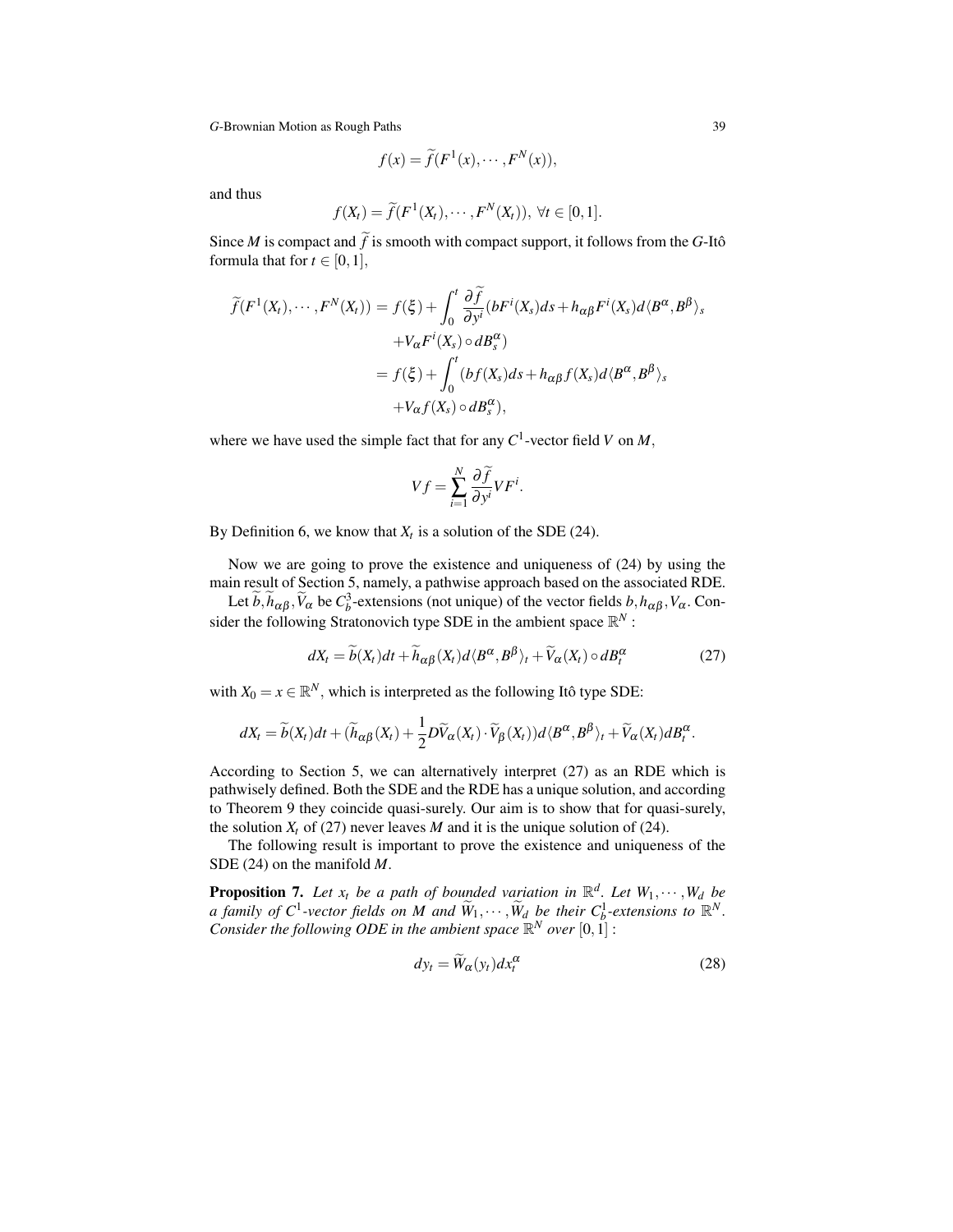$$f(x) = \widetilde{f}(F^1(x), \cdots, F^N(x)),$$

and thus

$$f(X_t) = \widetilde{f}(F^1(X_t), \cdots, F^N(X_t)), \ \forall t \in [0,1].$$

Since $M$ is compact and $\widetilde{f}$ is smooth with compact support, it follows from the $G$-Itô formula that for $t \in [0,1]$,

$$\begin{aligned}
\widetilde{f}(F^1(X_t), \cdots, F^N(X_t)) &= f(\xi) + \int_0^t \frac{\partial \widetilde{f}}{\partial y^i}(bF^i(X_s)ds + h_{\alpha\beta}F^i(X_s)d\langle B^\alpha, B^\beta\rangle_s \\
&\quad + V_\alpha F^i(X_s) \circ dB_s^\alpha) \\
&= f(\xi) + \int_0^t (bf(X_s)ds + h_{\alpha\beta}f(X_s)d\langle B^\alpha, B^\beta\rangle_s \\
&\quad + V_\alpha f(X_s) \circ dB_s^\alpha),
\end{aligned}$$

where we have used the simple fact that for any $C^1$-vector field $V$ on $M$,

$$Vf = \sum_{i=1}^N \frac{\partial \widetilde{f}}{\partial y^i} VF^i.$$

By Definition 6, we know that $X_t$ is a solution of the SDE (24).

Now we are going to prove the existence and uniqueness of (24) by using the main result of Section 5, namely, a pathwise approach based on the associated RDE.

Let $\widetilde{b}, \widetilde{h}_{\alpha\beta}, \widetilde{V}_\alpha$ be $C_b^3$-extensions (not unique) of the vector fields $b, h_{\alpha\beta}, V_\alpha$. Consider the following Stratonovich type SDE in the ambient space $\mathbb{R}^N$ :

$$dX_t = \widetilde{b}(X_t)dt + \widetilde{h}_{\alpha\beta}(X_t)d\langle B^\alpha, B^\beta\rangle_t + \widetilde{V}_\alpha(X_t) \circ dB_t^\alpha \tag{27}$$

with $X_0 = x \in \mathbb{R}^N$, which is interpreted as the following Itô type SDE:

$$dX_t = \widetilde{b}(X_t)dt + (\widetilde{h}_{\alpha\beta}(X_t) + \frac{1}{2}D\widetilde{V}_\alpha(X_t) \cdot \widetilde{V}_\beta(X_t))d\langle B^\alpha, B^\beta\rangle_t + \widetilde{V}_\alpha(X_t)dB_t^\alpha.$$

According to Section 5, we can alternatively interpret (27) as an RDE which is pathwisely defined. Both the SDE and the RDE has a unique solution, and according to Theorem 9 they coincide quasi-surely. Our aim is to show that for quasi-surely, the solution $X_t$ of (27) never leaves $M$ and it is the unique solution of (24).

The following result is important to prove the existence and uniqueness of the SDE (24) on the manifold $M$.

**Proposition 7.** *Let $x_t$ be a path of bounded variation in $\mathbb{R}^d$. Let $W_1, \cdots, W_d$ be a family of $C^1$-vector fields on $M$ and $\widetilde{W}_1, \cdots, \widetilde{W}_d$ be their $C_b^1$-extensions to $\mathbb{R}^N$. Consider the following ODE in the ambient space $\mathbb{R}^N$ over $[0,1]$ :*

$$dy_t = \widetilde{W}_\alpha(y_t)dx_t^\alpha \tag{28}$$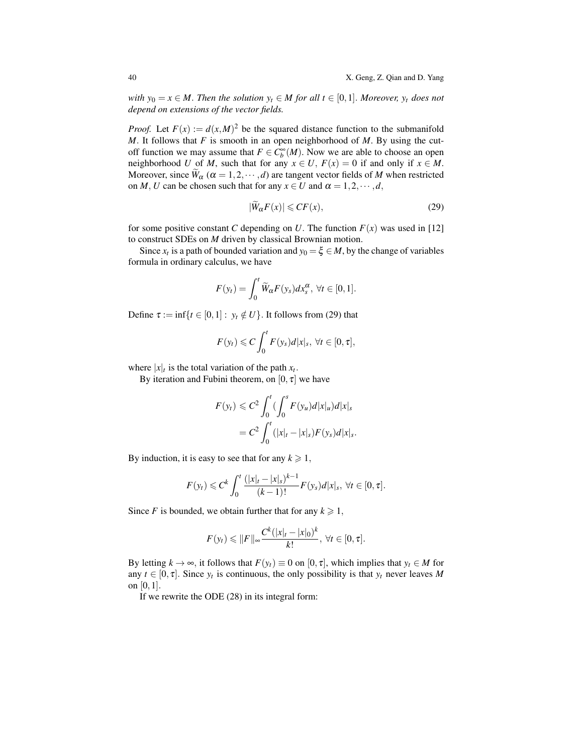*with $y_0 = x \in M$. Then the solution $y_t \in M$ for all $t \in [0,1]$. Moreover, $y_t$ does not depend on extensions of the vector fields.*

*Proof.* Let $F(x) := d(x,M)^2$ be the squared distance function to the submanifold $M$. It follows that $F$ is smooth in an open neighborhood of $M$. By using the cut-off function we may assume that $F \in C_b^\infty(M)$. Now we are able to choose an open neighborhood $U$ of $M$, such that for any $x \in U$, $F(x) = 0$ if and only if $x \in M$. Moreover, since $\widetilde{W}_\alpha$ ($\alpha = 1,2,\cdots,d$) are tangent vector fields of $M$ when restricted on $M$, $U$ can be chosen such that for any $x \in U$ and $\alpha = 1,2,\cdots,d$,

$$|\widetilde{W}_\alpha F(x)| \leqslant CF(x), \tag{29}$$

for some positive constant $C$ depending on $U$. The function $F(x)$ was used in [12] to construct SDEs on $M$ driven by classical Brownian motion.

Since $x_t$ is a path of bounded variation and $y_0 = \xi \in M$, by the change of variables formula in ordinary calculus, we have

$$F(y_t) = \int_0^t \widetilde{W}_\alpha F(y_s) dx_s^\alpha, \ \forall t \in [0,1].$$

Define $\tau := \inf\{t \in [0,1] : \ y_t \notin U\}$. It follows from (29) that

$$F(y_t) \leqslant C \int_0^t F(y_s) d|x|_s, \ \forall t \in [0,\tau],$$

where $|x|_t$ is the total variation of the path $x_t$.

By iteration and Fubini theorem, on $[0,\tau]$ we have

$$\begin{aligned} F(y_t) &\leqslant C^2 \int_0^t (\int_0^s F(y_u) d|x|_u) d|x|_s \\ &= C^2 \int_0^t (|x|_t - |x|_s) F(y_s) d|x|_s. \end{aligned}$$

By induction, it is easy to see that for any $k \geqslant 1$,

$$F(y_t) \leqslant C^k \int_0^t \frac{(|x|_t - |x|_s)^{k-1}}{(k-1)!} F(y_s) d|x|_s, \ \forall t \in [0,\tau].$$

Since $F$ is bounded, we obtain further that for any $k \geqslant 1$,

$$F(y_t) \leqslant \|F\|_\infty \frac{C^k (|x|_t - |x|_0)^k}{k!}, \ \forall t \in [0,\tau].$$

By letting $k \to \infty$, it follows that $F(y_t) \equiv 0$ on $[0,\tau]$, which implies that $y_t \in M$ for any $t \in [0,\tau]$. Since $y_t$ is continuous, the only possibility is that $y_t$ never leaves $M$ on $[0,1]$.

If we rewrite the ODE (28) in its integral form: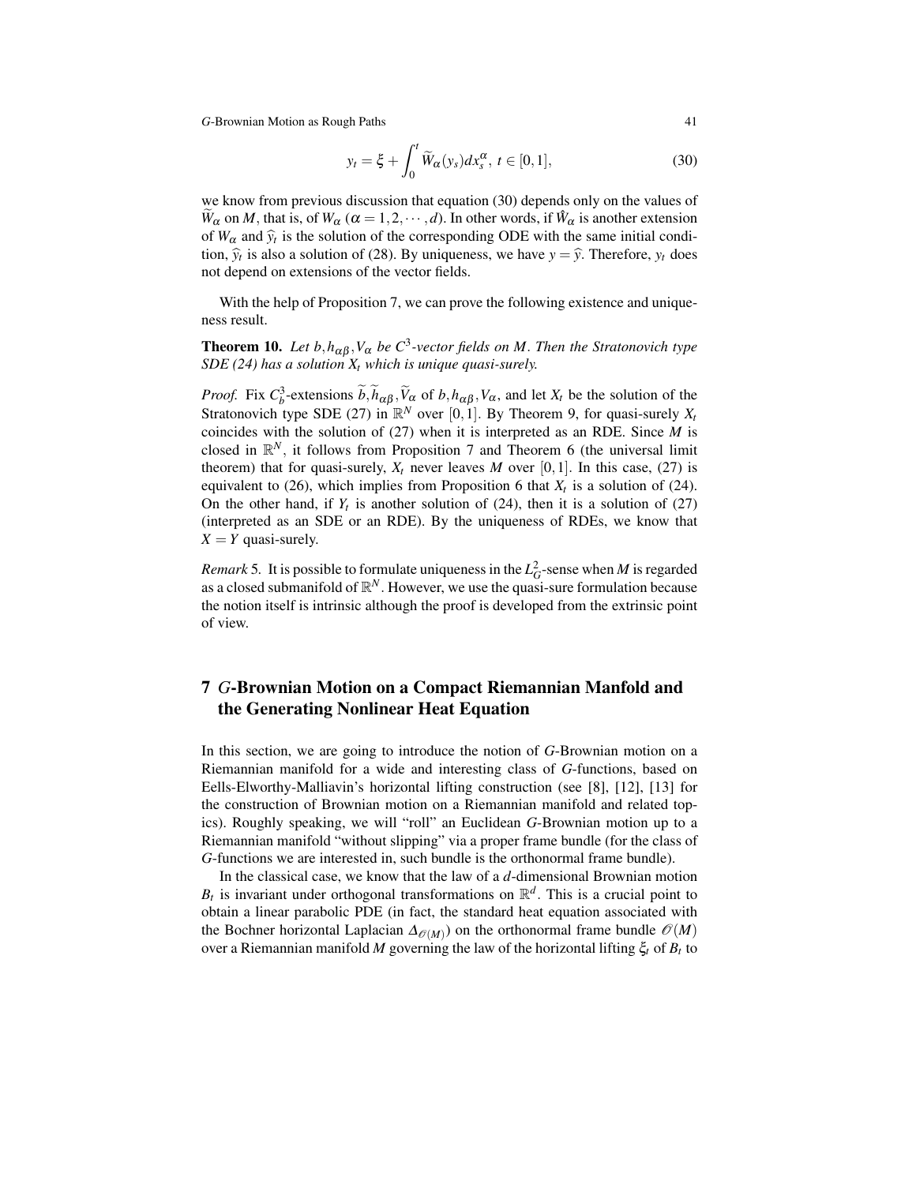$$y_t = \xi + \int_0^t \widetilde{W}_\alpha(y_s)dx_s^\alpha,\ t \in [0,1], \tag{30}$$

we know from previous discussion that equation (30) depends only on the values of $\widetilde{W}_\alpha$ on $M$, that is, of $W_\alpha$ $(\alpha = 1,2,\cdots,d)$. In other words, if $\hat{W}_\alpha$ is another extension of $W_\alpha$ and $\widehat{y}_t$ is the solution of the corresponding ODE with the same initial condition, $\widehat{y}_t$ is also a solution of (28). By uniqueness, we have $y = \widehat{y}$. Therefore, $y_t$ does not depend on extensions of the vector fields.

With the help of Proposition 7, we can prove the following existence and uniqueness result.

**Theorem 10.** *Let $b, h_{\alpha\beta}, V_\alpha$ be $C^3$-vector fields on $M$. Then the Stratonovich type SDE (24) has a solution $X_t$ which is unique quasi-surely.*

*Proof.* Fix $C_b^3$-extensions $\widetilde{b}, \widetilde{h}_{\alpha\beta}, \widetilde{V}_\alpha$ of $b, h_{\alpha\beta}, V_\alpha$, and let $X_t$ be the solution of the Stratonovich type SDE (27) in $\mathbb{R}^N$ over $[0,1]$. By Theorem 9, for quasi-surely $X_t$ coincides with the solution of (27) when it is interpreted as an RDE. Since $M$ is closed in $\mathbb{R}^N$, it follows from Proposition 7 and Theorem 6 (the universal limit theorem) that for quasi-surely, $X_t$ never leaves $M$ over $[0,1]$. In this case, (27) is equivalent to (26), which implies from Proposition 6 that $X_t$ is a solution of (24). On the other hand, if $Y_t$ is another solution of (24), then it is a solution of (27) (interpreted as an SDE or an RDE). By the uniqueness of RDEs, we know that $X = Y$ quasi-surely.

*Remark* 5. It is possible to formulate uniqueness in the $L_G^2$-sense when $M$ is regarded as a closed submanifold of $\mathbb{R}^N$. However, we use the quasi-sure formulation because the notion itself is intrinsic although the proof is developed from the extrinsic point of view.

# 7 *G*-Brownian Motion on a Compact Riemannian Manfold and the Generating Nonlinear Heat Equation

In this section, we are going to introduce the notion of *G*-Brownian motion on a Riemannian manifold for a wide and interesting class of *G*-functions, based on Eells-Elworthy-Malliavin's horizontal lifting construction (see [8], [12], [13] for the construction of Brownian motion on a Riemannian manifold and related topics). Roughly speaking, we will "roll" an Euclidean *G*-Brownian motion up to a Riemannian manifold "without slipping" via a proper frame bundle (for the class of *G*-functions we are interested in, such bundle is the orthonormal frame bundle).

In the classical case, we know that the law of a $d$-dimensional Brownian motion $B_t$ is invariant under orthogonal transformations on $\mathbb{R}^d$. This is a crucial point to obtain a linear parabolic PDE (in fact, the standard heat equation associated with the Bochner horizontal Laplacian $\Delta_{\mathscr{O}(M)}$) on the orthonormal frame bundle $\mathscr{O}(M)$ over a Riemannian manifold $M$ governing the law of the horizontal lifting $\xi_t$ of $B_t$ to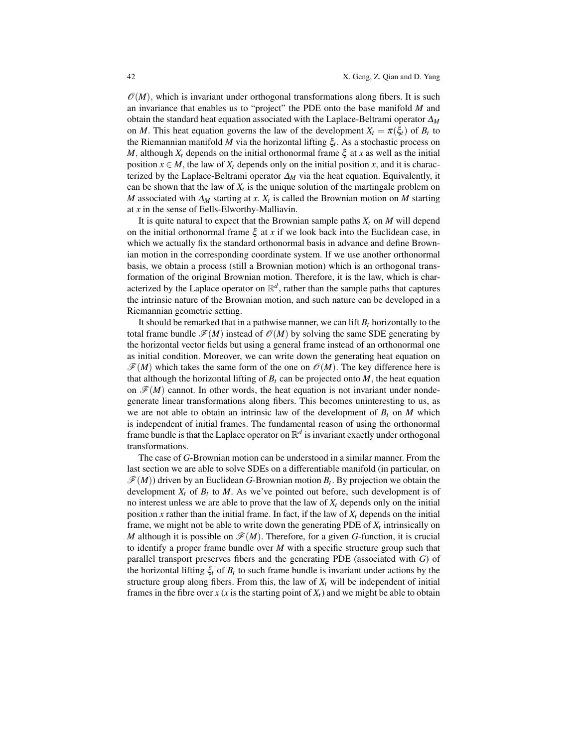$\mathscr{O}(M)$, which is invariant under orthogonal transformations along fibers. It is such an invariance that enables us to "project" the PDE onto the base manifold $M$ and obtain the standard heat equation associated with the Laplace-Beltrami operator $\Delta_M$ on $M$. This heat equation governs the law of the development $X_t = \pi(\xi_t)$ of $B_t$ to the Riemannian manifold $M$ via the horizontal lifting $\xi_t$. As a stochastic process on $M$, although $X_t$ depends on the initial orthonormal frame $\xi$ at $x$ as well as the initial position $x \in M$, the law of $X_t$ depends only on the initial position $x$, and it is characterized by the Laplace-Beltrami operator $\Delta_M$ via the heat equation. Equivalently, it can be shown that the law of $X_t$ is the unique solution of the martingale problem on $M$ associated with $\Delta_M$ starting at $x$. $X_t$ is called the Brownian motion on $M$ starting at $x$ in the sense of Eells-Elworthy-Malliavin.

It is quite natural to expect that the Brownian sample paths $X_t$ on $M$ will depend on the initial orthonormal frame $\xi$ at $x$ if we look back into the Euclidean case, in which we actually fix the standard orthonormal basis in advance and define Brownian motion in the corresponding coordinate system. If we use another orthonormal basis, we obtain a process (still a Brownian motion) which is an orthogonal transformation of the original Brownian motion. Therefore, it is the law, which is characterized by the Laplace operator on $\mathbb{R}^d$, rather than the sample paths that captures the intrinsic nature of the Brownian motion, and such nature can be developed in a Riemannian geometric setting.

It should be remarked that in a pathwise manner, we can lift $B_t$ horizontally to the total frame bundle $\mathscr{F}(M)$ instead of $\mathscr{O}(M)$ by solving the same SDE generating by the horizontal vector fields but using a general frame instead of an orthonormal one as initial condition. Moreover, we can write down the generating heat equation on $\mathscr{F}(M)$ which takes the same form of the one on $\mathscr{O}(M)$. The key difference here is that although the horizontal lifting of $B_t$ can be projected onto $M$, the heat equation on $\mathscr{F}(M)$ cannot. In other words, the heat equation is not invariant under nondegenerate linear transformations along fibers. This becomes uninteresting to us, as we are not able to obtain an intrinsic law of the development of $B_t$ on $M$ which is independent of initial frames. The fundamental reason of using the orthonormal frame bundle is that the Laplace operator on $\mathbb{R}^d$ is invariant exactly under orthogonal transformations.

The case of $G$-Brownian motion can be understood in a similar manner. From the last section we are able to solve SDEs on a differentiable manifold (in particular, on $\mathscr{F}(M)$) driven by an Euclidean $G$-Brownian motion $B_t$. By projection we obtain the development $X_t$ of $B_t$ to $M$. As we've pointed out before, such development is of no interest unless we are able to prove that the law of $X_t$ depends only on the initial position $x$ rather than the initial frame. In fact, if the law of $X_t$ depends on the initial frame, we might not be able to write down the generating PDE of $X_t$ intrinsically on $M$ although it is possible on $\mathscr{F}(M)$. Therefore, for a given $G$-function, it is crucial to identify a proper frame bundle over $M$ with a specific structure group such that parallel transport preserves fibers and the generating PDE (associated with $G$) of the horizontal lifting $\xi_t$ of $B_t$ to such frame bundle is invariant under actions by the structure group along fibers. From this, the law of $X_t$ will be independent of initial frames in the fibre over $x$ ($x$ is the starting point of $X_t$) and we might be able to obtain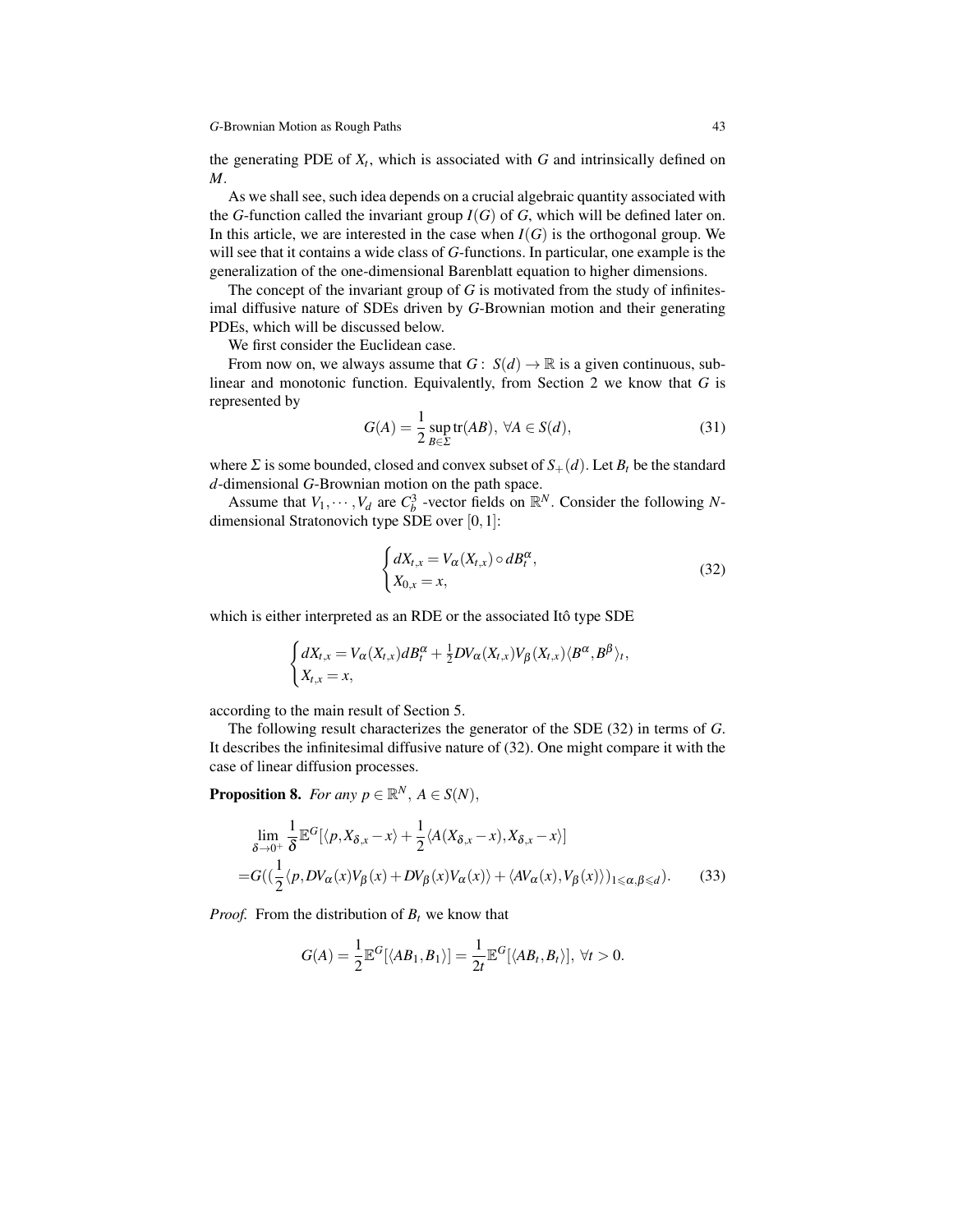the generating PDE of $X_t$, which is associated with $G$ and intrinsically defined on $M$.

As we shall see, such idea depends on a crucial algebraic quantity associated with the $G$-function called the invariant group $I(G)$ of $G$, which will be defined later on. In this article, we are interested in the case when $I(G)$ is the orthogonal group. We will see that it contains a wide class of $G$-functions. In particular, one example is the generalization of the one-dimensional Barenblatt equation to higher dimensions.

The concept of the invariant group of $G$ is motivated from the study of infinitesimal diffusive nature of SDEs driven by $G$-Brownian motion and their generating PDEs, which will be discussed below.

We first consider the Euclidean case.

From now on, we always assume that $G: S(d) \to \mathbb{R}$ is a given continuous, sublinear and monotonic function. Equivalently, from Section 2 we know that $G$ is represented by

$$G(A) = \frac{1}{2}\sup_{B\in\Sigma}\mathrm{tr}(AB),\ \forall A \in S(d), \tag{31}$$

where $\Sigma$ is some bounded, closed and convex subset of $S_+(d)$. Let $B_t$ be the standard $d$-dimensional $G$-Brownian motion on the path space.

Assume that $V_1,\cdots,V_d$ are $C_b^3$ -vector fields on $\mathbb{R}^N$. Consider the following $N$-dimensional Stratonovich type SDE over $[0,1]$:

$$\begin{cases} dX_{t,x} = V_\alpha(X_{t,x}) \circ dB_t^\alpha, \\ X_{0,x} = x, \end{cases} \tag{32}$$

which is either interpreted as an RDE or the associated Itô type SDE

$$\begin{cases} dX_{t,x} = V_\alpha(X_{t,x})dB_t^\alpha + \frac{1}{2}DV_\alpha(X_{t,x})V_\beta(X_{t,x})\langle B^\alpha, B^\beta\rangle_t, \\ X_{t,x} = x, \end{cases}$$

according to the main result of Section 5.

The following result characterizes the generator of the SDE (32) in terms of $G$. It describes the infinitesimal diffusive nature of (32). One might compare it with the case of linear diffusion processes.

**Proposition 8.** *For any $p \in \mathbb{R}^N$, $A \in S(N)$,*

$$\begin{aligned} &\lim_{\delta\to 0^+}\frac{1}{\delta}\mathbb{E}^G[\langle p, X_{\delta,x}-x\rangle + \frac{1}{2}\langle A(X_{\delta,x}-x), X_{\delta,x}-x\rangle] \\ =& G((\frac{1}{2}\langle p, DV_\alpha(x)V_\beta(x) + DV_\beta(x)V_\alpha(x)\rangle + \langle AV_\alpha(x), V_\beta(x)\rangle)_{1\leqslant\alpha,\beta\leqslant d}). \end{aligned} \tag{33}$$

*Proof.* From the distribution of $B_t$ we know that

$$G(A) = \frac{1}{2}\mathbb{E}^G[\langle AB_1, B_1\rangle] = \frac{1}{2t}\mathbb{E}^G[\langle AB_t, B_t\rangle],\ \forall t > 0.$$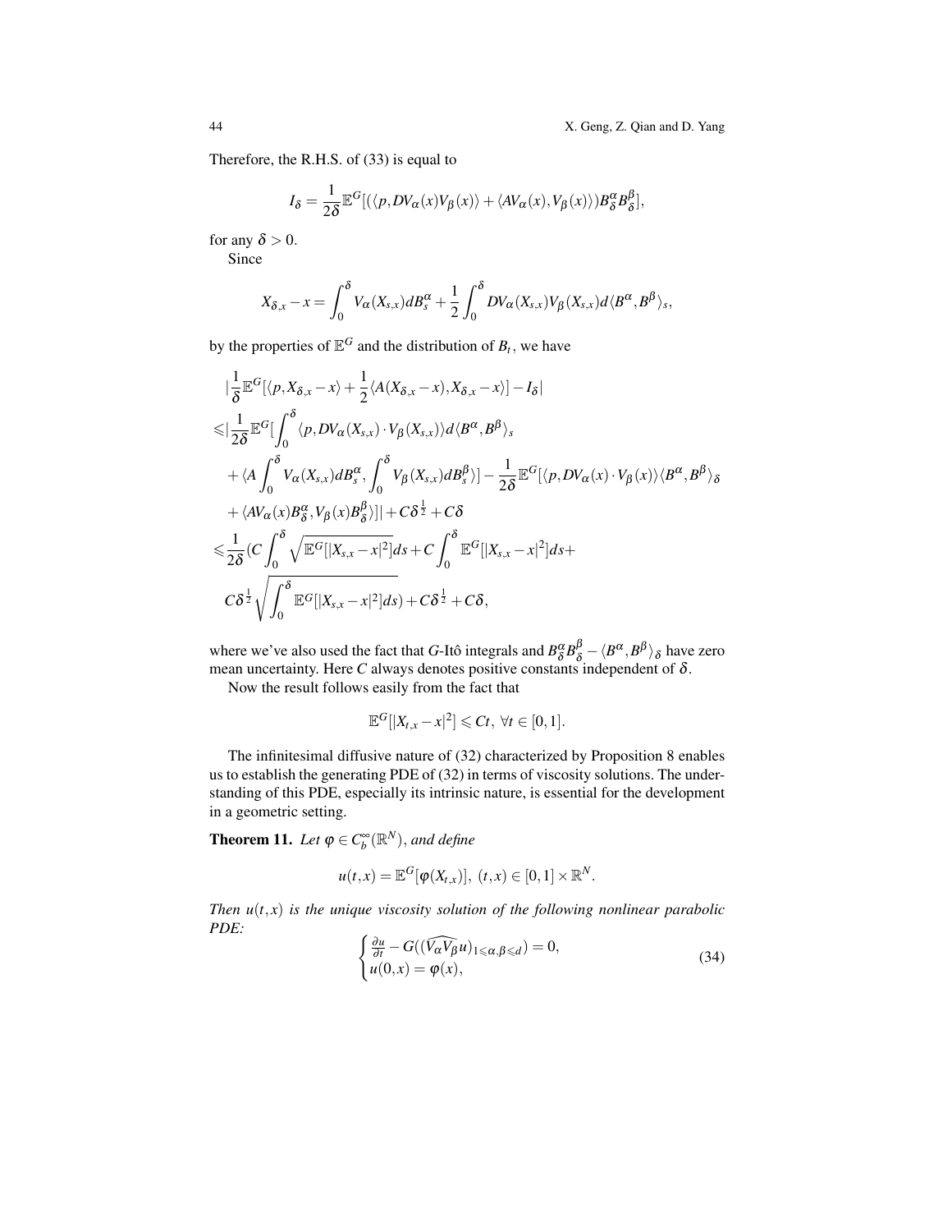Therefore, the R.H.S. of (33) is equal to

$$I_\delta = \frac{1}{2\delta}\mathbb{E}^G[(\langle p, DV_\alpha(x)V_\beta(x)\rangle + \langle AV_\alpha(x), V_\beta(x)\rangle)B_\delta^\alpha B_\delta^\beta],$$

for any $\delta > 0$.

Since

$$X_{\delta,x} - x = \int_0^\delta V_\alpha(X_{s,x})dB_s^\alpha + \frac{1}{2}\int_0^\delta DV_\alpha(X_{s,x})V_\beta(X_{s,x})d\langle B^\alpha, B^\beta\rangle_s,$$

by the properties of $\mathbb{E}^G$ and the distribution of $B_t$, we have

$$\begin{aligned}
&|\frac{1}{\delta}\mathbb{E}^G[\langle p, X_{\delta,x} - x\rangle + \frac{1}{2}\langle A(X_{\delta,x} - x), X_{\delta,x} - x\rangle] - I_\delta| \\
\leqslant &|\frac{1}{2\delta}\mathbb{E}^G[\int_0^\delta \langle p, DV_\alpha(X_{s,x})\cdot V_\beta(X_{s,x})\rangle d\langle B^\alpha, B^\beta\rangle_s \\
&+ \langle A\int_0^\delta V_\alpha(X_{s,x})dB_s^\alpha, \int_0^\delta V_\beta(X_{s,x})dB_s^\beta\rangle] - \frac{1}{2\delta}\mathbb{E}^G[\langle p, DV_\alpha(x)\cdot V_\beta(x)\rangle\langle B^\alpha, B^\beta\rangle_\delta \\
&+ \langle AV_\alpha(x)B_\delta^\alpha, V_\beta(x)B_\delta^\beta\rangle]| + C\delta^{\frac{1}{2}} + C\delta \\
\leqslant &\frac{1}{2\delta}(C\int_0^\delta \sqrt{\mathbb{E}^G[|X_{s,x} - x|^2]}ds + C\int_0^\delta \mathbb{E}^G[|X_{s,x} - x|^2]ds + \\
&C\delta^{\frac{1}{2}}\sqrt{\int_0^\delta \mathbb{E}^G[|X_{s,x} - x|^2]ds}) + C\delta^{\frac{1}{2}} + C\delta,
\end{aligned}$$

where we've also used the fact that $G$-Itô integrals and $B_\delta^\alpha B_\delta^\beta - \langle B^\alpha, B^\beta\rangle_\delta$ have zero mean uncertainty. Here $C$ always denotes positive constants independent of $\delta$.

Now the result follows easily from the fact that

$$\mathbb{E}^G[|X_{t,x} - x|^2] \leqslant Ct, \ \forall t \in [0,1].$$

The infinitesimal diffusive nature of (32) characterized by Proposition 8 enables us to establish the generating PDE of (32) in terms of viscosity solutions. The understanding of this PDE, especially its intrinsic nature, is essential for the development in a geometric setting.

**Theorem 11.** *Let $\varphi \in C_b^\infty(\mathbb{R}^N)$, and define*

$$u(t,x) = \mathbb{E}^G[\varphi(X_{t,x})], \ (t,x) \in [0,1] \times \mathbb{R}^N.$$

*Then $u(t,x)$ is the unique viscosity solution of the following nonlinear parabolic PDE:*

$$\begin{cases} \frac{\partial u}{\partial t} - G((\widehat{V_\alpha V_\beta}u)_{1\leqslant\alpha,\beta\leqslant d}) = 0, \\ u(0,x) = \varphi(x), \end{cases} \tag{34}$$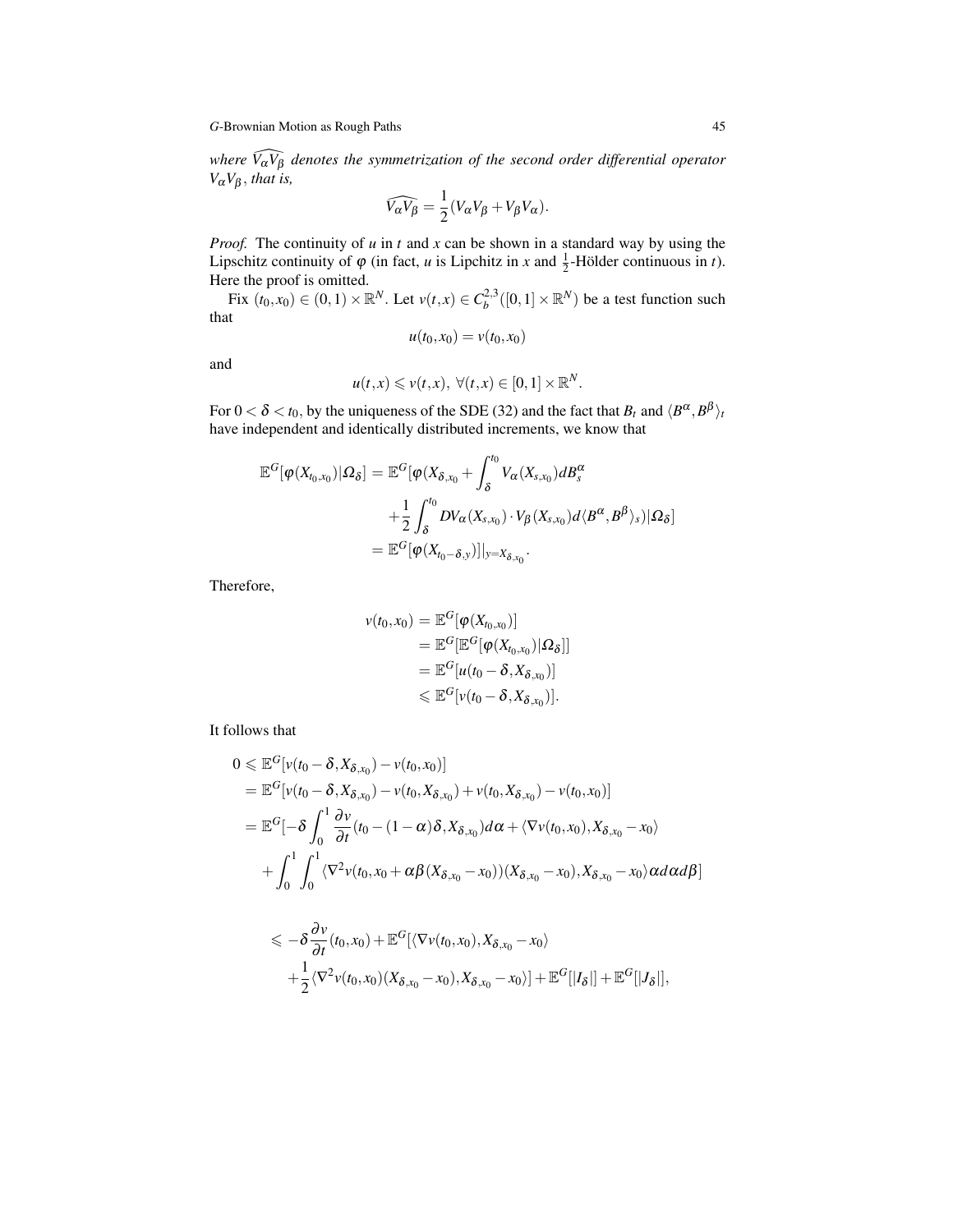*where $\widehat{V_\alpha V_\beta}$ denotes the symmetrization of the second order differential operator $V_\alpha V_\beta$, that is,*

$$\widehat{V_\alpha V_\beta} = \frac{1}{2}(V_\alpha V_\beta + V_\beta V_\alpha).$$

*Proof.* The continuity of $u$ in $t$ and $x$ can be shown in a standard way by using the Lipschitz continuity of $\varphi$ (in fact, $u$ is Lipchitz in $x$ and $\frac{1}{2}$-Hölder continuous in $t$). Here the proof is omitted.

Fix $(t_0,x_0) \in (0,1) \times \mathbb{R}^N$. Let $v(t,x) \in C_b^{2,3}([0,1] \times \mathbb{R}^N)$ be a test function such that

$$u(t_0,x_0) = v(t_0,x_0)$$

and

$$u(t,x) \leqslant v(t,x),\ \forall (t,x) \in [0,1] \times \mathbb{R}^N.$$

For $0 < \delta < t_0$, by the uniqueness of the SDE (32) and the fact that $B_t$ and $\langle B^\alpha, B^\beta \rangle_t$ have independent and identically distributed increments, we know that

$$\begin{aligned}
\mathbb{E}^G[\varphi(X_{t_0,x_0})|\Omega_\delta] &= \mathbb{E}^G[\varphi(X_{\delta,x_0} + \int_\delta^{t_0} V_\alpha(X_{s,x_0})dB_s^\alpha \\
&\quad + \frac{1}{2}\int_\delta^{t_0} DV_\alpha(X_{s,x_0}) \cdot V_\beta(X_{s,x_0})d\langle B^\alpha, B^\beta \rangle_s)|\Omega_\delta] \\
&= \mathbb{E}^G[\varphi(X_{t_0-\delta,y})]|_{y=X_{\delta,x_0}}.
\end{aligned}$$

Therefore,

$$\begin{aligned}
v(t_0,x_0) &= \mathbb{E}^G[\varphi(X_{t_0,x_0})] \\
&= \mathbb{E}^G[\mathbb{E}^G[\varphi(X_{t_0,x_0})|\Omega_\delta]] \\
&= \mathbb{E}^G[u(t_0-\delta, X_{\delta,x_0})] \\
&\leqslant \mathbb{E}^G[v(t_0-\delta, X_{\delta,x_0})].
\end{aligned}$$

It follows that

$$\begin{aligned}
0 &\leqslant \mathbb{E}^G[v(t_0-\delta, X_{\delta,x_0}) - v(t_0,x_0)] \\
&= \mathbb{E}^G[v(t_0-\delta, X_{\delta,x_0}) - v(t_0, X_{\delta,x_0}) + v(t_0, X_{\delta,x_0}) - v(t_0,x_0)] \\
&= \mathbb{E}^G[-\delta \int_0^1 \frac{\partial v}{\partial t}(t_0 - (1-\alpha)\delta, X_{\delta,x_0})d\alpha + \langle \nabla v(t_0,x_0), X_{\delta,x_0} - x_0 \rangle \\
&\quad + \int_0^1 \int_0^1 \langle \nabla^2 v(t_0, x_0 + \alpha\beta(X_{\delta,x_0} - x_0))(X_{\delta,x_0} - x_0), X_{\delta,x_0} - x_0 \rangle \alpha d\alpha d\beta] \\
&\leqslant -\delta \frac{\partial v}{\partial t}(t_0,x_0) + \mathbb{E}^G[\langle \nabla v(t_0,x_0), X_{\delta,x_0} - x_0 \rangle \\
&\quad + \frac{1}{2}\langle \nabla^2 v(t_0,x_0)(X_{\delta,x_0} - x_0), X_{\delta,x_0} - x_0 \rangle] + \mathbb{E}^G[|I_\delta|] + \mathbb{E}^G[|J_\delta|],
\end{aligned}$$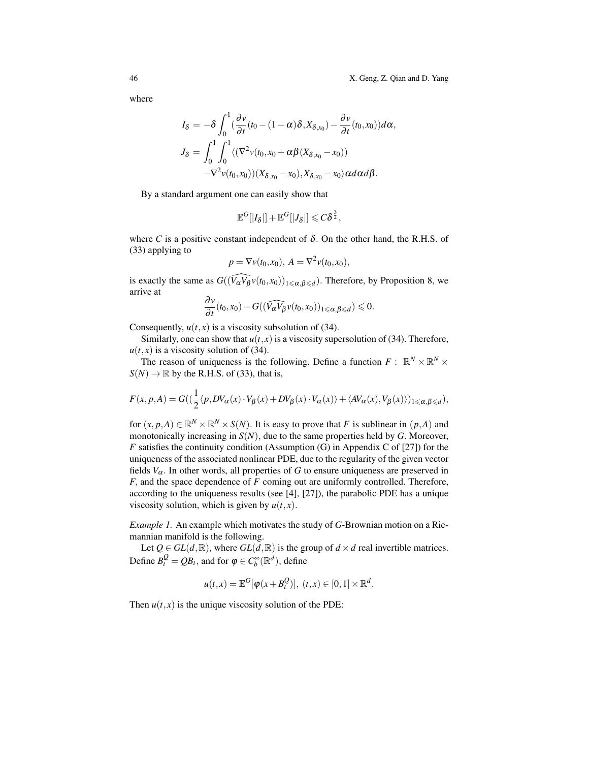where

$$
\begin{aligned}
I_\delta &= -\delta \int_0^1 \left(\frac{\partial v}{\partial t}(t_0-(1-\alpha)\delta, X_{\delta,x_0}) - \frac{\partial v}{\partial t}(t_0,x_0)\right)d\alpha, \\
J_\delta &= \int_0^1\int_0^1 \langle (\nabla^2 v(t_0, x_0+\alpha\beta(X_{\delta,x_0}-x_0)) \\
&\quad -\nabla^2 v(t_0,x_0))(X_{\delta,x_0}-x_0), X_{\delta,x_0}-x_0\rangle \alpha d\alpha d\beta.
\end{aligned}
$$

By a standard argument one can easily show that

$$
\mathbb{E}^G[|I_\delta|] + \mathbb{E}^G[|J_\delta|] \leqslant C\delta^{\frac{3}{2}},
$$

where $C$ is a positive constant independent of $\delta$. On the other hand, the R.H.S. of (33) applying to

$$
p = \nabla v(t_0,x_0),\ A = \nabla^2 v(t_0,x_0),
$$

is exactly the same as $G((\widehat{V_\alpha V_\beta} v(t_0,x_0))_{1\leqslant \alpha,\beta\leqslant d})$. Therefore, by Proposition 8, we arrive at

$$
\frac{\partial v}{\partial t}(t_0,x_0) - G((\widehat{V_\alpha V_\beta} v(t_0,x_0))_{1\leqslant \alpha,\beta\leqslant d}) \leqslant 0.
$$

Consequently, $u(t,x)$ is a viscosity subsolution of (34).

Similarly, one can show that $u(t,x)$ is a viscosity supersolution of (34). Therefore, $u(t,x)$ is a viscosity solution of (34).

The reason of uniqueness is the following. Define a function $F:\ \mathbb{R}^N\times\mathbb{R}^N\times S(N)\to\mathbb{R}$ by the R.H.S. of (33), that is,

$$
F(x,p,A) = G\left(\left(\frac{1}{2}\langle p, DV_\alpha(x)\cdot V_\beta(x) + DV_\beta(x)\cdot V_\alpha(x)\rangle + \langle AV_\alpha(x), V_\beta(x)\rangle\right)_{1\leqslant \alpha,\beta\leqslant d}\right),
$$

for $(x,p,A)\in\mathbb{R}^N\times\mathbb{R}^N\times S(N)$. It is easy to prove that $F$ is sublinear in $(p,A)$ and monotonically increasing in $S(N)$, due to the same properties held by $G$. Moreover, $F$ satisfies the continuity condition (Assumption (G) in Appendix C of [27]) for the uniqueness of the associated nonlinear PDE, due to the regularity of the given vector fields $V_\alpha$. In other words, all properties of $G$ to ensure uniqueness are preserved in $F$, and the space dependence of $F$ coming out are uniformly controlled. Therefore, according to the uniqueness results (see [4], [27]), the parabolic PDE has a unique viscosity solution, which is given by $u(t,x)$.

*Example 1.* An example which motivates the study of $G$-Brownian motion on a Riemannian manifold is the following.

Let $Q\in GL(d,\mathbb{R})$, where $GL(d,\mathbb{R})$ is the group of $d\times d$ real invertible matrices. Define $B_t^Q = QB_t$, and for $\varphi\in C_b^\infty(\mathbb{R}^d)$, define

$$
u(t,x) = \mathbb{E}^G[\varphi(x+B_t^Q)],\ (t,x)\in[0,1]\times\mathbb{R}^d.
$$

Then $u(t,x)$ is the unique viscosity solution of the PDE: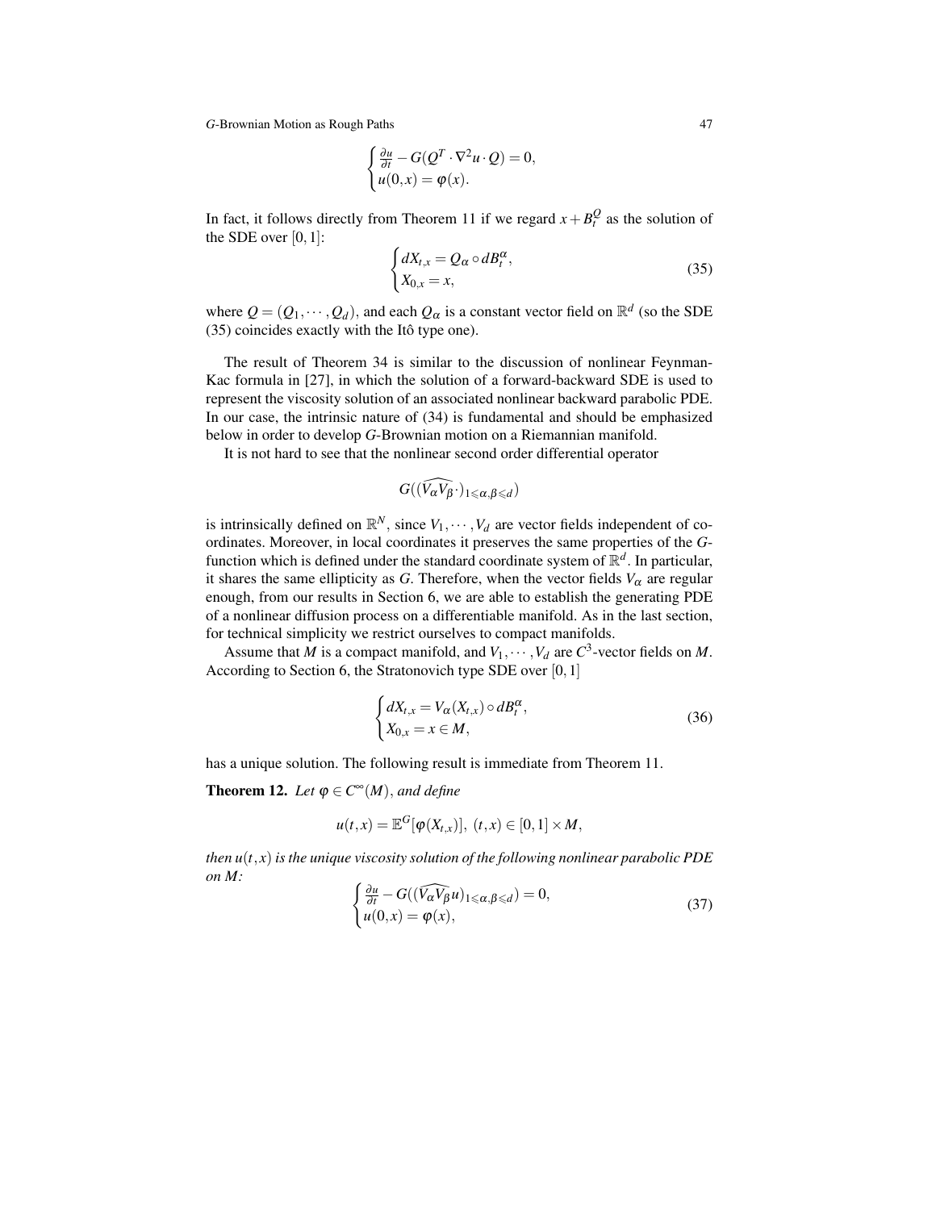$$
\begin{cases}
\frac{\partial u}{\partial t} - G(Q^T \cdot \nabla^2 u \cdot Q) = 0, \\
u(0,x) = \varphi(x).
\end{cases}
$$

In fact, it follows directly from Theorem 11 if we regard $x + B_t^Q$ as the solution of the SDE over $[0,1]$:

$$
\begin{cases}
dX_{t,x} = Q_\alpha \circ dB_t^\alpha, \\
X_{0,x} = x,
\end{cases}
\tag{35}
$$

where $Q = (Q_1, \cdots, Q_d)$, and each $Q_\alpha$ is a constant vector field on $\mathbb{R}^d$ (so the SDE (35) coincides exactly with the Itô type one).

The result of Theorem 34 is similar to the discussion of nonlinear Feynman-Kac formula in [27], in which the solution of a forward-backward SDE is used to represent the viscosity solution of an associated nonlinear backward parabolic PDE. In our case, the intrinsic nature of (34) is fundamental and should be emphasized below in order to develop $G$-Brownian motion on a Riemannian manifold.

It is not hard to see that the nonlinear second order differential operator

$$
G((\widehat{V_\alpha V_\beta} \cdot)_{1 \leqslant \alpha, \beta \leqslant d})
$$

is intrinsically defined on $\mathbb{R}^N$, since $V_1, \cdots, V_d$ are vector fields independent of coordinates. Moreover, in local coordinates it preserves the same properties of the $G$-function which is defined under the standard coordinate system of $\mathbb{R}^d$. In particular, it shares the same ellipticity as $G$. Therefore, when the vector fields $V_\alpha$ are regular enough, from our results in Section 6, we are able to establish the generating PDE of a nonlinear diffusion process on a differentiable manifold. As in the last section, for technical simplicity we restrict ourselves to compact manifolds.

Assume that $M$ is a compact manifold, and $V_1, \cdots, V_d$ are $C^3$-vector fields on $M$. According to Section 6, the Stratonovich type SDE over $[0,1]$

$$
\begin{cases}
dX_{t,x} = V_\alpha(X_{t,x}) \circ dB_t^\alpha, \\
X_{0,x} = x \in M,
\end{cases}
\tag{36}
$$

has a unique solution. The following result is immediate from Theorem 11.

**Theorem 12.** *Let $\varphi \in C^\infty(M)$, and define*

$$
u(t,x) = \mathbb{E}^G[\varphi(X_{t,x})], \ (t,x) \in [0,1] \times M,
$$

*then $u(t,x)$ is the unique viscosity solution of the following nonlinear parabolic PDE on $M$:*

$$
\begin{cases}
\frac{\partial u}{\partial t} - G((\widehat{V_\alpha V_\beta} u)_{1 \leqslant \alpha, \beta \leqslant d}) = 0, \\
u(0,x) = \varphi(x),
\end{cases}
\tag{37}
$$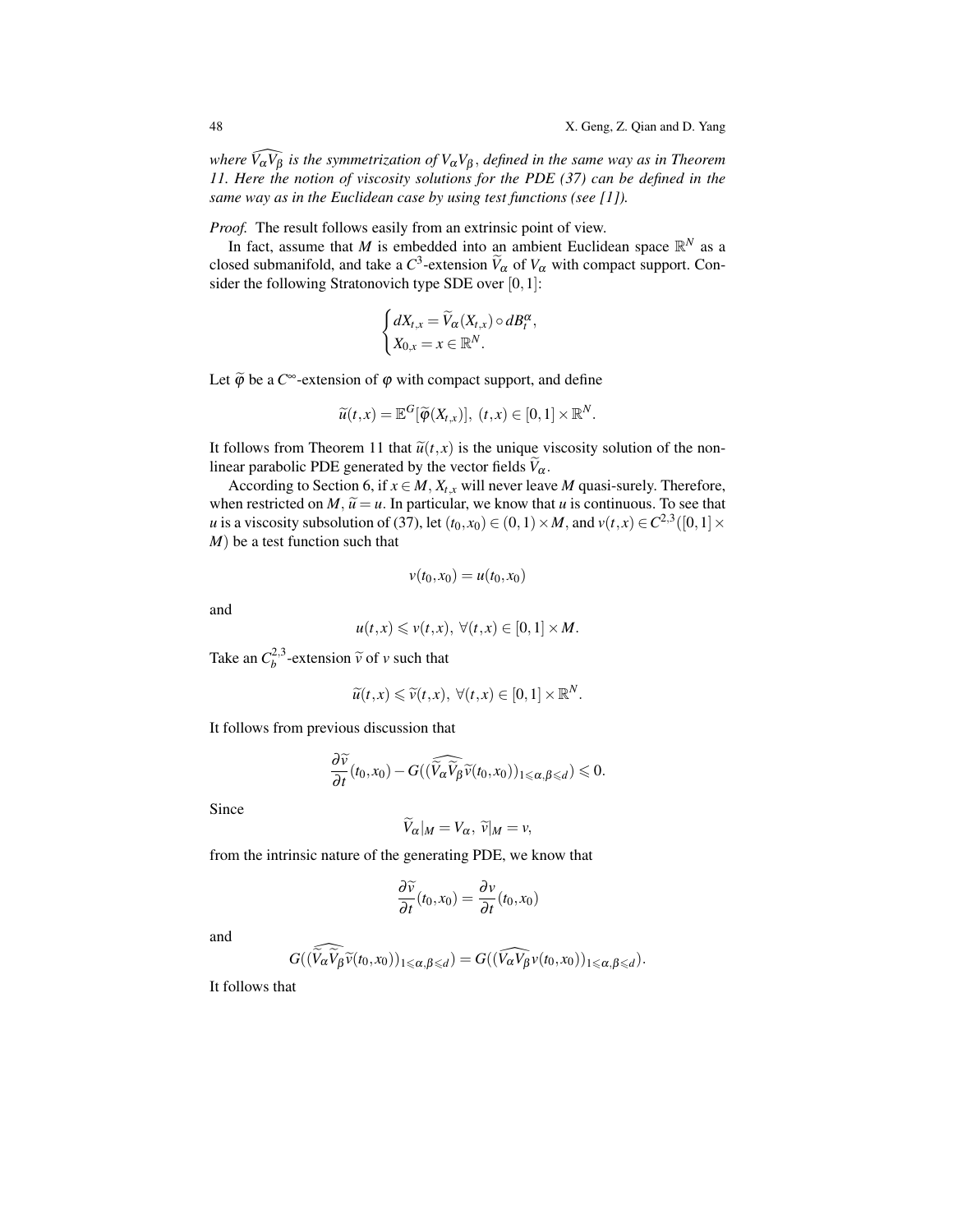*where $\widehat{V_\alpha V_\beta}$ is the symmetrization of $V_\alpha V_\beta$, defined in the same way as in Theorem 11. Here the notion of viscosity solutions for the PDE (37) can be defined in the same way as in the Euclidean case by using test functions (see [1]).*

*Proof.* The result follows easily from an extrinsic point of view.

In fact, assume that $M$ is embedded into an ambient Euclidean space $\mathbb{R}^N$ as a closed submanifold, and take a $C^3$-extension $\widetilde{V}_\alpha$ of $V_\alpha$ with compact support. Consider the following Stratonovich type SDE over $[0,1]$:

$$\begin{cases} dX_{t,x} = \widetilde{V}_\alpha(X_{t,x}) \circ dB_t^\alpha, \\ X_{0,x} = x \in \mathbb{R}^N. \end{cases}$$

Let $\widetilde{\varphi}$ be a $C^\infty$-extension of $\varphi$ with compact support, and define

$$\widetilde{u}(t,x) = \mathbb{E}^G[\widetilde{\varphi}(X_{t,x})], \ (t,x) \in [0,1] \times \mathbb{R}^N.$$

It follows from Theorem 11 that $\widetilde{u}(t,x)$ is the unique viscosity solution of the nonlinear parabolic PDE generated by the vector fields $\widetilde{V}_\alpha$.

According to Section 6, if $x \in M$, $X_{t,x}$ will never leave $M$ quasi-surely. Therefore, when restricted on $M$, $\widetilde{u} = u$. In particular, we know that $u$ is continuous. To see that $u$ is a viscosity subsolution of (37), let $(t_0,x_0) \in (0,1) \times M$, and $v(t,x) \in C^{2,3}([0,1] \times M)$ be a test function such that

$$v(t_0,x_0) = u(t_0,x_0)$$

and

$$u(t,x) \leqslant v(t,x), \ \forall (t,x) \in [0,1] \times M.$$

Take an $C_b^{2,3}$-extension $\widetilde{v}$ of $v$ such that

$$\widetilde{u}(t,x) \leqslant \widetilde{v}(t,x), \ \forall (t,x) \in [0,1] \times \mathbb{R}^N.$$

It follows from previous discussion that

$$\frac{\partial \widetilde{v}}{\partial t}(t_0,x_0) - G((\widehat{\widetilde{V}_\alpha \widetilde{V}_\beta} \widetilde{v}(t_0,x_0))_{1 \leqslant \alpha,\beta \leqslant d}) \leqslant 0.$$

Since

$$\widetilde{V}_\alpha|_M = V_\alpha, \ \widetilde{v}|_M = v,$$

from the intrinsic nature of the generating PDE, we know that

$$\frac{\partial \widetilde{v}}{\partial t}(t_0,x_0) = \frac{\partial v}{\partial t}(t_0,x_0)$$

and

$$G((\widehat{\widetilde{V}_\alpha \widetilde{V}_\beta} \widetilde{v}(t_0,x_0))_{1 \leqslant \alpha,\beta \leqslant d}) = G((\widehat{V_\alpha V_\beta} v(t_0,x_0))_{1 \leqslant \alpha,\beta \leqslant d}).$$

It follows that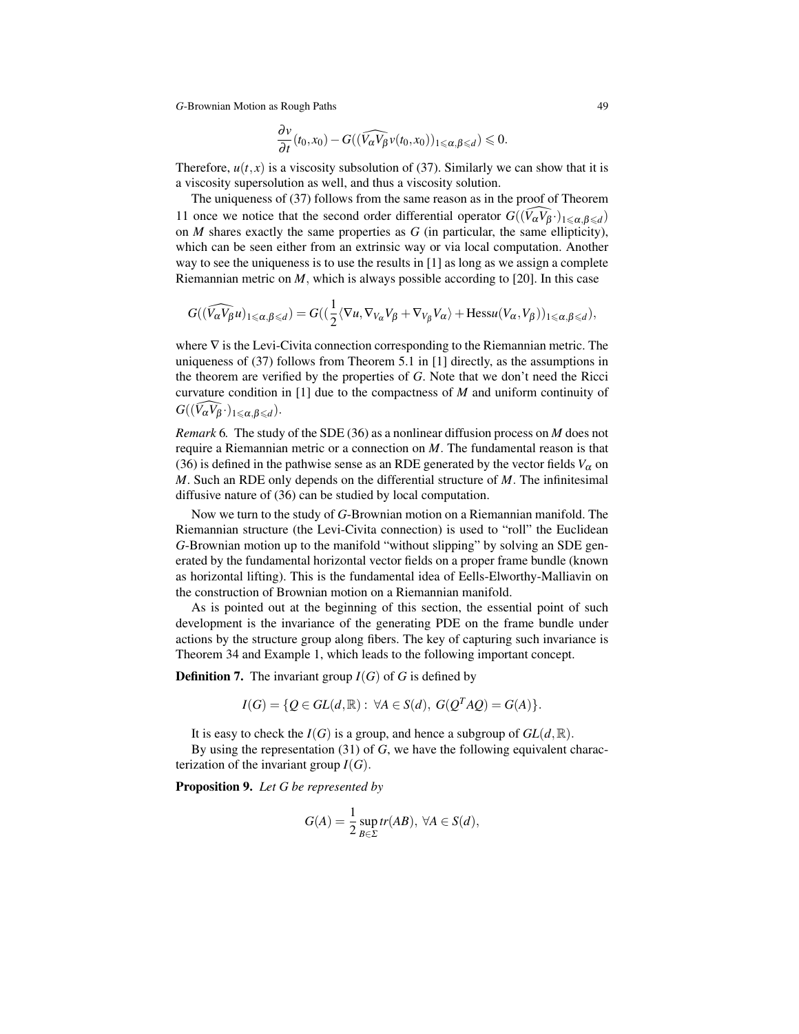$$\frac{\partial v}{\partial t}(t_0,x_0) - G((\widehat{V_\alpha V_\beta} v(t_0,x_0))_{1\leqslant \alpha,\beta\leqslant d}) \leqslant 0.$$

Therefore, $u(t,x)$ is a viscosity subsolution of (37). Similarly we can show that it is a viscosity supersolution as well, and thus a viscosity solution.

The uniqueness of (37) follows from the same reason as in the proof of Theorem 11 once we notice that the second order differential operator $G((\widehat{V_\alpha V_\beta}\cdot)_{1\leqslant \alpha,\beta\leqslant d})$ on $M$ shares exactly the same properties as $G$ (in particular, the same ellipticity), which can be seen either from an extrinsic way or via local computation. Another way to see the uniqueness is to use the results in [1] as long as we assign a complete Riemannian metric on $M$, which is always possible according to [20]. In this case

$$G((\widehat{V_\alpha V_\beta} u)_{1\leqslant \alpha,\beta\leqslant d}) = G((\frac{1}{2}\langle \nabla u, \nabla_{V_\alpha} V_\beta + \nabla_{V_\beta} V_\alpha\rangle + \text{Hess}u(V_\alpha, V_\beta))_{1\leqslant \alpha,\beta\leqslant d}),$$

where $\nabla$ is the Levi-Civita connection corresponding to the Riemannian metric. The uniqueness of (37) follows from Theorem 5.1 in [1] directly, as the assumptions in the theorem are verified by the properties of $G$. Note that we don't need the Ricci curvature condition in [1] due to the compactness of $M$ and uniform continuity of $G((\widehat{V_\alpha V_\beta}\cdot)_{1\leqslant \alpha,\beta\leqslant d})$.

*Remark* 6. The study of the SDE (36) as a nonlinear diffusion process on $M$ does not require a Riemannian metric or a connection on $M$. The fundamental reason is that (36) is defined in the pathwise sense as an RDE generated by the vector fields $V_\alpha$ on $M$. Such an RDE only depends on the differential structure of $M$. The infinitesimal diffusive nature of (36) can be studied by local computation.

Now we turn to the study of $G$-Brownian motion on a Riemannian manifold. The Riemannian structure (the Levi-Civita connection) is used to "roll" the Euclidean $G$-Brownian motion up to the manifold "without slipping" by solving an SDE generated by the fundamental horizontal vector fields on a proper frame bundle (known as horizontal lifting). This is the fundamental idea of Eells-Elworthy-Malliavin on the construction of Brownian motion on a Riemannian manifold.

As is pointed out at the beginning of this section, the essential point of such development is the invariance of the generating PDE on the frame bundle under actions by the structure group along fibers. The key of capturing such invariance is Theorem 34 and Example 1, which leads to the following important concept.

**Definition 7.** The invariant group $I(G)$ of $G$ is defined by

$$I(G) = \{Q \in GL(d,\mathbb{R}) : \forall A \in S(d),\ G(Q^T A Q) = G(A)\}.$$

It is easy to check the $I(G)$ is a group, and hence a subgroup of $GL(d,\mathbb{R})$.

By using the representation (31) of $G$, we have the following equivalent characterization of the invariant group $I(G)$.

**Proposition 9.** *Let $G$ be represented by*

$$G(A) = \frac{1}{2}\sup_{B\in\Sigma} tr(AB),\ \forall A \in S(d),$$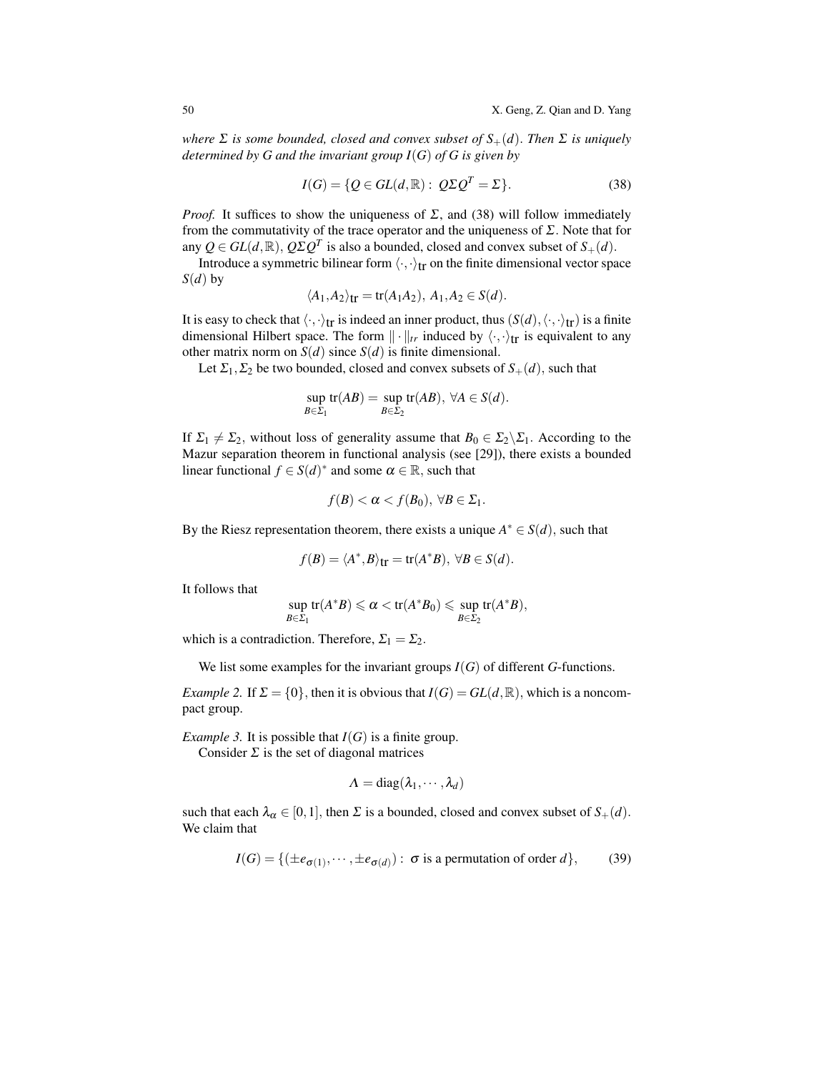*where $\Sigma$ is some bounded, closed and convex subset of $S_+(d)$. Then $\Sigma$ is uniquely determined by $G$ and the invariant group $I(G)$ of $G$ is given by*

$$I(G) = \{Q \in GL(d,\mathbb{R}) : \ Q\Sigma Q^T = \Sigma\}. \tag{38}$$

*Proof.* It suffices to show the uniqueness of $\Sigma$, and (38) will follow immediately from the commutativity of the trace operator and the uniqueness of $\Sigma$. Note that for any $Q \in GL(d,\mathbb{R})$, $Q\Sigma Q^T$ is also a bounded, closed and convex subset of $S_+(d)$.

Introduce a symmetric bilinear form $\langle \cdot,\cdot \rangle_{\mathrm{tr}}$ on the finite dimensional vector space $S(d)$ by

$$\langle A_1, A_2 \rangle_{\mathrm{tr}} = \mathrm{tr}(A_1 A_2), \ A_1, A_2 \in S(d).$$

It is easy to check that $\langle \cdot,\cdot \rangle_{\mathrm{tr}}$ is indeed an inner product, thus $(S(d), \langle \cdot,\cdot \rangle_{\mathrm{tr}})$ is a finite dimensional Hilbert space. The form $\|\cdot\|_{tr}$ induced by $\langle \cdot,\cdot \rangle_{\mathrm{tr}}$ is equivalent to any other matrix norm on $S(d)$ since $S(d)$ is finite dimensional.

Let $\Sigma_1, \Sigma_2$ be two bounded, closed and convex subsets of $S_+(d)$, such that

$$\sup_{B\in\Sigma_1} \mathrm{tr}(AB) = \sup_{B\in\Sigma_2} \mathrm{tr}(AB), \ \forall A \in S(d).$$

If $\Sigma_1 \neq \Sigma_2$, without loss of generality assume that $B_0 \in \Sigma_2 \backslash \Sigma_1$. According to the Mazur separation theorem in functional analysis (see [29]), there exists a bounded linear functional $f \in S(d)^*$ and some $\alpha \in \mathbb{R}$, such that

$$f(B) < \alpha < f(B_0), \ \forall B \in \Sigma_1.$$

By the Riesz representation theorem, there exists a unique $A^* \in S(d)$, such that

$$f(B) = \langle A^*, B \rangle_{\mathrm{tr}} = \mathrm{tr}(A^* B), \ \forall B \in S(d).$$

It follows that

$$\sup_{B\in\Sigma_1} \mathrm{tr}(A^* B) \leqslant \alpha < \mathrm{tr}(A^* B_0) \leqslant \sup_{B\in\Sigma_2} \mathrm{tr}(A^* B),$$

which is a contradiction. Therefore, $\Sigma_1 = \Sigma_2$.

We list some examples for the invariant groups $I(G)$ of different $G$-functions.

*Example 2.* If $\Sigma = \{0\}$, then it is obvious that $I(G) = GL(d,\mathbb{R})$, which is a noncompact group.

*Example 3.* It is possible that $I(G)$ is a finite group.

Consider $\Sigma$ is the set of diagonal matrices

$$\Lambda = \mathrm{diag}(\lambda_1, \cdots, \lambda_d)$$

such that each $\lambda_\alpha \in [0,1]$, then $\Sigma$ is a bounded, closed and convex subset of $S_+(d)$. We claim that

$$I(G) = \{(\pm e_{\sigma(1)}, \cdots, \pm e_{\sigma(d)}) : \ \sigma \text{ is a permutation of order } d\}, \tag{39}$$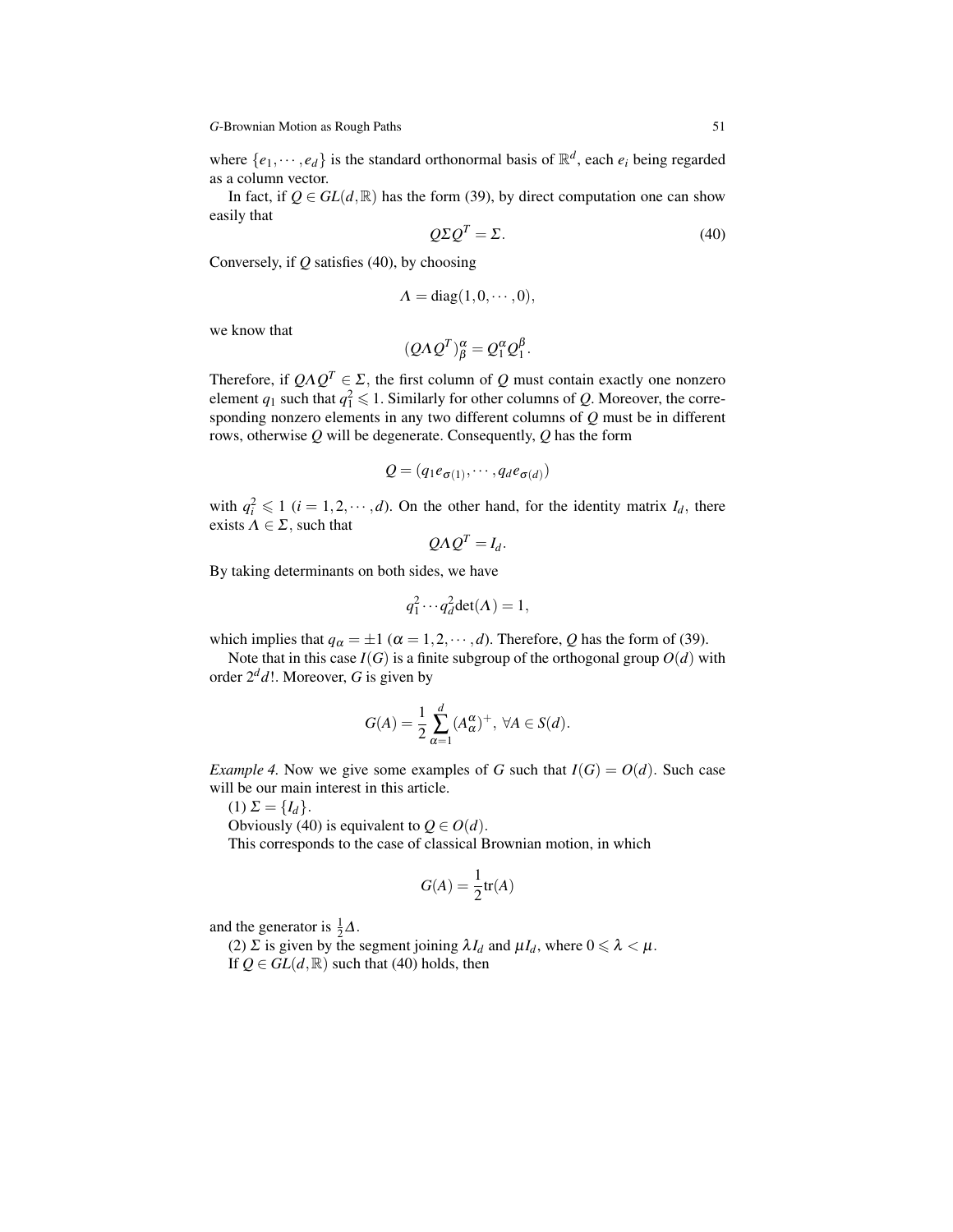where $\{e_1, \cdots, e_d\}$ is the standard orthonormal basis of $\mathbb{R}^d$, each $e_i$ being regarded as a column vector.

In fact, if $Q \in GL(d, \mathbb{R})$ has the form (39), by direct computation one can show easily that

$$Q\Sigma Q^T = \Sigma. \tag{40}$$

Conversely, if $Q$ satisfies (40), by choosing

$$\Lambda = \text{diag}(1, 0, \cdots, 0),$$

we know that

$$(Q\Lambda Q^T)^\alpha_\beta = Q^\alpha_1 Q^\beta_1.$$

Therefore, if $Q\Lambda Q^T \in \Sigma$, the first column of $Q$ must contain exactly one nonzero element $q_1$ such that $q_1^2 \leqslant 1$. Similarly for other columns of $Q$. Moreover, the corresponding nonzero elements in any two different columns of $Q$ must be in different rows, otherwise $Q$ will be degenerate. Consequently, $Q$ has the form

$$Q = (q_1 e_{\sigma(1)}, \cdots, q_d e_{\sigma(d)})$$

with $q_i^2 \leqslant 1$ $(i = 1, 2, \cdots, d)$. On the other hand, for the identity matrix $I_d$, there exists $\Lambda \in \Sigma$, such that

$$Q\Lambda Q^T = I_d.$$

By taking determinants on both sides, we have

$$q_1^2 \cdots q_d^2 \det(\Lambda) = 1,$$

which implies that $q_\alpha = \pm 1$ $(\alpha = 1, 2, \cdots, d)$. Therefore, $Q$ has the form of (39).

Note that in this case $I(G)$ is a finite subgroup of the orthogonal group $O(d)$ with order $2^d d!$. Moreover, $G$ is given by

$$G(A) = \frac{1}{2} \sum_{\alpha=1}^{d} (A^\alpha_\alpha)^+, \ \forall A \in S(d).$$

*Example 4.* Now we give some examples of $G$ such that $I(G) = O(d)$. Such case will be our main interest in this article.

(1) $\Sigma = \{I_d\}$.

Obviously (40) is equivalent to $Q \in O(d)$.

This corresponds to the case of classical Brownian motion, in which

$$G(A) = \frac{1}{2}\text{tr}(A)$$

and the generator is $\frac{1}{2}\Delta$.

(2) $\Sigma$ is given by the segment joining $\lambda I_d$ and $\mu I_d$, where $0 \leqslant \lambda < \mu$.

If $Q \in GL(d, \mathbb{R})$ such that (40) holds, then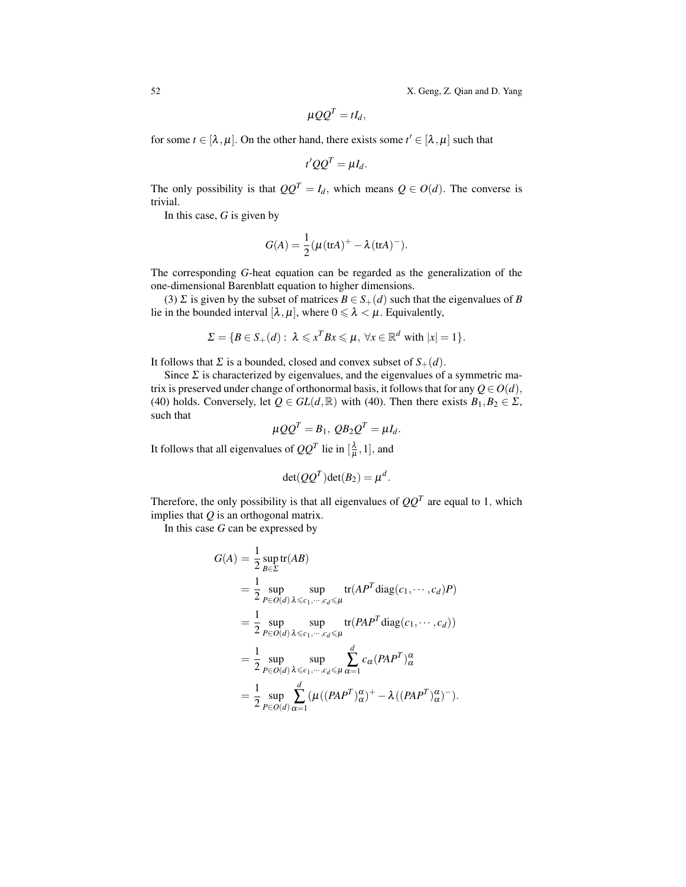$$\mu QQ^T = tI_d,$$

for some $t \in [\lambda, \mu]$. On the other hand, there exists some $t' \in [\lambda, \mu]$ such that

$$t' QQ^T = \mu I_d.$$

The only possibility is that $QQ^T = I_d$, which means $Q \in O(d)$. The converse is trivial.

In this case, $G$ is given by

$$G(A) = \frac{1}{2}(\mu(\mathrm{tr}A)^+ - \lambda(\mathrm{tr}A)^-).$$

The corresponding $G$-heat equation can be regarded as the generalization of the one-dimensional Barenblatt equation to higher dimensions.

(3) $\Sigma$ is given by the subset of matrices $B \in S_+(d)$ such that the eigenvalues of $B$ lie in the bounded interval $[\lambda, \mu]$, where $0 \leqslant \lambda < \mu$. Equivalently,

$$\Sigma = \{B \in S_+(d) : \ \lambda \leqslant x^T Bx \leqslant \mu, \ \forall x \in \mathbb{R}^d \text{ with } |x| = 1\}.$$

It follows that $\Sigma$ is a bounded, closed and convex subset of $S_+(d)$.

Since $\Sigma$ is characterized by eigenvalues, and the eigenvalues of a symmetric matrix is preserved under change of orthonormal basis, it follows that for any $Q \in O(d)$, (40) holds. Conversely, let $Q \in GL(d, \mathbb{R})$ with (40). Then there exists $B_1, B_2 \in \Sigma$, such that

$$\mu QQ^T = B_1, \ QB_2Q^T = \mu I_d.$$

It follows that all eigenvalues of $QQ^T$ lie in $[\frac{\lambda}{\mu}, 1]$, and

$$\det(QQ^T)\det(B_2) = \mu^d.$$

Therefore, the only possibility is that all eigenvalues of $QQ^T$ are equal to 1, which implies that $Q$ is an orthogonal matrix.

In this case $G$ can be expressed by

$$\begin{aligned}
G(A) &= \frac{1}{2}\sup_{B \in \Sigma} \mathrm{tr}(AB) \\
&= \frac{1}{2}\sup_{P \in O(d)} \sup_{\lambda \leqslant c_1, \cdots, c_d \leqslant \mu} \mathrm{tr}(AP^T \mathrm{diag}(c_1, \cdots, c_d)P) \\
&= \frac{1}{2}\sup_{P \in O(d)} \sup_{\lambda \leqslant c_1, \cdots, c_d \leqslant \mu} \mathrm{tr}(PAP^T \mathrm{diag}(c_1, \cdots, c_d)) \\
&= \frac{1}{2}\sup_{P \in O(d)} \sup_{\lambda \leqslant c_1, \cdots, c_d \leqslant \mu} \sum_{\alpha=1}^{d} c_\alpha (PAP^T)_\alpha^\alpha \\
&= \frac{1}{2}\sup_{P \in O(d)} \sum_{\alpha=1}^{d} (\mu((PAP^T)_\alpha^\alpha)^+ - \lambda((PAP^T)_\alpha^\alpha)^-).
\end{aligned}$$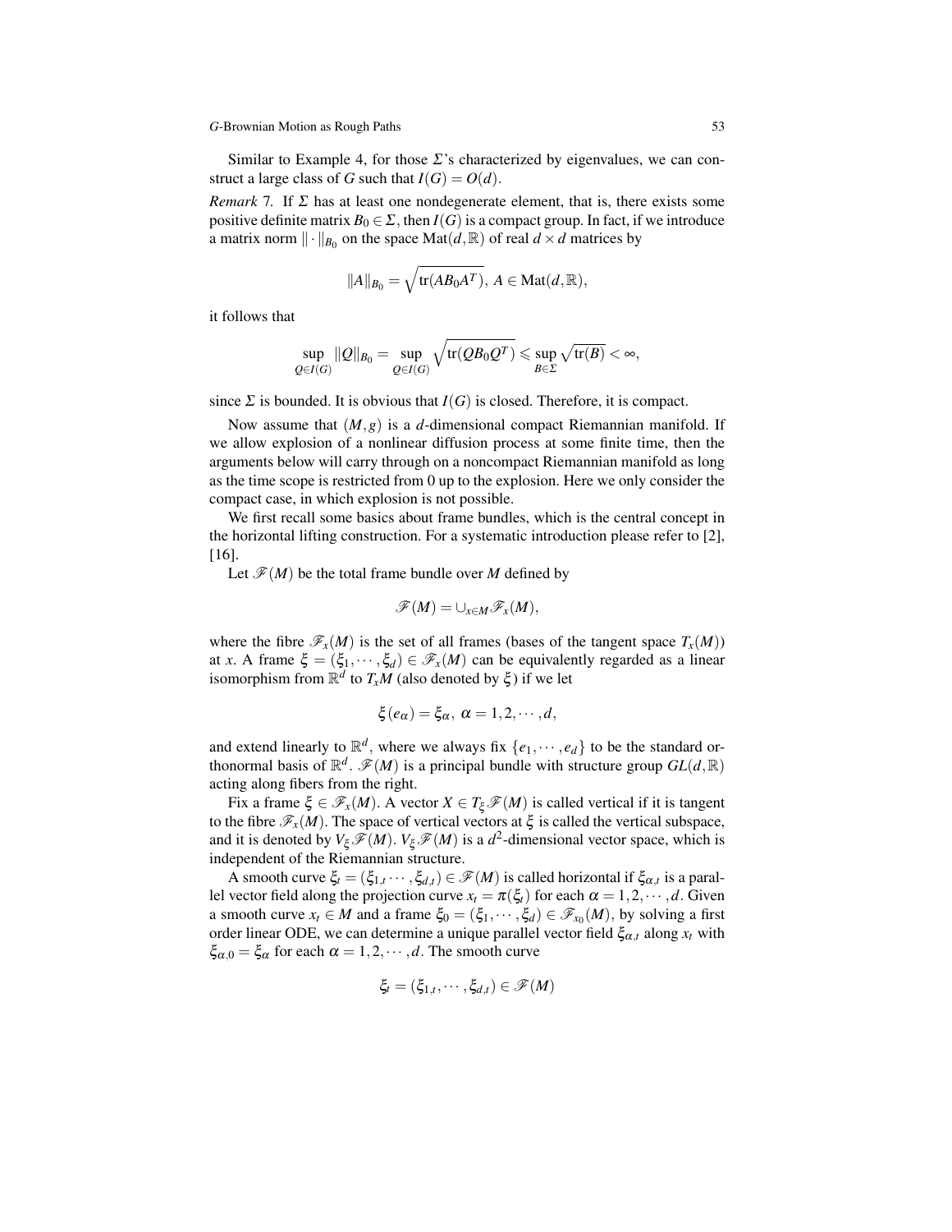Similar to Example 4, for those $\Sigma$'s characterized by eigenvalues, we can construct a large class of $G$ such that $I(G) = O(d)$.

*Remark* 7. If $\Sigma$ has at least one nondegenerate element, that is, there exists some positive definite matrix $B_0 \in \Sigma$, then $I(G)$ is a compact group. In fact, if we introduce a matrix norm $\|\cdot\|_{B_0}$ on the space $\mathrm{Mat}(d,\mathbb{R})$ of real $d \times d$ matrices by

$$\|A\|_{B_0} = \sqrt{\mathrm{tr}(AB_0A^T)},\ A \in \mathrm{Mat}(d,\mathbb{R}),$$

it follows that

$$\sup_{Q\in I(G)} \|Q\|_{B_0} = \sup_{Q\in I(G)} \sqrt{\mathrm{tr}(QB_0Q^T)} \leqslant \sup_{B\in\Sigma} \sqrt{\mathrm{tr}(B)} < \infty,$$

since $\Sigma$ is bounded. It is obvious that $I(G)$ is closed. Therefore, it is compact.

Now assume that $(M,g)$ is a $d$-dimensional compact Riemannian manifold. If we allow explosion of a nonlinear diffusion process at some finite time, then the arguments below will carry through on a noncompact Riemannian manifold as long as the time scope is restricted from 0 up to the explosion. Here we only consider the compact case, in which explosion is not possible.

We first recall some basics about frame bundles, which is the central concept in the horizontal lifting construction. For a systematic introduction please refer to [2], [16].

Let $\mathscr{F}(M)$ be the total frame bundle over $M$ defined by

$$\mathscr{F}(M) = \cup_{x\in M}\mathscr{F}_x(M),$$

where the fibre $\mathscr{F}_x(M)$ is the set of all frames (bases of the tangent space $T_x(M)$) at $x$. A frame $\xi = (\xi_1,\cdots,\xi_d) \in \mathscr{F}_x(M)$ can be equivalently regarded as a linear isomorphism from $\mathbb{R}^d$ to $T_xM$ (also denoted by $\xi$) if we let

$$\xi(e_\alpha) = \xi_\alpha,\ \alpha = 1,2,\cdots,d,$$

and extend linearly to $\mathbb{R}^d$, where we always fix $\{e_1,\cdots,e_d\}$ to be the standard orthonormal basis of $\mathbb{R}^d$. $\mathscr{F}(M)$ is a principal bundle with structure group $GL(d,\mathbb{R})$ acting along fibers from the right.

Fix a frame $\xi \in \mathscr{F}_x(M)$. A vector $X \in T_\xi\mathscr{F}(M)$ is called vertical if it is tangent to the fibre $\mathscr{F}_x(M)$. The space of vertical vectors at $\xi$ is called the vertical subspace, and it is denoted by $V_\xi\mathscr{F}(M)$. $V_\xi\mathscr{F}(M)$ is a $d^2$-dimensional vector space, which is independent of the Riemannian structure.

A smooth curve $\xi_t = (\xi_{1,t}\cdots,\xi_{d,t}) \in \mathscr{F}(M)$ is called horizontal if $\xi_{\alpha,t}$ is a parallel vector field along the projection curve $x_t = \pi(\xi_t)$ for each $\alpha = 1,2,\cdots,d$. Given a smooth curve $x_t \in M$ and a frame $\xi_0 = (\xi_1,\cdots,\xi_d) \in \mathscr{F}_{x_0}(M)$, by solving a first order linear ODE, we can determine a unique parallel vector field $\xi_{\alpha,t}$ along $x_t$ with $\xi_{\alpha,0} = \xi_\alpha$ for each $\alpha = 1,2,\cdots,d$. The smooth curve

$$\xi_t = (\xi_{1,t},\cdots,\xi_{d,t}) \in \mathscr{F}(M)$$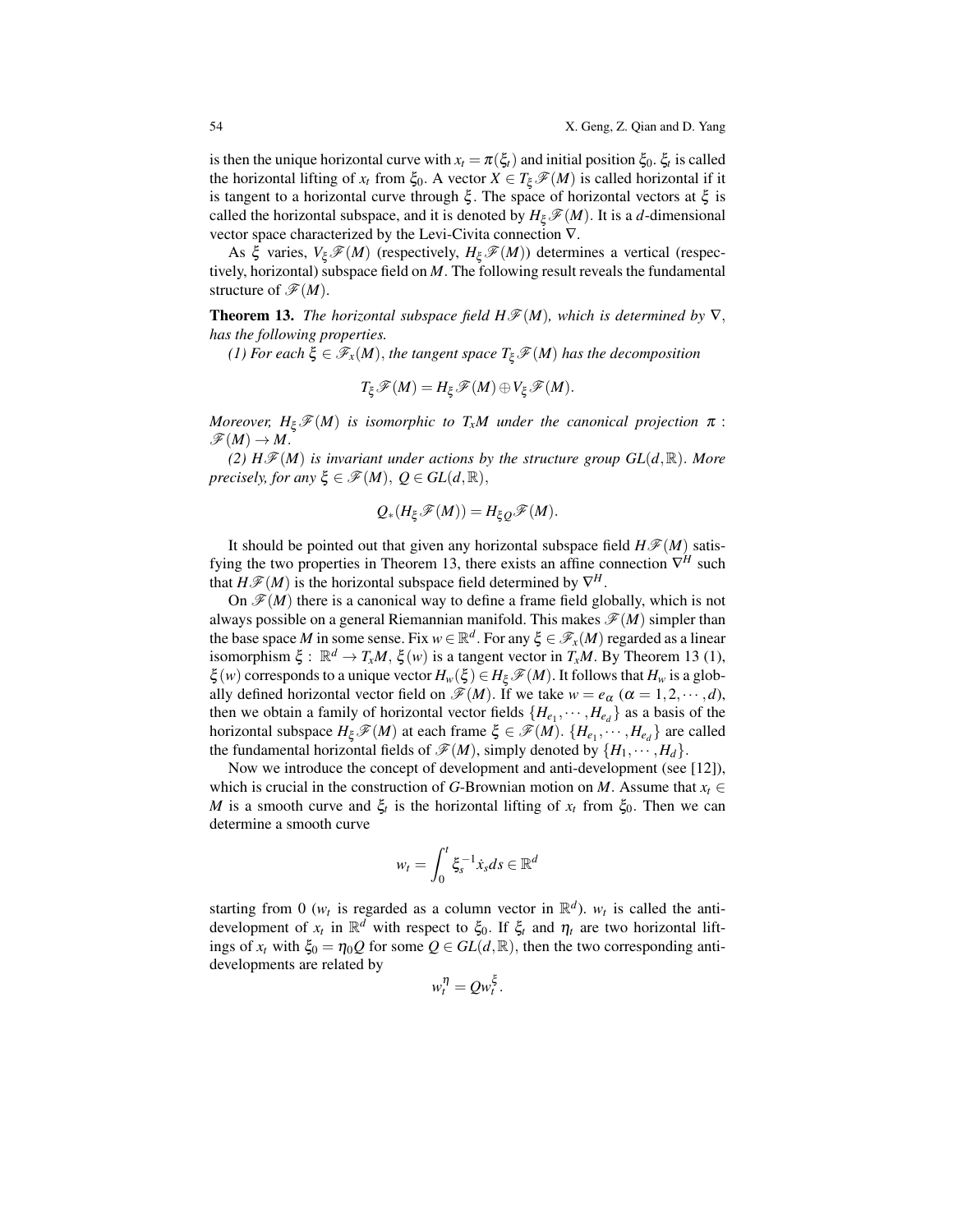is then the unique horizontal curve with $x_t = \pi(\xi_t)$ and initial position $\xi_0$. $\xi_t$ is called the horizontal lifting of $x_t$ from $\xi_0$. A vector $X \in T_\xi \mathscr{F}(M)$ is called horizontal if it is tangent to a horizontal curve through $\xi$. The space of horizontal vectors at $\xi$ is called the horizontal subspace, and it is denoted by $H_\xi \mathscr{F}(M)$. It is a $d$-dimensional vector space characterized by the Levi-Civita connection $\nabla$.

As $\xi$ varies, $V_\xi \mathscr{F}(M)$ (respectively, $H_\xi \mathscr{F}(M)$) determines a vertical (respectively, horizontal) subspace field on $M$. The following result reveals the fundamental structure of $\mathscr{F}(M)$.

**Theorem 13.** *The horizontal subspace field $H\mathscr{F}(M)$, which is determined by $\nabla$, has the following properties.*

*(1) For each $\xi \in \mathscr{F}_x(M)$, the tangent space $T_\xi \mathscr{F}(M)$ has the decomposition*

$$T_\xi \mathscr{F}(M) = H_\xi \mathscr{F}(M) \oplus V_\xi \mathscr{F}(M).$$

*Moreover, $H_\xi \mathscr{F}(M)$ is isomorphic to $T_x M$ under the canonical projection $\pi$ : $\mathscr{F}(M) \to M$.*

*(2) $H\mathscr{F}(M)$ is invariant under actions by the structure group $GL(d,\mathbb{R})$. More precisely, for any $\xi \in \mathscr{F}(M)$, $Q \in GL(d,\mathbb{R})$,*

$$Q_*(H_\xi \mathscr{F}(M)) = H_{\xi Q} \mathscr{F}(M).$$

It should be pointed out that given any horizontal subspace field $H\mathscr{F}(M)$ satisfying the two properties in Theorem 13, there exists an affine connection $\nabla^H$ such that $H\mathscr{F}(M)$ is the horizontal subspace field determined by $\nabla^H$.

On $\mathscr{F}(M)$ there is a canonical way to define a frame field globally, which is not always possible on a general Riemannian manifold. This makes $\mathscr{F}(M)$ simpler than the base space $M$ in some sense. Fix $w \in \mathbb{R}^d$. For any $\xi \in \mathscr{F}_x(M)$ regarded as a linear isomorphism $\xi : \mathbb{R}^d \to T_x M$, $\xi(w)$ is a tangent vector in $T_x M$. By Theorem 13 (1), $\xi(w)$ corresponds to a unique vector $H_w(\xi) \in H_\xi \mathscr{F}(M)$. It follows that $H_w$ is a globally defined horizontal vector field on $\mathscr{F}(M)$. If we take $w = e_\alpha$ ($\alpha = 1, 2, \cdots, d$), then we obtain a family of horizontal vector fields $\{H_{e_1}, \cdots, H_{e_d}\}$ as a basis of the horizontal subspace $H_\xi \mathscr{F}(M)$ at each frame $\xi \in \mathscr{F}(M)$. $\{H_{e_1}, \cdots, H_{e_d}\}$ are called the fundamental horizontal fields of $\mathscr{F}(M)$, simply denoted by $\{H_1, \cdots, H_d\}$.

Now we introduce the concept of development and anti-development (see [12]), which is crucial in the construction of $G$-Brownian motion on $M$. Assume that $x_t \in M$ is a smooth curve and $\xi_t$ is the horizontal lifting of $x_t$ from $\xi_0$. Then we can determine a smooth curve

$$w_t = \int_0^t \xi_s^{-1} \dot{x}_s ds \in \mathbb{R}^d$$

starting from 0 ($w_t$ is regarded as a column vector in $\mathbb{R}^d$). $w_t$ is called the anti-development of $x_t$ in $\mathbb{R}^d$ with respect to $\xi_0$. If $\xi_t$ and $\eta_t$ are two horizontal liftings of $x_t$ with $\xi_0 = \eta_0 Q$ for some $Q \in GL(d,\mathbb{R})$, then the two corresponding anti-developments are related by

$$w_t^\eta = Q w_t^\xi.$$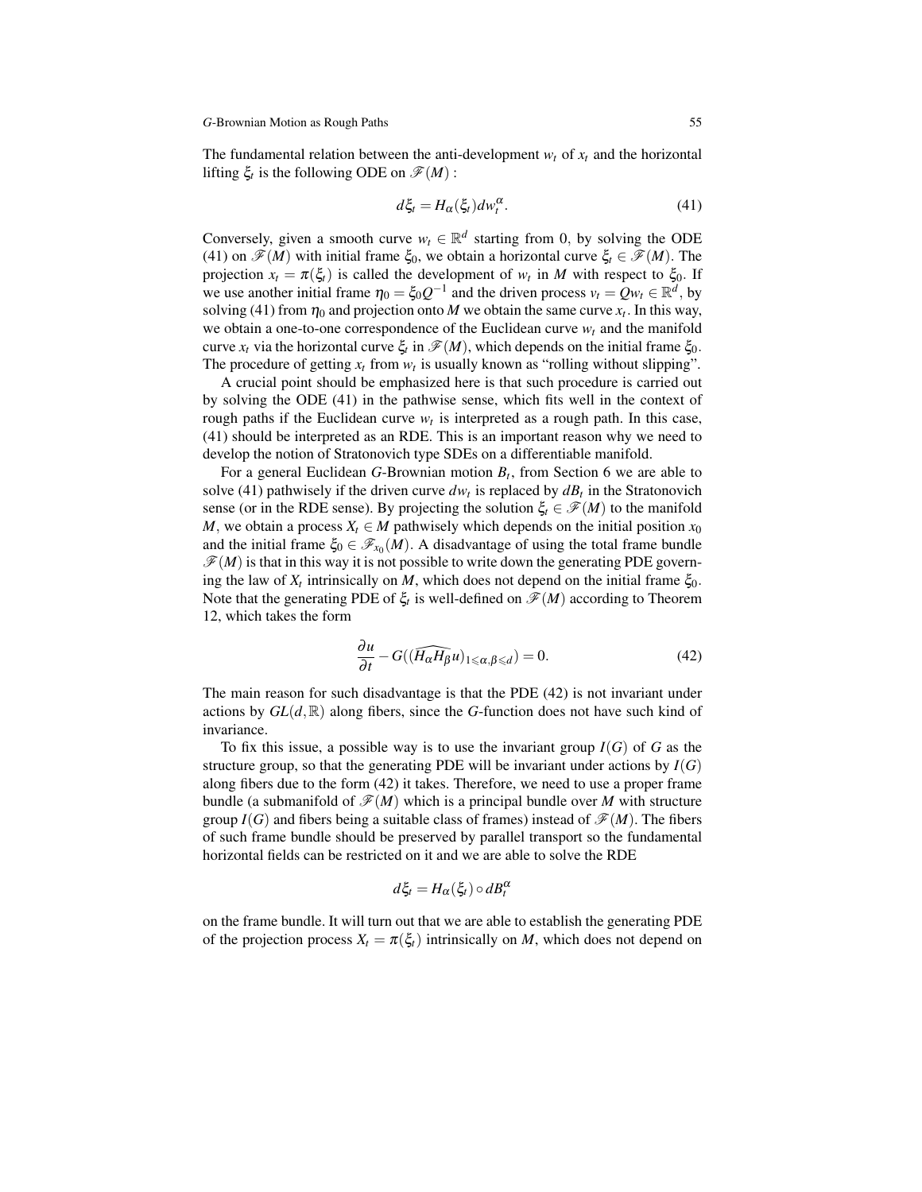The fundamental relation between the anti-development $w_t$ of $x_t$ and the horizontal lifting $\xi_t$ is the following ODE on $\mathscr{F}(M)$ :

$$d\xi_t = H_\alpha(\xi_t)dw_t^\alpha. \tag{41}$$

Conversely, given a smooth curve $w_t \in \mathbb{R}^d$ starting from 0, by solving the ODE (41) on $\mathscr{F}(M)$ with initial frame $\xi_0$, we obtain a horizontal curve $\xi_t \in \mathscr{F}(M)$. The projection $x_t = \pi(\xi_t)$ is called the development of $w_t$ in $M$ with respect to $\xi_0$. If we use another initial frame $\eta_0 = \xi_0 Q^{-1}$ and the driven process $v_t = Qw_t \in \mathbb{R}^d$, by solving (41) from $\eta_0$ and projection onto $M$ we obtain the same curve $x_t$. In this way, we obtain a one-to-one correspondence of the Euclidean curve $w_t$ and the manifold curve $x_t$ via the horizontal curve $\xi_t$ in $\mathscr{F}(M)$, which depends on the initial frame $\xi_0$. The procedure of getting $x_t$ from $w_t$ is usually known as "rolling without slipping".

A crucial point should be emphasized here is that such procedure is carried out by solving the ODE (41) in the pathwise sense, which fits well in the context of rough paths if the Euclidean curve $w_t$ is interpreted as a rough path. In this case, (41) should be interpreted as an RDE. This is an important reason why we need to develop the notion of Stratonovich type SDEs on a differentiable manifold.

For a general Euclidean $G$-Brownian motion $B_t$, from Section 6 we are able to solve (41) pathwisely if the driven curve $dw_t$ is replaced by $dB_t$ in the Stratonovich sense (or in the RDE sense). By projecting the solution $\xi_t \in \mathscr{F}(M)$ to the manifold $M$, we obtain a process $X_t \in M$ pathwisely which depends on the initial position $x_0$ and the initial frame $\xi_0 \in \mathscr{F}_{x_0}(M)$. A disadvantage of using the total frame bundle $\mathscr{F}(M)$ is that in this way it is not possible to write down the generating PDE governing the law of $X_t$ intrinsically on $M$, which does not depend on the initial frame $\xi_0$. Note that the generating PDE of $\xi_t$ is well-defined on $\mathscr{F}(M)$ according to Theorem 12, which takes the form

$$\frac{\partial u}{\partial t} - G((\widehat{H_\alpha H_\beta} u)_{1\leqslant \alpha,\beta\leqslant d}) = 0. \tag{42}$$

The main reason for such disadvantage is that the PDE (42) is not invariant under actions by $GL(d,\mathbb{R})$ along fibers, since the $G$-function does not have such kind of invariance.

To fix this issue, a possible way is to use the invariant group $I(G)$ of $G$ as the structure group, so that the generating PDE will be invariant under actions by $I(G)$ along fibers due to the form (42) it takes. Therefore, we need to use a proper frame bundle (a submanifold of $\mathscr{F}(M)$ which is a principal bundle over $M$ with structure group $I(G)$ and fibers being a suitable class of frames) instead of $\mathscr{F}(M)$. The fibers of such frame bundle should be preserved by parallel transport so the fundamental horizontal fields can be restricted on it and we are able to solve the RDE

$$d\xi_t = H_\alpha(\xi_t) \circ dB_t^\alpha$$

on the frame bundle. It will turn out that we are able to establish the generating PDE of the projection process $X_t = \pi(\xi_t)$ intrinsically on $M$, which does not depend on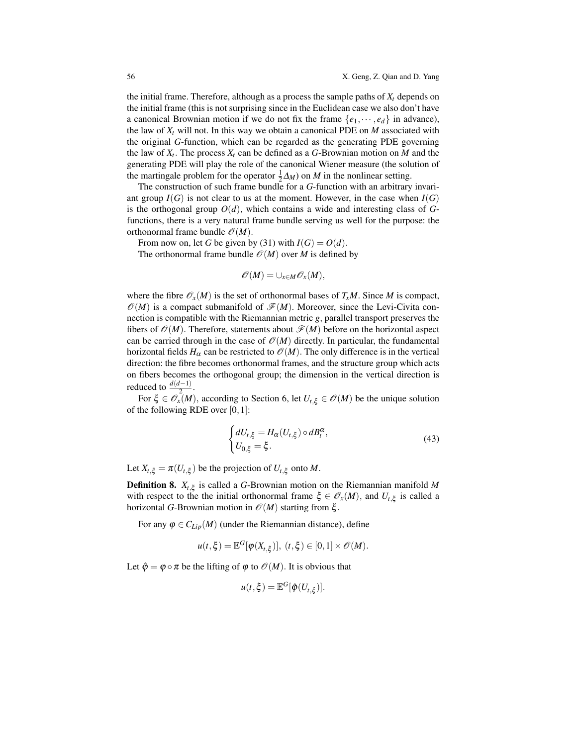the initial frame. Therefore, although as a process the sample paths of $X_t$ depends on the initial frame (this is not surprising since in the Euclidean case we also don't have a canonical Brownian motion if we do not fix the frame $\{e_1, \cdots, e_d\}$ in advance), the law of $X_t$ will not. In this way we obtain a canonical PDE on $M$ associated with the original $G$-function, which can be regarded as the generating PDE governing the law of $X_t$. The process $X_t$ can be defined as a $G$-Brownian motion on $M$ and the generating PDE will play the role of the canonical Wiener measure (the solution of the martingale problem for the operator $\frac{1}{2}\Delta_M$) on $M$ in the nonlinear setting.

The construction of such frame bundle for a $G$-function with an arbitrary invariant group $I(G)$ is not clear to us at the moment. However, in the case when $I(G)$ is the orthogonal group $O(d)$, which contains a wide and interesting class of $G$-functions, there is a very natural frame bundle serving us well for the purpose: the orthonormal frame bundle $\mathscr{O}(M)$.

From now on, let $G$ be given by (31) with $I(G) = O(d)$.

The orthonormal frame bundle $\mathscr{O}(M)$ over $M$ is defined by

$$\mathscr{O}(M) = \cup_{x \in M} \mathscr{O}_x(M),$$

where the fibre $\mathscr{O}_x(M)$ is the set of orthonormal bases of $T_xM$. Since $M$ is compact, $\mathscr{O}(M)$ is a compact submanifold of $\mathscr{F}(M)$. Moreover, since the Levi-Civita connection is compatible with the Riemannian metric $g$, parallel transport preserves the fibers of $\mathscr{O}(M)$. Therefore, statements about $\mathscr{F}(M)$ before on the horizontal aspect can be carried through in the case of $\mathscr{O}(M)$ directly. In particular, the fundamental horizontal fields $H_\alpha$ can be restricted to $\mathscr{O}(M)$. The only difference is in the vertical direction: the fibre becomes orthonormal frames, and the structure group which acts on fibers becomes the orthogonal group; the dimension in the vertical direction is reduced to $\frac{d(d-1)}{2}$.

For $\xi \in \mathscr{O}_x(M)$, according to Section 6, let $U_{t,\xi} \in \mathscr{O}(M)$ be the unique solution of the following RDE over $[0,1]$:

$$\begin{cases} dU_{t,\xi} = H_\alpha(U_{t,\xi}) \circ dB_t^\alpha, \\ U_{0,\xi} = \xi. \end{cases} \tag{43}$$

Let $X_{t,\xi} = \pi(U_{t,\xi})$ be the projection of $U_{t,\xi}$ onto $M$.

**Definition 8.** $X_{t,\xi}$ is called a $G$-Brownian motion on the Riemannian manifold $M$ with respect to the the initial orthonormal frame $\xi \in \mathscr{O}_x(M)$, and $U_{t,\xi}$ is called a horizontal $G$-Brownian motion in $\mathscr{O}(M)$ starting from $\xi$.

For any $\varphi \in C_{Lip}(M)$ (under the Riemannian distance), define

$$u(t,\xi) = \mathbb{E}^G[\varphi(X_{t,\xi})], \; (t,\xi) \in [0,1] \times \mathscr{O}(M).$$

Let $\hat{\varphi} = \varphi \circ \pi$ be the lifting of $\varphi$ to $\mathscr{O}(M)$. It is obvious that

$$u(t,\xi) = \mathbb{E}^G[\hat{\varphi}(U_{t,\xi})].$$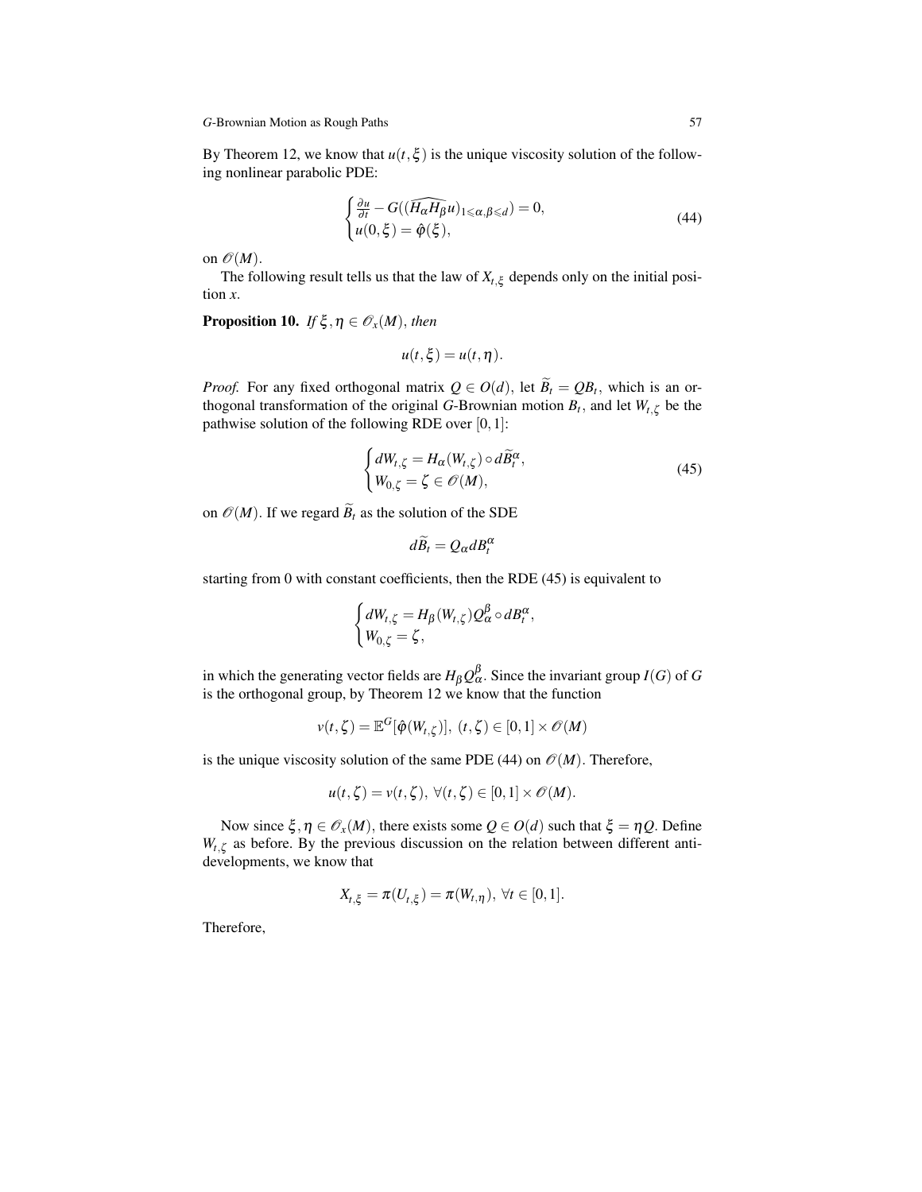By Theorem 12, we know that $u(t,\xi)$ is the unique viscosity solution of the following nonlinear parabolic PDE:

$$
\begin{cases} \frac{\partial u}{\partial t} - G((\widehat{H_\alpha H_\beta} u)_{1\leqslant \alpha,\beta \leqslant d}) = 0, \\ u(0,\xi) = \hat{\varphi}(\xi), \end{cases} \tag{44}
$$

on $\mathscr{O}(M)$.

The following result tells us that the law of $X_{t,\xi}$ depends only on the initial position $x$.

**Proposition 10.** *If $\xi,\eta \in \mathscr{O}_x(M)$, then*

$$
u(t,\xi) = u(t,\eta).
$$

*Proof.* For any fixed orthogonal matrix $Q \in O(d)$, let $\widetilde{B}_t = QB_t$, which is an orthogonal transformation of the original $G$-Brownian motion $B_t$, and let $W_{t,\zeta}$ be the pathwise solution of the following RDE over $[0,1]$:

$$
\begin{cases} dW_{t,\zeta} = H_\alpha(W_{t,\zeta}) \circ d\widetilde{B}_t^\alpha, \\ W_{0,\zeta} = \zeta \in \mathscr{O}(M), \end{cases} \tag{45}
$$

on $\mathscr{O}(M)$. If we regard $\widetilde{B}_t$ as the solution of the SDE

$$
d\widetilde{B}_t = Q_\alpha dB_t^\alpha
$$

starting from 0 with constant coefficients, then the RDE (45) is equivalent to

$$
\begin{cases} dW_{t,\zeta} = H_\beta(W_{t,\zeta}) Q_\alpha^\beta \circ dB_t^\alpha, \\ W_{0,\zeta} = \zeta, \end{cases}
$$

in which the generating vector fields are $H_\beta Q_\alpha^\beta$. Since the invariant group $I(G)$ of $G$ is the orthogonal group, by Theorem 12 we know that the function

$$
v(t,\zeta) = \mathbb{E}^G[\hat{\varphi}(W_{t,\zeta})],\ (t,\zeta) \in [0,1] \times \mathscr{O}(M)
$$

is the unique viscosity solution of the same PDE (44) on $\mathscr{O}(M)$. Therefore,

$$
u(t,\zeta) = v(t,\zeta),\ \forall (t,\zeta) \in [0,1] \times \mathscr{O}(M).
$$

Now since $\xi,\eta \in \mathscr{O}_x(M)$, there exists some $Q \in O(d)$ such that $\xi = \eta Q$. Define $W_{t,\zeta}$ as before. By the previous discussion on the relation between different anti-developments, we know that

$$
X_{t,\xi} = \pi(U_{t,\xi}) = \pi(W_{t,\eta}),\ \forall t \in [0,1].
$$

Therefore,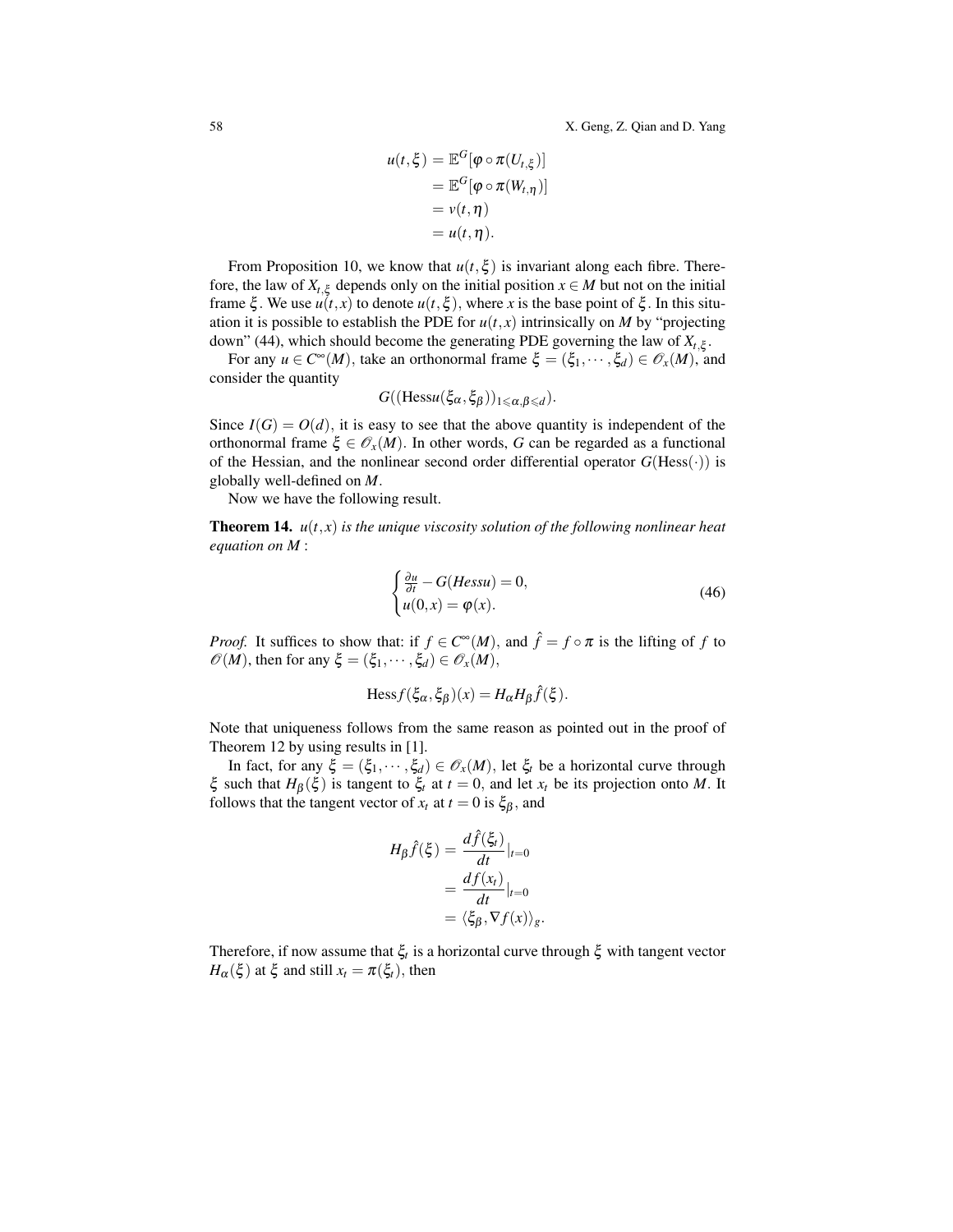$$
\begin{aligned}
u(t,\xi) &= \mathbb{E}^G[\varphi\circ\pi(U_{t,\xi})] \\
&= \mathbb{E}^G[\varphi\circ\pi(W_{t,\eta})] \\
&= v(t,\eta) \\
&= u(t,\eta).
\end{aligned}
$$

From Proposition 10, we know that $u(t,\xi)$ is invariant along each fibre. Therefore, the law of $X_{t,\xi}$ depends only on the initial position $x\in M$ but not on the initial frame $\xi$. We use $u(t,x)$ to denote $u(t,\xi)$, where $x$ is the base point of $\xi$. In this situation it is possible to establish the PDE for $u(t,x)$ intrinsically on $M$ by "projecting down" (44), which should become the generating PDE governing the law of $X_{t,\xi}$.

For any $u\in C^\infty(M)$, take an orthonormal frame $\xi=(\xi_1,\cdots,\xi_d)\in\mathscr{O}_x(M)$, and consider the quantity

$$
G((\mathrm{Hess}u(\xi_\alpha,\xi_\beta))_{1\leqslant\alpha,\beta\leqslant d}).
$$

Since $I(G)=O(d)$, it is easy to see that the above quantity is independent of the orthonormal frame $\xi\in\mathscr{O}_x(M)$. In other words, $G$ can be regarded as a functional of the Hessian, and the nonlinear second order differential operator $G(\mathrm{Hess}(\cdot))$ is globally well-defined on $M$.

Now we have the following result.

**Theorem 14.** *$u(t,x)$ is the unique viscosity solution of the following nonlinear heat equation on $M$ :*

$$
\begin{cases}
\frac{\partial u}{\partial t}-G(\mathit{Hess}u)=0,\\
u(0,x)=\varphi(x).
\end{cases}
\tag{46}
$$

*Proof.* It suffices to show that: if $f\in C^\infty(M)$, and $\hat{f}=f\circ\pi$ is the lifting of $f$ to $\mathscr{O}(M)$, then for any $\xi=(\xi_1,\cdots,\xi_d)\in\mathscr{O}_x(M)$,

$$
\mathrm{Hess}f(\xi_\alpha,\xi_\beta)(x)=H_\alpha H_\beta\hat{f}(\xi).
$$

Note that uniqueness follows from the same reason as pointed out in the proof of Theorem 12 by using results in [1].

In fact, for any $\xi=(\xi_1,\cdots,\xi_d)\in\mathscr{O}_x(M)$, let $\xi_t$ be a horizontal curve through $\xi$ such that $H_\beta(\xi)$ is tangent to $\xi_t$ at $t=0$, and let $x_t$ be its projection onto $M$. It follows that the tangent vector of $x_t$ at $t=0$ is $\xi_\beta$, and

$$
\begin{aligned}
H_\beta\hat{f}(\xi) &= \frac{d\hat{f}(\xi_t)}{dt}|_{t=0} \\
&= \frac{df(x_t)}{dt}|_{t=0} \\
&= \langle\xi_\beta,\nabla f(x)\rangle_g.
\end{aligned}
$$

Therefore, if now assume that $\xi_t$ is a horizontal curve through $\xi$ with tangent vector $H_\alpha(\xi)$ at $\xi$ and still $x_t=\pi(\xi_t)$, then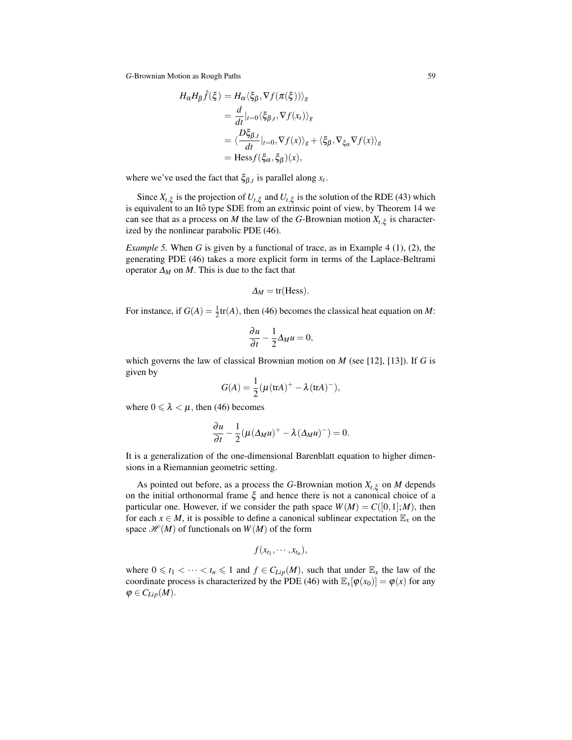$$
\begin{aligned}
H_\alpha H_\beta \hat{f}(\xi) &= H_\alpha \langle \xi_\beta, \nabla f(\pi(\xi)) \rangle_g \\
&= \frac{d}{dt}|_{t=0} \langle \xi_{\beta,t}, \nabla f(x_t) \rangle_g \\
&= \langle \frac{D\xi_{\beta,t}}{dt}|_{t=0}, \nabla f(x) \rangle_g + \langle \xi_\beta, \nabla_{\xi_\alpha} \nabla f(x) \rangle_g \\
&= \mathrm{Hess} f(\xi_\alpha, \xi_\beta)(x),
\end{aligned}
$$

where we've used the fact that $\xi_{\beta,t}$ is parallel along $x_t$.

Since $X_{t,\xi}$ is the projection of $U_{t,\xi}$ and $U_{t,\xi}$ is the solution of the RDE (43) which is equivalent to an Itô type SDE from an extrinsic point of view, by Theorem 14 we can see that as a process on $M$ the law of the $G$-Brownian motion $X_{t,\xi}$ is characterized by the nonlinear parabolic PDE (46).

*Example 5.* When $G$ is given by a functional of trace, as in Example 4 (1), (2), the generating PDE (46) takes a more explicit form in terms of the Laplace-Beltrami operator $\Delta_M$ on $M$. This is due to the fact that

$$
\Delta_M = \mathrm{tr}(\mathrm{Hess}).
$$

For instance, if $G(A) = \frac{1}{2}\mathrm{tr}(A)$, then (46) becomes the classical heat equation on $M$:

$$
\frac{\partial u}{\partial t} - \frac{1}{2}\Delta_M u = 0,
$$

which governs the law of classical Brownian motion on $M$ (see [12], [13]). If $G$ is given by

$$
G(A) = \frac{1}{2}(\mu(\mathrm{tr}A)^+ - \lambda(\mathrm{tr}A)^-),
$$

where $0 \leqslant \lambda < \mu$, then (46) becomes

$$
\frac{\partial u}{\partial t} - \frac{1}{2}(\mu(\Delta_M u)^+ - \lambda(\Delta_M u)^-) = 0.
$$

It is a generalization of the one-dimensional Barenblatt equation to higher dimensions in a Riemannian geometric setting.

As pointed out before, as a process the $G$-Brownian motion $X_{t,\xi}$ on $M$ depends on the initial orthonormal frame $\xi$ and hence there is not a canonical choice of a particular one. However, if we consider the path space $W(M) = C([0,1];M)$, then for each $x \in M$, it is possible to define a canonical sublinear expectation $\mathbb{E}_x$ on the space $\mathscr{H}(M)$ of functionals on $W(M)$ of the form

$$
f(x_{t_1}, \cdots, x_{t_n}),
$$

where $0 \leqslant t_1 < \cdots < t_n \leqslant 1$ and $f \in C_{Lip}(M)$, such that under $\mathbb{E}_x$ the law of the coordinate process is characterized by the PDE (46) with $\mathbb{E}_x[\varphi(x_0)] = \varphi(x)$ for any $\varphi \in C_{Lip}(M)$.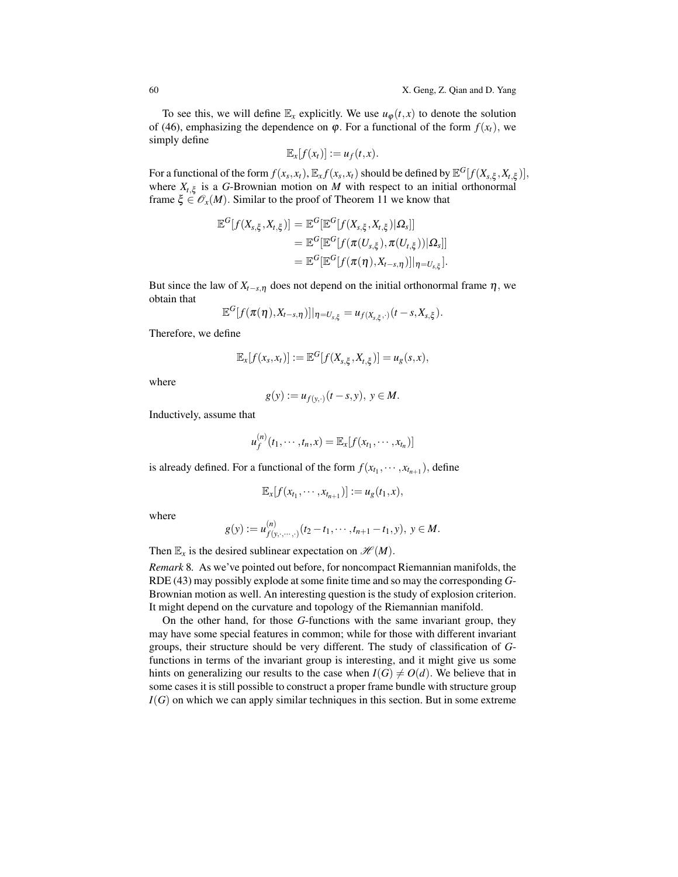To see this, we will define $\mathbb{E}_x$ explicitly. We use $u_\varphi(t,x)$ to denote the solution of (46), emphasizing the dependence on $\varphi$. For a functional of the form $f(x_t)$, we simply define

$$\mathbb{E}_x[f(x_t)] := u_f(t,x).$$

For a functional of the form $f(x_s,x_t)$, $\mathbb{E}_x f(x_s,x_t)$ should be defined by $\mathbb{E}^G[f(X_{s,\xi},X_{t,\xi})]$, where $X_{t,\xi}$ is a $G$-Brownian motion on $M$ with respect to an initial orthonormal frame $\xi \in \mathscr{O}_x(M)$. Similar to the proof of Theorem 11 we know that

$$\begin{aligned}
\mathbb{E}^G[f(X_{s,\xi},X_{t,\xi})] &= \mathbb{E}^G[\mathbb{E}^G[f(X_{s,\xi},X_{t,\xi})|\Omega_s]] \\
&= \mathbb{E}^G[\mathbb{E}^G[f(\pi(U_{s,\xi}),\pi(U_{t,\xi}))|\Omega_s]] \\
&= \mathbb{E}^G[\mathbb{E}^G[f(\pi(\eta),X_{t-s,\eta})]|_{\eta=U_{s,\xi}}].
\end{aligned}$$

But since the law of $X_{t-s,\eta}$ does not depend on the initial orthonormal frame $\eta$, we obtain that

$$\mathbb{E}^G[f(\pi(\eta),X_{t-s,\eta})]|_{\eta=U_{s,\xi}} = u_{f(X_{s,\xi},\cdot)}(t-s,X_{s,\xi}).$$

Therefore, we define

$$\mathbb{E}_x[f(x_s,x_t)] := \mathbb{E}^G[f(X_{s,\xi},X_{t,\xi})] = u_g(s,x),$$

where

$$g(y) := u_{f(y,\cdot)}(t-s,y),\ y \in M.$$

Inductively, assume that

$$u_f^{(n)}(t_1,\cdots,t_n,x) = \mathbb{E}_x[f(x_{t_1},\cdots,x_{t_n})]$$

is already defined. For a functional of the form $f(x_{t_1},\cdots,x_{t_{n+1}})$, define

$$\mathbb{E}_x[f(x_{t_1},\cdots,x_{t_{n+1}})] := u_g(t_1,x),$$

where

$$g(y) := u^{(n)}_{f(y,\cdot,\cdots,\cdot)}(t_2-t_1,\cdots,t_{n+1}-t_1,y),\ y \in M.$$

Then $\mathbb{E}_x$ is the desired sublinear expectation on $\mathscr{H}(M)$.

*Remark* 8. As we've pointed out before, for noncompact Riemannian manifolds, the RDE (43) may possibly explode at some finite time and so may the corresponding $G$-Brownian motion as well. An interesting question is the study of explosion criterion. It might depend on the curvature and topology of the Riemannian manifold.

On the other hand, for those $G$-functions with the same invariant group, they may have some special features in common; while for those with different invariant groups, their structure should be very different. The study of classification of $G$-functions in terms of the invariant group is interesting, and it might give us some hints on generalizing our results to the case when $I(G) \neq O(d)$. We believe that in some cases it is still possible to construct a proper frame bundle with structure group $I(G)$ on which we can apply similar techniques in this section. But in some extreme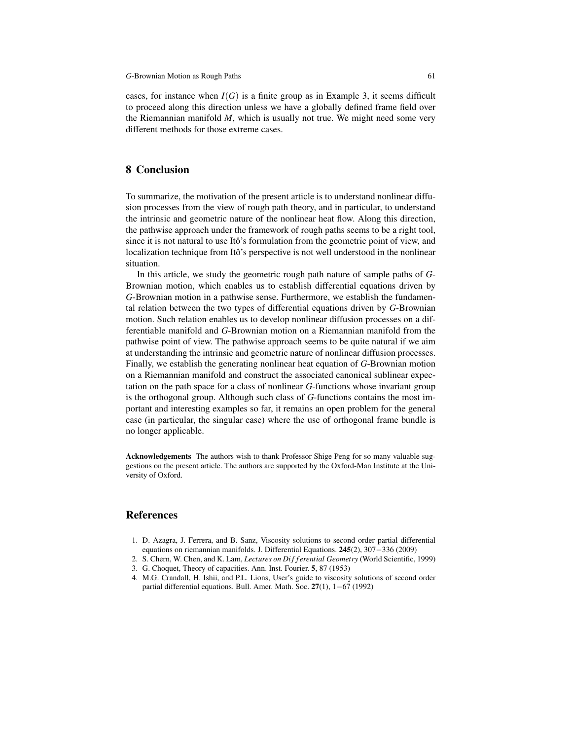cases, for instance when $I(G)$ is a finite group as in Example 3, it seems difficult to proceed along this direction unless we have a globally defined frame field over the Riemannian manifold $M$, which is usually not true. We might need some very different methods for those extreme cases.

## 8 Conclusion

To summarize, the motivation of the present article is to understand nonlinear diffusion processes from the view of rough path theory, and in particular, to understand the intrinsic and geometric nature of the nonlinear heat flow. Along this direction, the pathwise approach under the framework of rough paths seems to be a right tool, since it is not natural to use Itô's formulation from the geometric point of view, and localization technique from Itô's perspective is not well understood in the nonlinear situation.

In this article, we study the geometric rough path nature of sample paths of $G$-Brownian motion, which enables us to establish differential equations driven by $G$-Brownian motion in a pathwise sense. Furthermore, we establish the fundamental relation between the two types of differential equations driven by $G$-Brownian motion. Such relation enables us to develop nonlinear diffusion processes on a differentiable manifold and $G$-Brownian motion on a Riemannian manifold from the pathwise point of view. The pathwise approach seems to be quite natural if we aim at understanding the intrinsic and geometric nature of nonlinear diffusion processes. Finally, we establish the generating nonlinear heat equation of $G$-Brownian motion on a Riemannian manifold and construct the associated canonical sublinear expectation on the path space for a class of nonlinear $G$-functions whose invariant group is the orthogonal group. Although such class of $G$-functions contains the most important and interesting examples so far, it remains an open problem for the general case (in particular, the singular case) where the use of orthogonal frame bundle is no longer applicable.

**Acknowledgements** The authors wish to thank Professor Shige Peng for so many valuable suggestions on the present article. The authors are supported by the Oxford-Man Institute at the University of Oxford.

## References

1. D. Azagra, J. Ferrera, and B. Sanz, Viscosity solutions to second order partial differential equations on riemannian manifolds. J. Differential Equations. **245**(2), 307−336 (2009)
2. S. Chern, W. Chen, and K. Lam, *Lectures on Differential Geometry* (World Scientific, 1999)
3. G. Choquet, Theory of capacities. Ann. Inst. Fourier. **5**, 87 (1953)
4. M.G. Crandall, H. Ishii, and P.L. Lions, User's guide to viscosity solutions of second order partial differential equations. Bull. Amer. Math. Soc. **27**(1), 1−67 (1992)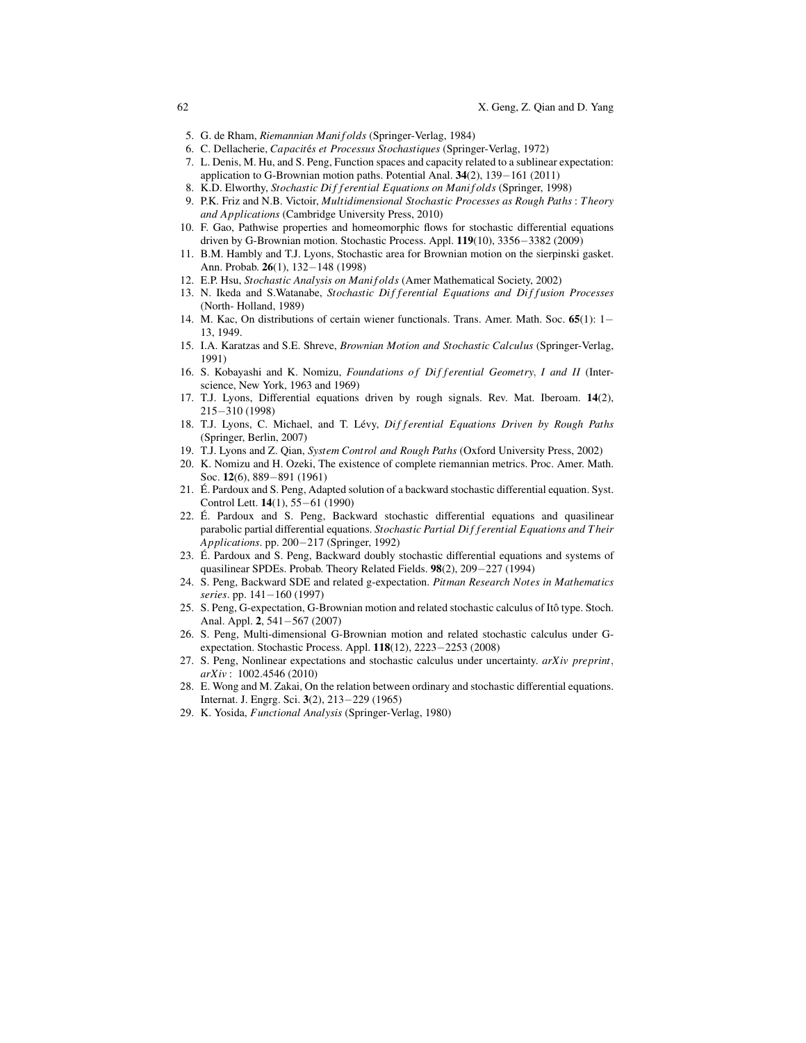5. G. de Rham, *Riemannian Manifolds* (Springer-Verlag, 1984)
6. C. Dellacherie, *Capacités et Processus Stochastiques* (Springer-Verlag, 1972)
7. L. Denis, M. Hu, and S. Peng, Function spaces and capacity related to a sublinear expectation: application to G-Brownian motion paths. Potential Anal. **34**(2), 139−161 (2011)
8. K.D. Elworthy, *Stochastic Differential Equations on Manifolds* (Springer, 1998)
9. P.K. Friz and N.B. Victoir, *Multidimensional Stochastic Processes as Rough Paths : Theory and Applications* (Cambridge University Press, 2010)
10. F. Gao, Pathwise properties and homeomorphic flows for stochastic differential equations driven by G-Brownian motion. Stochastic Process. Appl. **119**(10), 3356−3382 (2009)
11. B.M. Hambly and T.J. Lyons, Stochastic area for Brownian motion on the sierpinski gasket. Ann. Probab. **26**(1), 132−148 (1998)
12. E.P. Hsu, *Stochastic Analysis on Manifolds* (Amer Mathematical Society, 2002)
13. N. Ikeda and S.Watanabe, *Stochastic Differential Equations and Diffusion Processes* (North- Holland, 1989)
14. M. Kac, On distributions of certain wiener functionals. Trans. Amer. Math. Soc. **65**(1): 1−13, 1949.
15. I.A. Karatzas and S.E. Shreve, *Brownian Motion and Stochastic Calculus* (Springer-Verlag, 1991)
16. S. Kobayashi and K. Nomizu, *Foundations of Differential Geometry, I and II* (Interscience, New York, 1963 and 1969)
17. T.J. Lyons, Differential equations driven by rough signals. Rev. Mat. Iberoam. **14**(2), 215−310 (1998)
18. T.J. Lyons, C. Michael, and T. Lévy, *Differential Equations Driven by Rough Paths* (Springer, Berlin, 2007)
19. T.J. Lyons and Z. Qian, *System Control and Rough Paths* (Oxford University Press, 2002)
20. K. Nomizu and H. Ozeki, The existence of complete riemannian metrics. Proc. Amer. Math. Soc. **12**(6), 889−891 (1961)
21. É. Pardoux and S. Peng, Adapted solution of a backward stochastic differential equation. Syst. Control Lett. **14**(1), 55−61 (1990)
22. É. Pardoux and S. Peng, Backward stochastic differential equations and quasilinear parabolic partial differential equations. *Stochastic Partial Differential Equations and Their Applications*. pp. 200−217 (Springer, 1992)
23. É. Pardoux and S. Peng, Backward doubly stochastic differential equations and systems of quasilinear SPDEs. Probab. Theory Related Fields. **98**(2), 209−227 (1994)
24. S. Peng, Backward SDE and related g-expectation. *Pitman Research Notes in Mathematics series*. pp. 141−160 (1997)
25. S. Peng, G-expectation, G-Brownian motion and related stochastic calculus of Itô type. Stoch. Anal. Appl. **2**, 541−567 (2007)
26. S. Peng, Multi-dimensional G-Brownian motion and related stochastic calculus under G-expectation. Stochastic Process. Appl. **118**(12), 2223−2253 (2008)
27. S. Peng, Nonlinear expectations and stochastic calculus under uncertainty. *arXiv preprint, arXiv* : 1002.4546 (2010)
28. E. Wong and M. Zakai, On the relation between ordinary and stochastic differential equations. Internat. J. Engrg. Sci. **3**(2), 213−229 (1965)
29. K. Yosida, *Functional Analysis* (Springer-Verlag, 1980)